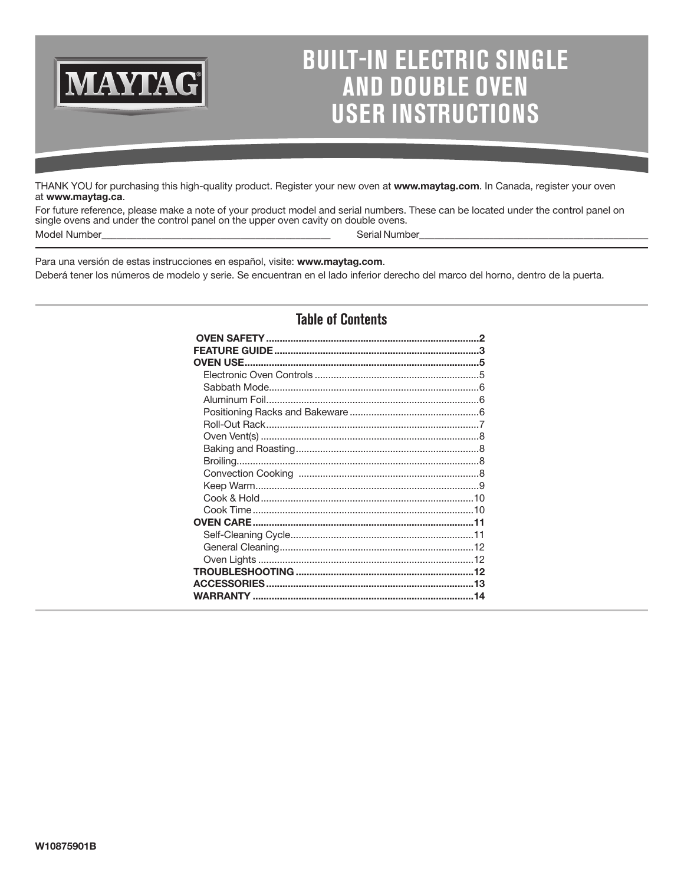MAYTAG

# BUILT-IN ELECTRIC SINGLE AND DOUBLE OVEN USER INSTRUCTIONS

THANK YOU for purchasing this high-quality product. Register your new oven at **www.maytag.com**. In Canada, register your oven at **www.maytag.ca**.

For future reference, please make a note of your product model and serial numbers. These can be located under the control panel on single ovens and under the control panel on the upper oven cavity on double ovens.

Model Number_______________________________________________ Serial Number_______________________________________________

Para una versión de estas instrucciones en español, visite: **www.maytag.com**.

Deberá tener los números de modelo y serie. Se encuentran en el lado inferior derecho del marco del horno, dentro de la puerta.

## Table of Contents

**OVEN SAFETY**.....2
**FEATURE GUIDE**.....3
**OVEN USE**.....5
- Electronic Oven Controls.....5
- Sabbath Mode.....6
- Aluminum Foil.....6
- Positioning Racks and Bakeware.....6
- Roll-Out Rack.....7
- Oven Vent(s).....8
- Baking and Roasting.....8
- Broiling.....8
- Convection Cooking.....8
- Keep Warm.....9
- Cook & Hold.....10
- Cook Time.....10

**OVEN CARE**.....11
- Self-Cleaning Cycle.....11
- General Cleaning.....12
- Oven Lights.....12

**TROUBLESHOOTING**.....12
**ACCESSORIES**.....13
**WARRANTY**.....14

W10875901B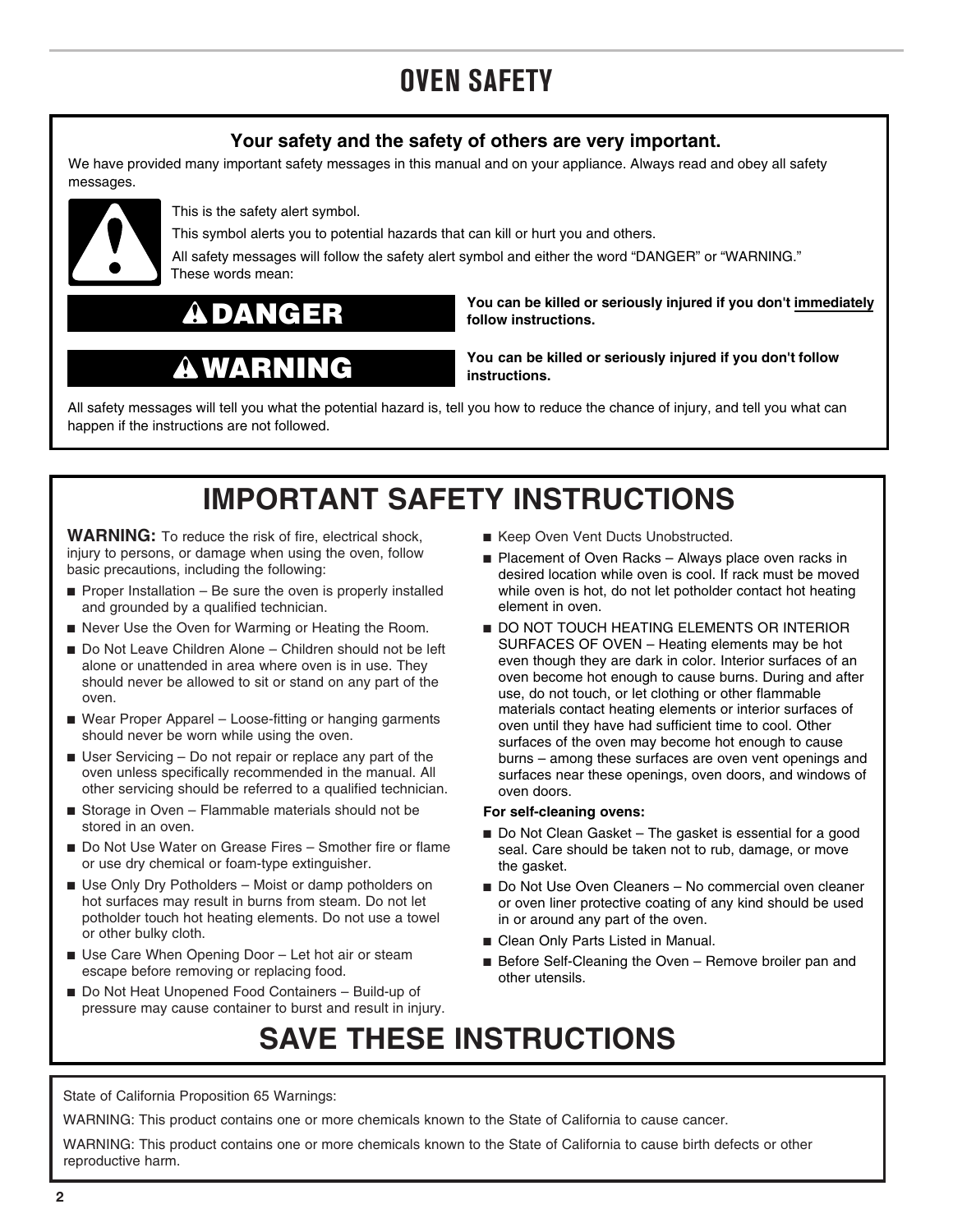# OVEN SAFETY

**Your safety and the safety of others are very important.**

We have provided many important safety messages in this manual and on your appliance. Always read and obey all safety messages.

This is the safety alert symbol.

This symbol alerts you to potential hazards that can kill or hurt you and others.

All safety messages will follow the safety alert symbol and either the word “DANGER” or “WARNING.” These words mean:

**DANGER** — **You can be killed or seriously injured if you don't immediately follow instructions.**

**WARNING** — **You can be killed or seriously injured if you don't follow instructions.**

All safety messages will tell you what the potential hazard is, tell you how to reduce the chance of injury, and tell you what can happen if the instructions are not followed.

## IMPORTANT SAFETY INSTRUCTIONS

**WARNING:** To reduce the risk of fire, electrical shock, injury to persons, or damage when using the oven, follow basic precautions, including the following:

- Proper Installation – Be sure the oven is properly installed and grounded by a qualified technician.
- Never Use the Oven for Warming or Heating the Room.
- Do Not Leave Children Alone – Children should not be left alone or unattended in area where oven is in use. They should never be allowed to sit or stand on any part of the oven.
- Wear Proper Apparel – Loose-fitting or hanging garments should never be worn while using the oven.
- User Servicing – Do not repair or replace any part of the oven unless specifically recommended in the manual. All other servicing should be referred to a qualified technician.
- Storage in Oven – Flammable materials should not be stored in an oven.
- Do Not Use Water on Grease Fires – Smother fire or flame or use dry chemical or foam-type extinguisher.
- Use Only Dry Potholders – Moist or damp potholders on hot surfaces may result in burns from steam. Do not let potholder touch hot heating elements. Do not use a towel or other bulky cloth.
- Use Care When Opening Door – Let hot air or steam escape before removing or replacing food.
- Do Not Heat Unopened Food Containers – Build-up of pressure may cause container to burst and result in injury.
- Keep Oven Vent Ducts Unobstructed.
- Placement of Oven Racks – Always place oven racks in desired location while oven is cool. If rack must be moved while oven is hot, do not let potholder contact hot heating element in oven.
- DO NOT TOUCH HEATING ELEMENTS OR INTERIOR SURFACES OF OVEN – Heating elements may be hot even though they are dark in color. Interior surfaces of an oven become hot enough to cause burns. During and after use, do not touch, or let clothing or other flammable materials contact heating elements or interior surfaces of oven until they have had sufficient time to cool. Other surfaces of the oven may become hot enough to cause burns – among these surfaces are oven vent openings and surfaces near these openings, oven doors, and windows of oven doors.

**For self-cleaning ovens:**

- Do Not Clean Gasket – The gasket is essential for a good seal. Care should be taken not to rub, damage, or move the gasket.
- Do Not Use Oven Cleaners – No commercial oven cleaner or oven liner protective coating of any kind should be used in or around any part of the oven.
- Clean Only Parts Listed in Manual.
- Before Self-Cleaning the Oven – Remove broiler pan and other utensils.

## SAVE THESE INSTRUCTIONS

State of California Proposition 65 Warnings:

WARNING: This product contains one or more chemicals known to the State of California to cause cancer.

WARNING: This product contains one or more chemicals known to the State of California to cause birth defects or other reproductive harm.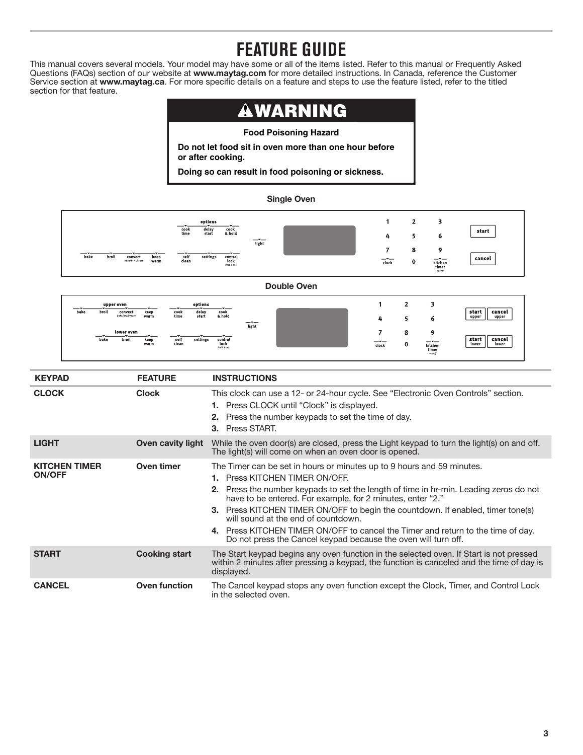# FEATURE GUIDE

This manual covers several models. Your model may have some or all of the items listed. Refer to this manual or Frequently Asked Questions (FAQs) section of our website at **www.maytag.com** for more detailed instructions. In Canada, reference the Customer Service section at **www.maytag.ca**. For more specific details on a feature and steps to use the feature listed, refer to the titled section for that feature.

## ⚠WARNING

**Food Poisoning Hazard**

**Do not let food sit in oven more than one hour before or after cooking.**

**Doing so can result in food poisoning or sickness.**

**Single Oven**

**Double Oven**

| KEYPAD | FEATURE | INSTRUCTIONS |
|---|---|---|
| **CLOCK** | **Clock** | This clock can use a 12- or 24-hour cycle. See “Electronic Oven Controls” section.<br>**1.** Press CLOCK until “Clock” is displayed.<br>**2.** Press the number keypads to set the time of day.<br>**3.** Press START. |
| **LIGHT** | **Oven cavity light** | While the oven door(s) are closed, press the Light keypad to turn the light(s) on and off. The light(s) will come on when an oven door is opened. |
| **KITCHEN TIMER ON/OFF** | **Oven timer** | The Timer can be set in hours or minutes up to 9 hours and 59 minutes.<br>**1.** Press KITCHEN TIMER ON/OFF.<br>**2.** Press the number keypads to set the length of time in hr-min. Leading zeros do not have to be entered. For example, for 2 minutes, enter “2.”<br>**3.** Press KITCHEN TIMER ON/OFF to begin the countdown. If enabled, timer tone(s) will sound at the end of countdown.<br>**4.** Press KITCHEN TIMER ON/OFF to cancel the Timer and return to the time of day. Do not press the Cancel keypad because the oven will turn off. |
| **START** | **Cooking start** | The Start keypad begins any oven function in the selected oven. If Start is not pressed within 2 minutes after pressing a keypad, the function is canceled and the time of day is displayed. |
| **CANCEL** | **Oven function** | The Cancel keypad stops any oven function except the Clock, Timer, and Control Lock in the selected oven. |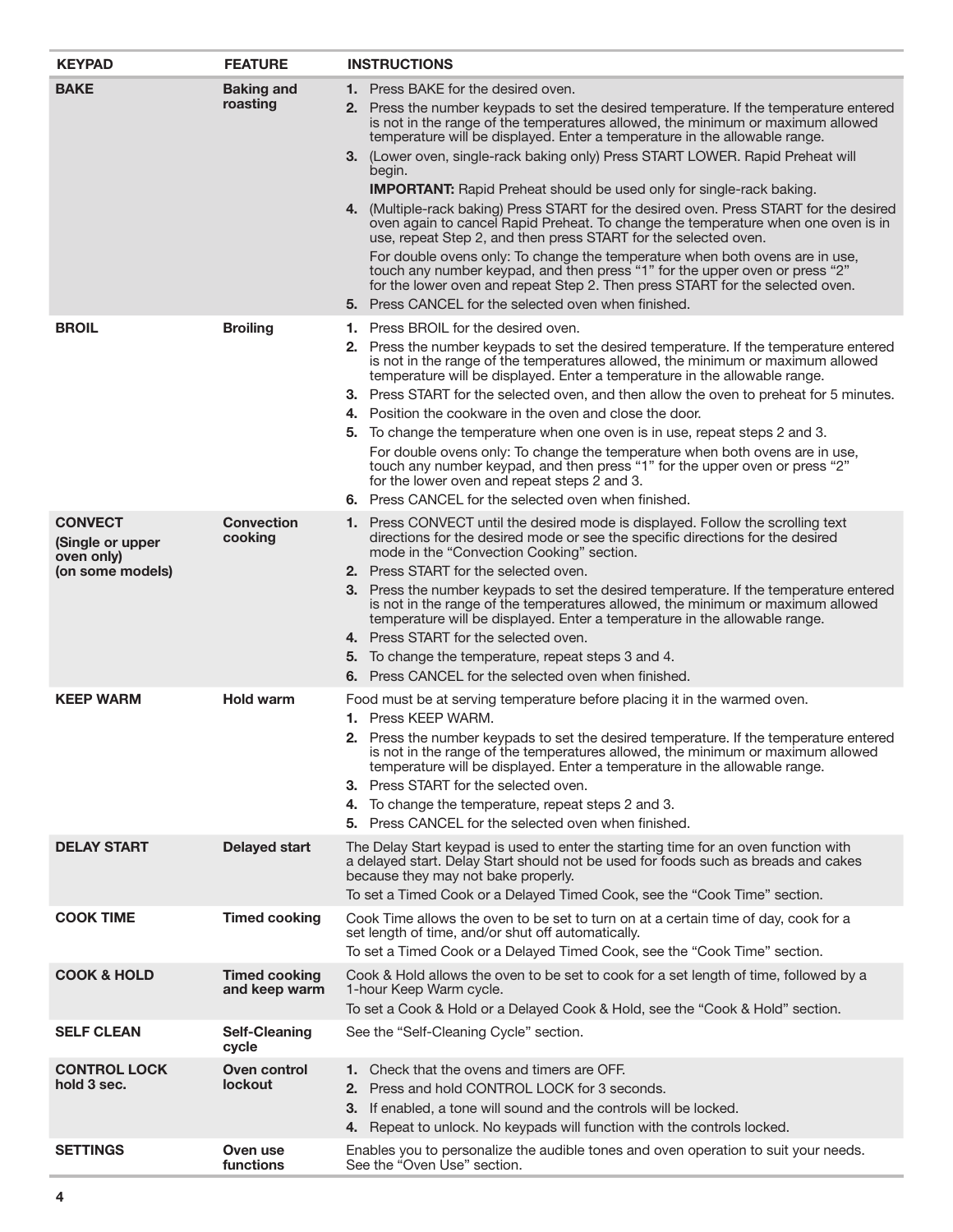| KEYPAD | FEATURE | INSTRUCTIONS |
|---|---|---|
| **BAKE** | **Baking and roasting** | **1.** Press BAKE for the desired oven.<br>**2.** Press the number keypads to set the desired temperature. If the temperature entered is not in the range of the temperatures allowed, the minimum or maximum allowed temperature will be displayed. Enter a temperature in the allowable range.<br>**3.** (Lower oven, single-rack baking only) Press START LOWER. Rapid Preheat will begin.<br>**IMPORTANT:** Rapid Preheat should be used only for single-rack baking.<br>**4.** (Multiple-rack baking) Press START for the desired oven. Press START for the desired oven again to cancel Rapid Preheat. To change the temperature when one oven is in use, repeat Step 2, and then press START for the selected oven.<br>For double ovens only: To change the temperature when both ovens are in use, touch any number keypad, and then press "1" for the upper oven or press "2" for the lower oven and repeat Step 2. Then press START for the selected oven.<br>**5.** Press CANCEL for the selected oven when finished. |
| **BROIL** | **Broiling** | **1.** Press BROIL for the desired oven.<br>**2.** Press the number keypads to set the desired temperature. If the temperature entered is not in the range of the temperatures allowed, the minimum or maximum allowed temperature will be displayed. Enter a temperature in the allowable range.<br>**3.** Press START for the selected oven, and then allow the oven to preheat for 5 minutes.<br>**4.** Position the cookware in the oven and close the door.<br>**5.** To change the temperature when one oven is in use, repeat steps 2 and 3.<br>For double ovens only: To change the temperature when both ovens are in use, touch any number keypad, and then press "1" for the upper oven or press "2" for the lower oven and repeat steps 2 and 3.<br>**6.** Press CANCEL for the selected oven when finished. |
| **CONVECT (Single or upper oven only) (on some models)** | **Convection cooking** | **1.** Press CONVECT until the desired mode is displayed. Follow the scrolling text directions for the desired mode or see the specific directions for the desired mode in the "Convection Cooking" section.<br>**2.** Press START for the selected oven.<br>**3.** Press the number keypads to set the desired temperature. If the temperature entered is not in the range of the temperatures allowed, the minimum or maximum allowed temperature will be displayed. Enter a temperature in the allowable range.<br>**4.** Press START for the selected oven.<br>**5.** To change the temperature, repeat steps 3 and 4.<br>**6.** Press CANCEL for the selected oven when finished. |
| **KEEP WARM** | **Hold warm** | Food must be at serving temperature before placing it in the warmed oven.<br>**1.** Press KEEP WARM.<br>**2.** Press the number keypads to set the desired temperature. If the temperature entered is not in the range of the temperatures allowed, the minimum or maximum allowed temperature will be displayed. Enter a temperature in the allowable range.<br>**3.** Press START for the selected oven.<br>**4.** To change the temperature, repeat steps 2 and 3.<br>**5.** Press CANCEL for the selected oven when finished. |
| **DELAY START** | **Delayed start** | The Delay Start keypad is used to enter the starting time for an oven function with a delayed start. Delay Start should not be used for foods such as breads and cakes because they may not bake properly.<br>To set a Timed Cook or a Delayed Timed Cook, see the "Cook Time" section. |
| **COOK TIME** | **Timed cooking** | Cook Time allows the oven to be set to turn on at a certain time of day, cook for a set length of time, and/or shut off automatically.<br>To set a Timed Cook or a Delayed Timed Cook, see the "Cook Time" section. |
| **COOK & HOLD** | **Timed cooking and keep warm** | Cook & Hold allows the oven to be set to cook for a set length of time, followed by a 1-hour Keep Warm cycle.<br>To set a Cook & Hold or a Delayed Cook & Hold, see the "Cook & Hold" section. |
| **SELF CLEAN** | **Self-Cleaning cycle** | See the "Self-Cleaning Cycle" section. |
| **CONTROL LOCK hold 3 sec.** | **Oven control lockout** | **1.** Check that the ovens and timers are OFF.<br>**2.** Press and hold CONTROL LOCK for 3 seconds.<br>**3.** If enabled, a tone will sound and the controls will be locked.<br>**4.** Repeat to unlock. No keypads will function with the controls locked. |
| **SETTINGS** | **Oven use functions** | Enables you to personalize the audible tones and oven operation to suit your needs. See the "Oven Use" section. |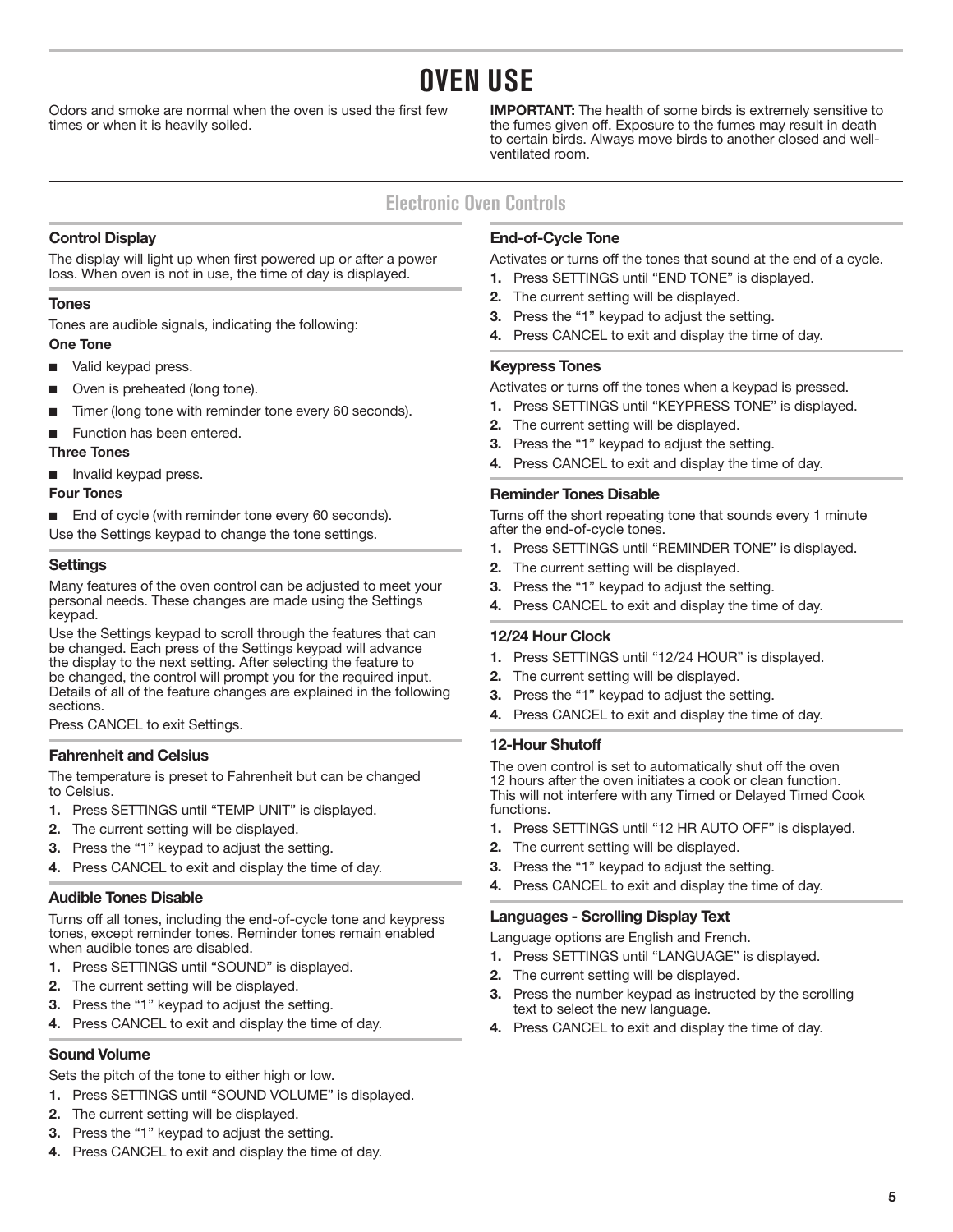# OVEN USE

Odors and smoke are normal when the oven is used the first few times or when it is heavily soiled.

**IMPORTANT:** The health of some birds is extremely sensitive to the fumes given off. Exposure to the fumes may result in death to certain birds. Always move birds to another closed and well-ventilated room.

## Electronic Oven Controls

### Control Display

The display will light up when first powered up or after a power loss. When oven is not in use, the time of day is displayed.

### Tones

Tones are audible signals, indicating the following:

**One Tone**

- Valid keypad press.
- Oven is preheated (long tone).
- Timer (long tone with reminder tone every 60 seconds).
- Function has been entered.

**Three Tones**

- Invalid keypad press.

**Four Tones**

- End of cycle (with reminder tone every 60 seconds).

Use the Settings keypad to change the tone settings.

### Settings

Many features of the oven control can be adjusted to meet your personal needs. These changes are made using the Settings keypad.

Use the Settings keypad to scroll through the features that can be changed. Each press of the Settings keypad will advance the display to the next setting. After selecting the feature to be changed, the control will prompt you for the required input. Details of all of the feature changes are explained in the following sections.

Press CANCEL to exit Settings.

### Fahrenheit and Celsius

The temperature is preset to Fahrenheit but can be changed to Celsius.

1. Press SETTINGS until "TEMP UNIT" is displayed.
2. The current setting will be displayed.
3. Press the "1" keypad to adjust the setting.
4. Press CANCEL to exit and display the time of day.

### Audible Tones Disable

Turns off all tones, including the end-of-cycle tone and keypress tones, except reminder tones. Reminder tones remain enabled when audible tones are disabled.

1. Press SETTINGS until "SOUND" is displayed.
2. The current setting will be displayed.
3. Press the "1" keypad to adjust the setting.
4. Press CANCEL to exit and display the time of day.

### Sound Volume

Sets the pitch of the tone to either high or low.

1. Press SETTINGS until "SOUND VOLUME" is displayed.
2. The current setting will be displayed.
3. Press the "1" keypad to adjust the setting.
4. Press CANCEL to exit and display the time of day.

### End-of-Cycle Tone

Activates or turns off the tones that sound at the end of a cycle.

1. Press SETTINGS until "END TONE" is displayed.
2. The current setting will be displayed.
3. Press the "1" keypad to adjust the setting.
4. Press CANCEL to exit and display the time of day.

### Keypress Tones

Activates or turns off the tones when a keypad is pressed.

1. Press SETTINGS until "KEYPRESS TONE" is displayed.
2. The current setting will be displayed.
3. Press the "1" keypad to adjust the setting.
4. Press CANCEL to exit and display the time of day.

### Reminder Tones Disable

Turns off the short repeating tone that sounds every 1 minute after the end-of-cycle tones.

1. Press SETTINGS until "REMINDER TONE" is displayed.
2. The current setting will be displayed.
3. Press the "1" keypad to adjust the setting.
4. Press CANCEL to exit and display the time of day.

### 12/24 Hour Clock

1. Press SETTINGS until "12/24 HOUR" is displayed.
2. The current setting will be displayed.
3. Press the "1" keypad to adjust the setting.
4. Press CANCEL to exit and display the time of day.

### 12-Hour Shutoff

The oven control is set to automatically shut off the oven 12 hours after the oven initiates a cook or clean function. This will not interfere with any Timed or Delayed Timed Cook functions.

1. Press SETTINGS until "12 HR AUTO OFF" is displayed.
2. The current setting will be displayed.
3. Press the "1" keypad to adjust the setting.
4. Press CANCEL to exit and display the time of day.

### Languages - Scrolling Display Text

Language options are English and French.

1. Press SETTINGS until "LANGUAGE" is displayed.
2. The current setting will be displayed.
3. Press the number keypad as instructed by the scrolling text to select the new language.
4. Press CANCEL to exit and display the time of day.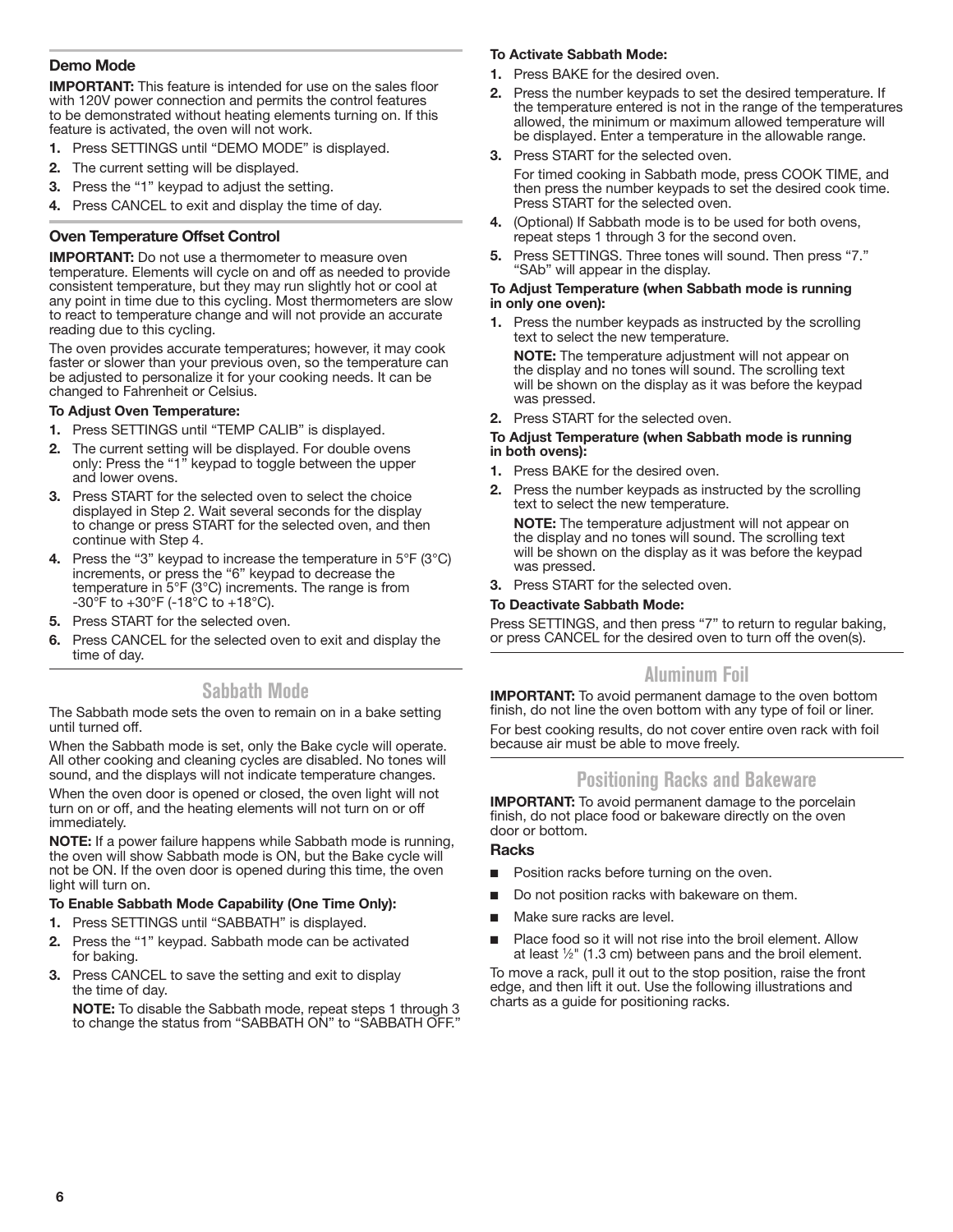### Demo Mode

**IMPORTANT:** This feature is intended for use on the sales floor with 120V power connection and permits the control features to be demonstrated without heating elements turning on. If this feature is activated, the oven will not work.

1. Press SETTINGS until "DEMO MODE" is displayed.
2. The current setting will be displayed.
3. Press the "1" keypad to adjust the setting.
4. Press CANCEL to exit and display the time of day.

### Oven Temperature Offset Control

**IMPORTANT:** Do not use a thermometer to measure oven temperature. Elements will cycle on and off as needed to provide consistent temperature, but they may run slightly hot or cool at any point in time due to this cycling. Most thermometers are slow to react to temperature change and will not provide an accurate reading due to this cycling.

The oven provides accurate temperatures; however, it may cook faster or slower than your previous oven, so the temperature can be adjusted to personalize it for your cooking needs. It can be changed to Fahrenheit or Celsius.

**To Adjust Oven Temperature:**

1. Press SETTINGS until "TEMP CALIB" is displayed.
2. The current setting will be displayed. For double ovens only: Press the "1" keypad to toggle between the upper and lower ovens.
3. Press START for the selected oven to select the choice displayed in Step 2. Wait several seconds for the display to change or press START for the selected oven, and then continue with Step 4.
4. Press the "3" keypad to increase the temperature in 5°F (3°C) increments, or press the "6" keypad to decrease the temperature in 5°F (3°C) increments. The range is from -30°F to +30°F (-18°C to +18°C).
5. Press START for the selected oven.
6. Press CANCEL for the selected oven to exit and display the time of day.

## Sabbath Mode

The Sabbath mode sets the oven to remain on in a bake setting until turned off.

When the Sabbath mode is set, only the Bake cycle will operate. All other cooking and cleaning cycles are disabled. No tones will sound, and the displays will not indicate temperature changes.

When the oven door is opened or closed, the oven light will not turn on or off, and the heating elements will not turn on or off immediately.

**NOTE:** If a power failure happens while Sabbath mode is running, the oven will show Sabbath mode is ON, but the Bake cycle will not be ON. If the oven door is opened during this time, the oven light will turn on.

**To Enable Sabbath Mode Capability (One Time Only):**

1. Press SETTINGS until "SABBATH" is displayed.
2. Press the "1" keypad. Sabbath mode can be activated for baking.
3. Press CANCEL to save the setting and exit to display the time of day.

   **NOTE:** To disable the Sabbath mode, repeat steps 1 through 3 to change the status from "SABBATH ON" to "SABBATH OFF."

**To Activate Sabbath Mode:**

1. Press BAKE for the desired oven.
2. Press the number keypads to set the desired temperature. If the temperature entered is not in the range of the temperatures allowed, the minimum or maximum allowed temperature will be displayed. Enter a temperature in the allowable range.
3. Press START for the selected oven.

   For timed cooking in Sabbath mode, press COOK TIME, and then press the number keypads to set the desired cook time. Press START for the selected oven.
4. (Optional) If Sabbath mode is to be used for both ovens, repeat steps 1 through 3 for the second oven.
5. Press SETTINGS. Three tones will sound. Then press "7." "SAb" will appear in the display.

**To Adjust Temperature (when Sabbath mode is running in only one oven):**

1. Press the number keypads as instructed by the scrolling text to select the new temperature.

   **NOTE:** The temperature adjustment will not appear on the display and no tones will sound. The scrolling text will be shown on the display as it was before the keypad was pressed.
2. Press START for the selected oven.

**To Adjust Temperature (when Sabbath mode is running in both ovens):**

1. Press BAKE for the desired oven.
2. Press the number keypads as instructed by the scrolling text to select the new temperature.

   **NOTE:** The temperature adjustment will not appear on the display and no tones will sound. The scrolling text will be shown on the display as it was before the keypad was pressed.
3. Press START for the selected oven.

**To Deactivate Sabbath Mode:**

Press SETTINGS, and then press "7" to return to regular baking, or press CANCEL for the desired oven to turn off the oven(s).

## Aluminum Foil

**IMPORTANT:** To avoid permanent damage to the oven bottom finish, do not line the oven bottom with any type of foil or liner.

For best cooking results, do not cover entire oven rack with foil because air must be able to move freely.

## Positioning Racks and Bakeware

**IMPORTANT:** To avoid permanent damage to the porcelain finish, do not place food or bakeware directly on the oven door or bottom.

### Racks

- Position racks before turning on the oven.
- Do not position racks with bakeware on them.
- Make sure racks are level.
- Place food so it will not rise into the broil element. Allow at least ½" (1.3 cm) between pans and the broil element.

To move a rack, pull it out to the stop position, raise the front edge, and then lift it out. Use the following illustrations and charts as a guide for positioning racks.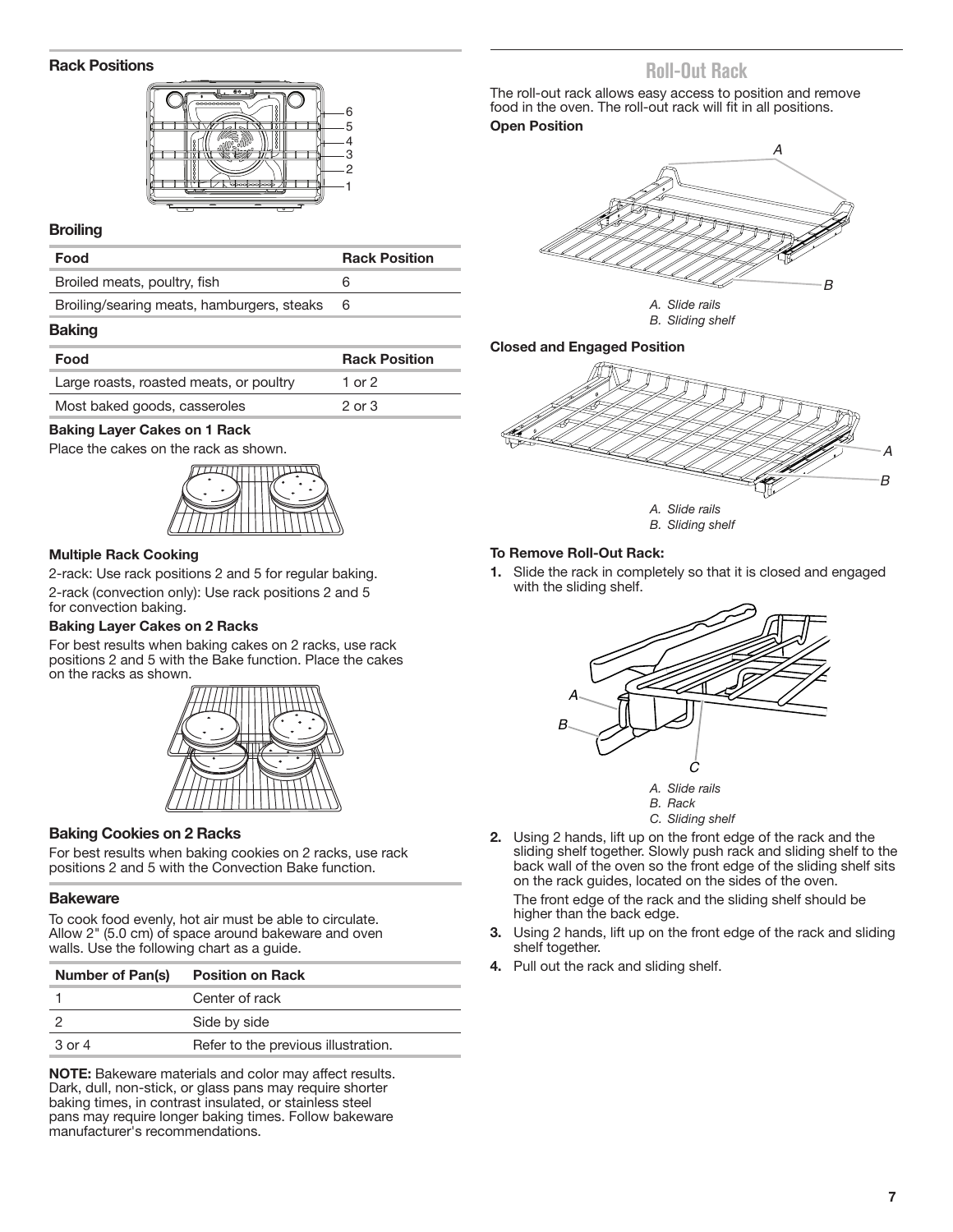### Rack Positions

6
5
4
3
2
1

### Broiling

| Food | Rack Position |
|---|---|
| Broiled meats, poultry, fish | 6 |
| Broiling/searing meats, hamburgers, steaks | 6 |

### Baking

| Food | Rack Position |
|---|---|
| Large roasts, roasted meats, or poultry | 1 or 2 |
| Most baked goods, casseroles | 2 or 3 |

**Baking Layer Cakes on 1 Rack**

Place the cakes on the rack as shown.

**Multiple Rack Cooking**

2-rack: Use rack positions 2 and 5 for regular baking.

2-rack (convection only): Use rack positions 2 and 5 for convection baking.

**Baking Layer Cakes on 2 Racks**

For best results when baking cakes on 2 racks, use rack positions 2 and 5 with the Bake function. Place the cakes on the racks as shown.

### Baking Cookies on 2 Racks

For best results when baking cookies on 2 racks, use rack positions 2 and 5 with the Convection Bake function.

### Bakeware

To cook food evenly, hot air must be able to circulate. Allow 2" (5.0 cm) of space around bakeware and oven walls. Use the following chart as a guide.

| Number of Pan(s) | Position on Rack |
|---|---|
| 1 | Center of rack |
| 2 | Side by side |
| 3 or 4 | Refer to the previous illustration. |

**NOTE:** Bakeware materials and color may affect results. Dark, dull, non-stick, or glass pans may require shorter baking times, in contrast insulated, or stainless steel pans may require longer baking times. Follow bakeware manufacturer's recommendations.

## Roll-Out Rack

The roll-out rack allows easy access to position and remove food in the oven. The roll-out rack will fit in all positions.

**Open Position**

*A. Slide rails*
*B. Sliding shelf*

**Closed and Engaged Position**

*A. Slide rails*
*B. Sliding shelf*

**To Remove Roll-Out Rack:**

1. Slide the rack in completely so that it is closed and engaged with the sliding shelf.

   *A. Slide rails*
   *B. Rack*
   *C. Sliding shelf*

2. Using 2 hands, lift up on the front edge of the rack and the sliding shelf together. Slowly push rack and sliding shelf to the back wall of the oven so the front edge of the sliding shelf sits on the rack guides, located on the sides of the oven.

   The front edge of the rack and the sliding shelf should be higher than the back edge.

3. Using 2 hands, lift up on the front edge of the rack and sliding shelf together.
4. Pull out the rack and sliding shelf.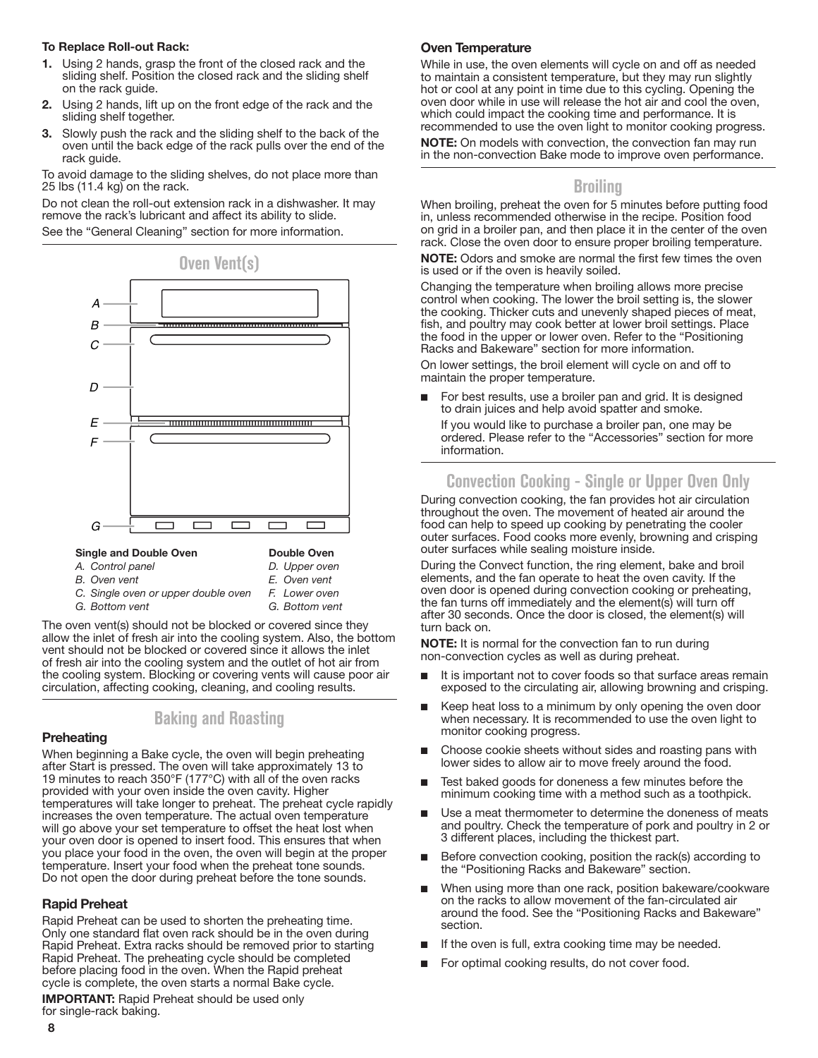**To Replace Roll-out Rack:**

1. Using 2 hands, grasp the front of the closed rack and the sliding shelf. Position the closed rack and the sliding shelf on the rack guide.
2. Using 2 hands, lift up on the front edge of the rack and the sliding shelf together.
3. Slowly push the rack and the sliding shelf to the back of the oven until the back edge of the rack pulls over the end of the rack guide.

To avoid damage to the sliding shelves, do not place more than 25 lbs (11.4 kg) on the rack.

Do not clean the roll-out extension rack in a dishwasher. It may remove the rack's lubricant and affect its ability to slide.

See the "General Cleaning" section for more information.

## Oven Vent(s)

| Single and Double Oven | Double Oven |
|---|---|
| A. Control panel | D. Upper oven |
| B. Oven vent | E. Oven vent |
| C. Single oven or upper double oven | F. Lower oven |
| G. Bottom vent | G. Bottom vent |

The oven vent(s) should not be blocked or covered since they allow the inlet of fresh air into the cooling system. Also, the bottom vent should not be blocked or covered since it allows the inlet of fresh air into the cooling system and the outlet of hot air from the cooling system. Blocking or covering vents will cause poor air circulation, affecting cooking, cleaning, and cooling results.

## Baking and Roasting

### Preheating

When beginning a Bake cycle, the oven will begin preheating after Start is pressed. The oven will take approximately 13 to 19 minutes to reach 350°F (177°C) with all of the oven racks provided with your oven inside the oven cavity. Higher temperatures will take longer to preheat. The preheat cycle rapidly increases the oven temperature. The actual oven temperature will go above your set temperature to offset the heat lost when your oven door is opened to insert food. This ensures that when you place your food in the oven, the oven will begin at the proper temperature. Insert your food when the preheat tone sounds. Do not open the door during preheat before the tone sounds.

### Rapid Preheat

Rapid Preheat can be used to shorten the preheating time. Only one standard flat oven rack should be in the oven during Rapid Preheat. Extra racks should be removed prior to starting Rapid Preheat. The preheating cycle should be completed before placing food in the oven. When the Rapid preheat cycle is complete, the oven starts a normal Bake cycle.

**IMPORTANT:** Rapid Preheat should be used only for single-rack baking.

### Oven Temperature

While in use, the oven elements will cycle on and off as needed to maintain a consistent temperature, but they may run slightly hot or cool at any point in time due to this cycling. Opening the oven door while in use will release the hot air and cool the oven, which could impact the cooking time and performance. It is recommended to use the oven light to monitor cooking progress.

**NOTE:** On models with convection, the convection fan may run in the non-convection Bake mode to improve oven performance.

## Broiling

When broiling, preheat the oven for 5 minutes before putting food in, unless recommended otherwise in the recipe. Position food on grid in a broiler pan, and then place it in the center of the oven rack. Close the oven door to ensure proper broiling temperature.

**NOTE:** Odors and smoke are normal the first few times the oven is used or if the oven is heavily soiled.

Changing the temperature when broiling allows more precise control when cooking. The lower the broil setting is, the slower the cooking. Thicker cuts and unevenly shaped pieces of meat, fish, and poultry may cook better at lower broil settings. Place the food in the upper or lower oven. Refer to the "Positioning Racks and Bakeware" section for more information.

On lower settings, the broil element will cycle on and off to maintain the proper temperature.

- For best results, use a broiler pan and grid. It is designed to drain juices and help avoid spatter and smoke.

  If you would like to purchase a broiler pan, one may be ordered. Please refer to the "Accessories" section for more information.

## Convection Cooking - Single or Upper Oven Only

During convection cooking, the fan provides hot air circulation throughout the oven. The movement of heated air around the food can help to speed up cooking by penetrating the cooler outer surfaces. Food cooks more evenly, browning and crisping outer surfaces while sealing moisture inside.

During the Convect function, the ring element, bake and broil elements, and the fan operate to heat the oven cavity. If the oven door is opened during convection cooking or preheating, the fan turns off immediately and the element(s) will turn off after 30 seconds. Once the door is closed, the element(s) will turn back on.

**NOTE:** It is normal for the convection fan to run during non-convection cycles as well as during preheat.

- It is important not to cover foods so that surface areas remain exposed to the circulating air, allowing browning and crisping.
- Keep heat loss to a minimum by only opening the oven door when necessary. It is recommended to use the oven light to monitor cooking progress.
- Choose cookie sheets without sides and roasting pans with lower sides to allow air to move freely around the food.
- Test baked goods for doneness a few minutes before the minimum cooking time with a method such as a toothpick.
- Use a meat thermometer to determine the doneness of meats and poultry. Check the temperature of pork and poultry in 2 or 3 different places, including the thickest part.
- Before convection cooking, position the rack(s) according to the "Positioning Racks and Bakeware" section.
- When using more than one rack, position bakeware/cookware on the racks to allow movement of the fan-circulated air around the food. See the "Positioning Racks and Bakeware" section.
- If the oven is full, extra cooking time may be needed.
- For optimal cooking results, do not cover food.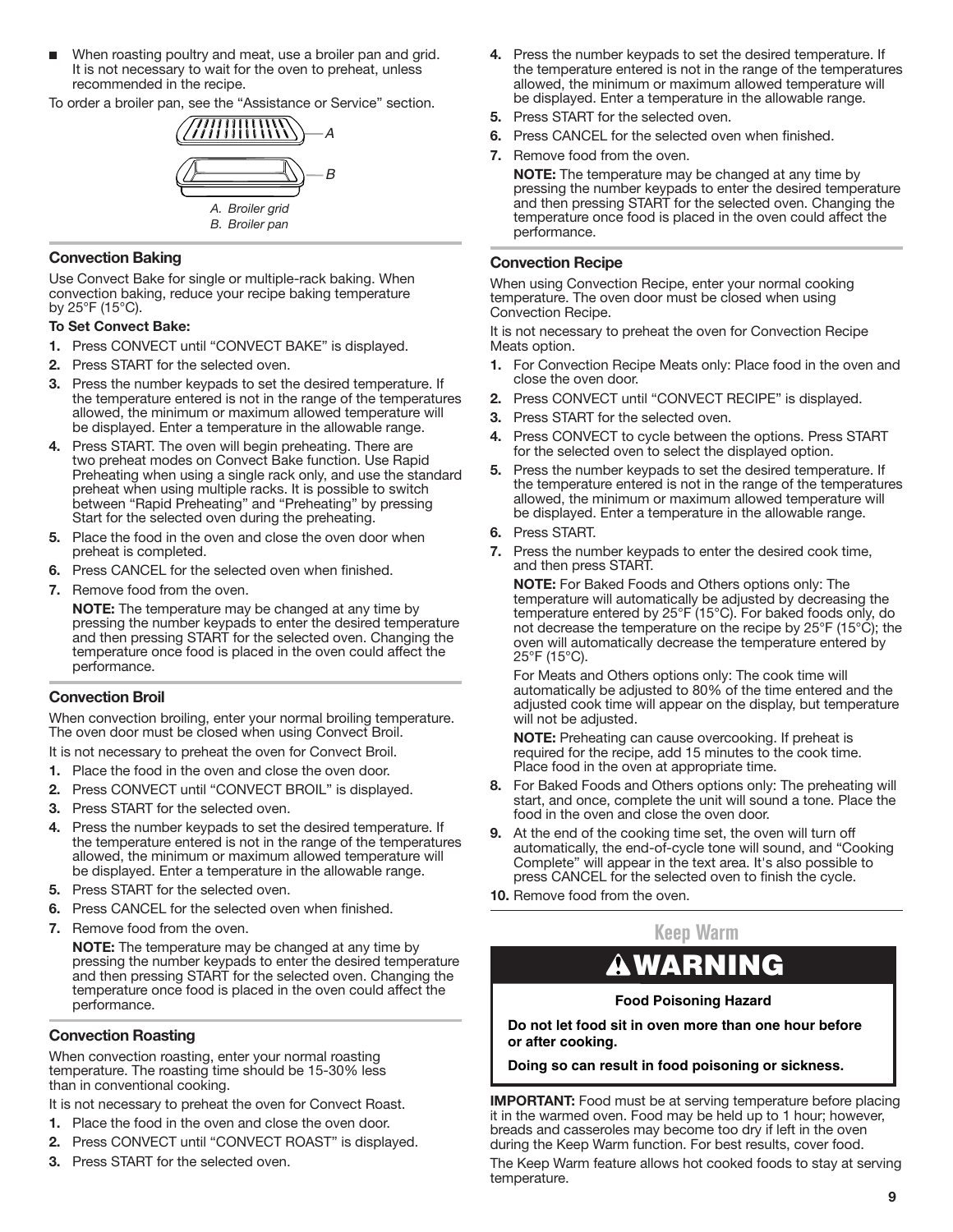- When roasting poultry and meat, use a broiler pan and grid. It is not necessary to wait for the oven to preheat, unless recommended in the recipe.

To order a broiler pan, see the "Assistance or Service" section.

A. Broiler grid
B. Broiler pan

### Convection Baking

Use Convect Bake for single or multiple-rack baking. When convection baking, reduce your recipe baking temperature by 25°F (15°C).

**To Set Convect Bake:**

1. Press CONVECT until "CONVECT BAKE" is displayed.
2. Press START for the selected oven.
3. Press the number keypads to set the desired temperature. If the temperature entered is not in the range of the temperatures allowed, the minimum or maximum allowed temperature will be displayed. Enter a temperature in the allowable range.
4. Press START. The oven will begin preheating. There are two preheat modes on Convect Bake function. Use Rapid Preheating when using a single rack only, and use the standard preheat when using multiple racks. It is possible to switch between "Rapid Preheating" and "Preheating" by pressing Start for the selected oven during the preheating.
5. Place the food in the oven and close the oven door when preheat is completed.
6. Press CANCEL for the selected oven when finished.
7. Remove food from the oven.

   **NOTE:** The temperature may be changed at any time by pressing the number keypads to enter the desired temperature and then pressing START for the selected oven. Changing the temperature once food is placed in the oven could affect the performance.

### Convection Broil

When convection broiling, enter your normal broiling temperature. The oven door must be closed when using Convect Broil.

It is not necessary to preheat the oven for Convect Broil.

1. Place the food in the oven and close the oven door.
2. Press CONVECT until "CONVECT BROIL" is displayed.
3. Press START for the selected oven.
4. Press the number keypads to set the desired temperature. If the temperature entered is not in the range of the temperatures allowed, the minimum or maximum allowed temperature will be displayed. Enter a temperature in the allowable range.
5. Press START for the selected oven.
6. Press CANCEL for the selected oven when finished.
7. Remove food from the oven.

   **NOTE:** The temperature may be changed at any time by pressing the number keypads to enter the desired temperature and then pressing START for the selected oven. Changing the temperature once food is placed in the oven could affect the performance.

### Convection Roasting

When convection roasting, enter your normal roasting temperature. The roasting time should be 15-30% less than in conventional cooking.

It is not necessary to preheat the oven for Convect Roast.

1. Place the food in the oven and close the oven door.
2. Press CONVECT until "CONVECT ROAST" is displayed.
3. Press START for the selected oven.
4. Press the number keypads to set the desired temperature. If the temperature entered is not in the range of the temperatures allowed, the minimum or maximum allowed temperature will be displayed. Enter a temperature in the allowable range.
5. Press START for the selected oven.
6. Press CANCEL for the selected oven when finished.
7. Remove food from the oven.

   **NOTE:** The temperature may be changed at any time by pressing the number keypads to enter the desired temperature and then pressing START for the selected oven. Changing the temperature once food is placed in the oven could affect the performance.

### Convection Recipe

When using Convection Recipe, enter your normal cooking temperature. The oven door must be closed when using Convection Recipe.

It is not necessary to preheat the oven for Convection Recipe Meats option.

1. For Convection Recipe Meats only: Place food in the oven and close the oven door.
2. Press CONVECT until "CONVECT RECIPE" is displayed.
3. Press START for the selected oven.
4. Press CONVECT to cycle between the options. Press START for the selected oven to select the displayed option.
5. Press the number keypads to set the desired temperature. If the temperature entered is not in the range of the temperatures allowed, the minimum or maximum allowed temperature will be displayed. Enter a temperature in the allowable range.
6. Press START.
7. Press the number keypads to enter the desired cook time, and then press START.

   **NOTE:** For Baked Foods and Others options only: The temperature will automatically be adjusted by decreasing the temperature entered by 25°F (15°C). For baked foods only, do not decrease the temperature on the recipe by 25°F (15°C); the oven will automatically decrease the temperature entered by 25°F (15°C).

   For Meats and Others options only: The cook time will automatically be adjusted to 80% of the time entered and the adjusted cook time will appear on the display, but temperature will not be adjusted.

   **NOTE:** Preheating can cause overcooking. If preheat is required for the recipe, add 15 minutes to the cook time. Place food in the oven at appropriate time.
8. For Baked Foods and Others options only: The preheating will start, and once, complete the unit will sound a tone. Place the food in the oven and close the oven door.
9. At the end of the cooking time set, the oven will turn off automatically, the end-of-cycle tone will sound, and "Cooking Complete" will appear in the text area. It's also possible to press CANCEL for the selected oven to finish the cycle.
10. Remove food from the oven.

## Keep Warm

**⚠WARNING**

**Food Poisoning Hazard**

**Do not let food sit in oven more than one hour before or after cooking.**

**Doing so can result in food poisoning or sickness.**

**IMPORTANT:** Food must be at serving temperature before placing it in the warmed oven. Food may be held up to 1 hour; however, breads and casseroles may become too dry if left in the oven during the Keep Warm function. For best results, cover food.

The Keep Warm feature allows hot cooked foods to stay at serving temperature.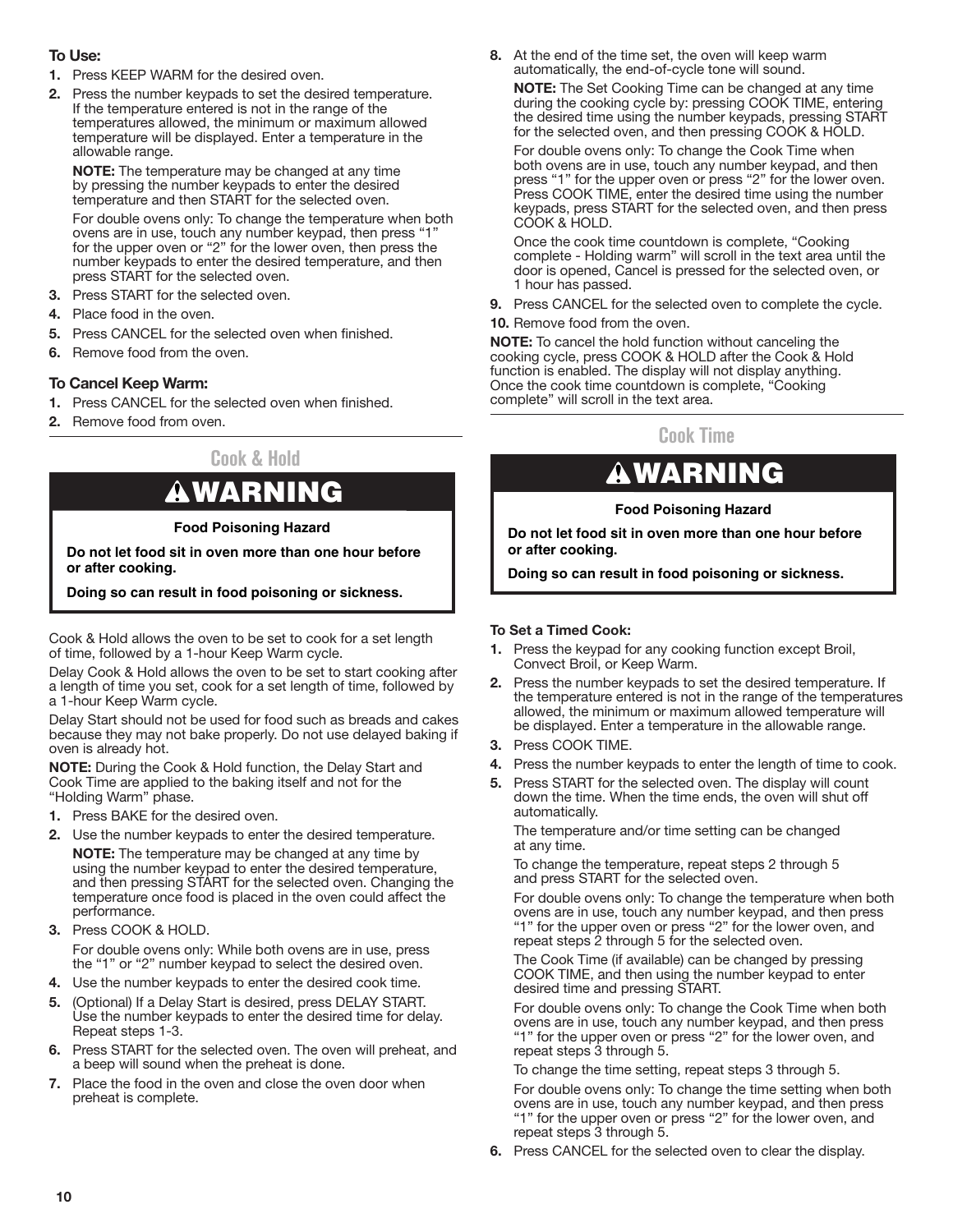**To Use:**

1. Press KEEP WARM for the desired oven.
2. Press the number keypads to set the desired temperature. If the temperature entered is not in the range of the temperatures allowed, the minimum or maximum allowed temperature will be displayed. Enter a temperature in the allowable range.

   **NOTE:** The temperature may be changed at any time by pressing the number keypads to enter the desired temperature and then START for the selected oven.

   For double ovens only: To change the temperature when both ovens are in use, touch any number keypad, then press "1" for the upper oven or "2" for the lower oven, then press the number keypads to enter the desired temperature, and then press START for the selected oven.
3. Press START for the selected oven.
4. Place food in the oven.
5. Press CANCEL for the selected oven when finished.
6. Remove food from the oven.

**To Cancel Keep Warm:**

1. Press CANCEL for the selected oven when finished.
2. Remove food from oven.

## Cook & Hold

**⚠WARNING**

**Food Poisoning Hazard**

**Do not let food sit in oven more than one hour before or after cooking.**

**Doing so can result in food poisoning or sickness.**

Cook & Hold allows the oven to be set to cook for a set length of time, followed by a 1-hour Keep Warm cycle.

Delay Cook & Hold allows the oven to be set to start cooking after a length of time you set, cook for a set length of time, followed by a 1-hour Keep Warm cycle.

Delay Start should not be used for food such as breads and cakes because they may not bake properly. Do not use delayed baking if oven is already hot.

**NOTE:** During the Cook & Hold function, the Delay Start and Cook Time are applied to the baking itself and not for the "Holding Warm" phase.

1. Press BAKE for the desired oven.
2. Use the number keypads to enter the desired temperature.

   **NOTE:** The temperature may be changed at any time by using the number keypad to enter the desired temperature, and then pressing START for the selected oven. Changing the temperature once food is placed in the oven could affect the performance.
3. Press COOK & HOLD.

   For double ovens only: While both ovens are in use, press the "1" or "2" number keypad to select the desired oven.
4. Use the number keypads to enter the desired cook time.
5. (Optional) If a Delay Start is desired, press DELAY START. Use the number keypads to enter the desired time for delay. Repeat steps 1-3.
6. Press START for the selected oven. The oven will preheat, and a beep will sound when the preheat is done.
7. Place the food in the oven and close the oven door when preheat is complete.
8. At the end of the time set, the oven will keep warm automatically, the end-of-cycle tone will sound.

   **NOTE:** The Set Cooking Time can be changed at any time during the cooking cycle by: pressing COOK TIME, entering the desired time using the number keypads, pressing START for the selected oven, and then pressing COOK & HOLD.

   For double ovens only: To change the Cook Time when both ovens are in use, touch any number keypad, and then press "1" for the upper oven or press "2" for the lower oven. Press COOK TIME, enter the desired time using the number keypads, press START for the selected oven, and then press COOK & HOLD.

   Once the cook time countdown is complete, "Cooking complete - Holding warm" will scroll in the text area until the door is opened, Cancel is pressed for the selected oven, or 1 hour has passed.
9. Press CANCEL for the selected oven to complete the cycle.
10. Remove food from the oven.

**NOTE:** To cancel the hold function without canceling the cooking cycle, press COOK & HOLD after the Cook & Hold function is enabled. The display will not display anything. Once the cook time countdown is complete, "Cooking complete" will scroll in the text area.

## Cook Time

**⚠WARNING**

**Food Poisoning Hazard**

**Do not let food sit in oven more than one hour before or after cooking.**

**Doing so can result in food poisoning or sickness.**

**To Set a Timed Cook:**

1. Press the keypad for any cooking function except Broil, Convect Broil, or Keep Warm.
2. Press the number keypads to set the desired temperature. If the temperature entered is not in the range of the temperatures allowed, the minimum or maximum allowed temperature will be displayed. Enter a temperature in the allowable range.
3. Press COOK TIME.
4. Press the number keypads to enter the length of time to cook.
5. Press START for the selected oven. The display will count down the time. When the time ends, the oven will shut off automatically.

   The temperature and/or time setting can be changed at any time.

   To change the temperature, repeat steps 2 through 5 and press START for the selected oven.

   For double ovens only: To change the temperature when both ovens are in use, touch any number keypad, and then press "1" for the upper oven or press "2" for the lower oven, and repeat steps 2 through 5 for the selected oven.

   The Cook Time (if available) can be changed by pressing COOK TIME, and then using the number keypad to enter desired time and pressing START.

   For double ovens only: To change the Cook Time when both ovens are in use, touch any number keypad, and then press "1" for the upper oven or press "2" for the lower oven, and repeat steps 3 through 5.

   To change the time setting, repeat steps 3 through 5.

   For double ovens only: To change the time setting when both ovens are in use, touch any number keypad, and then press "1" for the upper oven or press "2" for the lower oven, and repeat steps 3 through 5.
6. Press CANCEL for the selected oven to clear the display.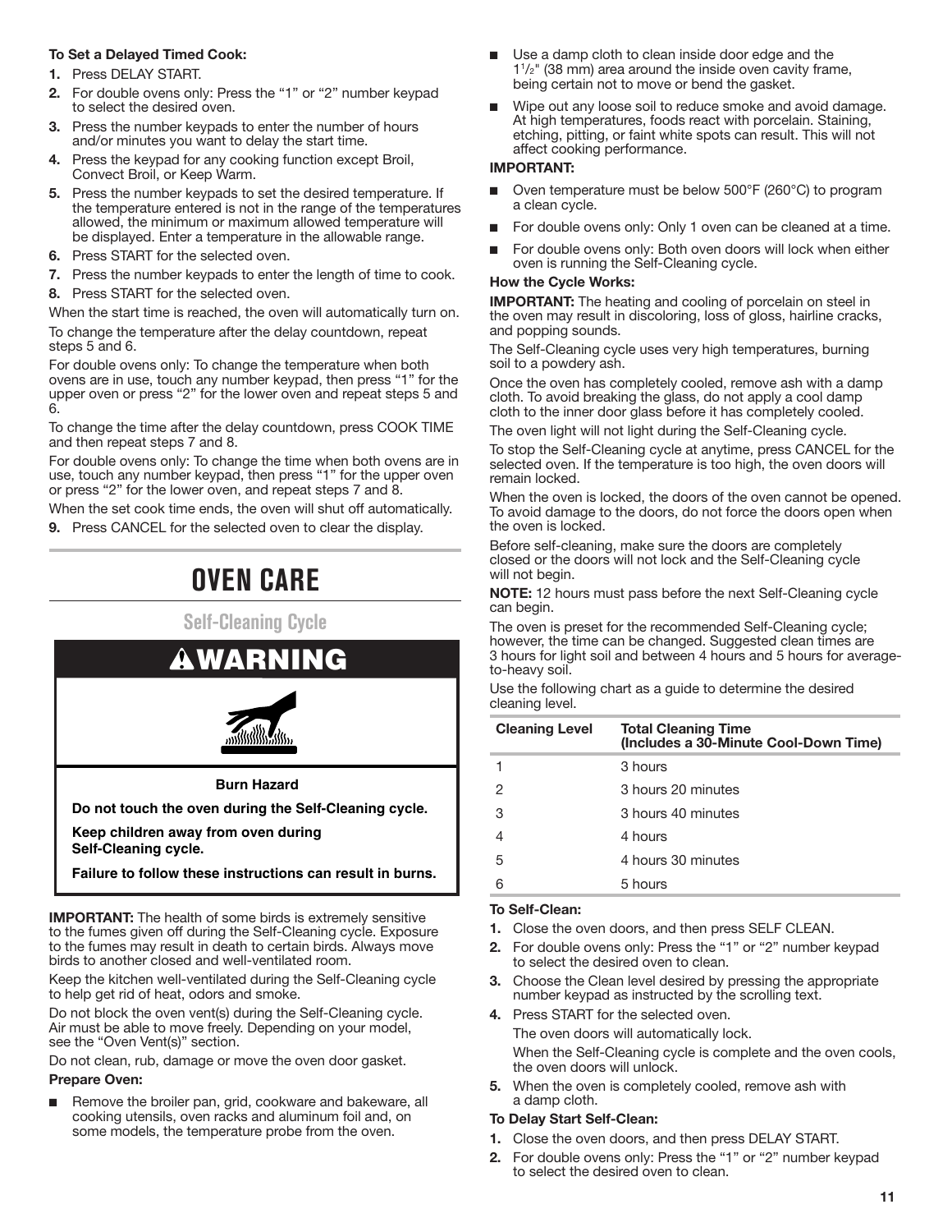**To Set a Delayed Timed Cook:**

1. Press DELAY START.
2. For double ovens only: Press the "1" or "2" number keypad to select the desired oven.
3. Press the number keypads to enter the number of hours and/or minutes you want to delay the start time.
4. Press the keypad for any cooking function except Broil, Convect Broil, or Keep Warm.
5. Press the number keypads to set the desired temperature. If the temperature entered is not in the range of the temperatures allowed, the minimum or maximum allowed temperature will be displayed. Enter a temperature in the allowable range.
6. Press START for the selected oven.
7. Press the number keypads to enter the length of time to cook.
8. Press START for the selected oven.

When the start time is reached, the oven will automatically turn on.

To change the temperature after the delay countdown, repeat steps 5 and 6.

For double ovens only: To change the temperature when both ovens are in use, touch any number keypad, then press "1" for the upper oven or press "2" for the lower oven and repeat steps 5 and 6.

To change the time after the delay countdown, press COOK TIME and then repeat steps 7 and 8.

For double ovens only: To change the time when both ovens are in use, touch any number keypad, then press "1" for the upper oven or press "2" for the lower oven, and repeat steps 7 and 8.

When the set cook time ends, the oven will shut off automatically.

9. Press CANCEL for the selected oven to clear the display.

# OVEN CARE

## Self-Cleaning Cycle

**WARNING**

**Burn Hazard**

**Do not touch the oven during the Self-Cleaning cycle.**

**Keep children away from oven during Self-Cleaning cycle.**

**Failure to follow these instructions can result in burns.**

**IMPORTANT:** The health of some birds is extremely sensitive to the fumes given off during the Self-Cleaning cycle. Exposure to the fumes may result in death to certain birds. Always move birds to another closed and well-ventilated room.

Keep the kitchen well-ventilated during the Self-Cleaning cycle to help get rid of heat, odors and smoke.

Do not block the oven vent(s) during the Self-Cleaning cycle. Air must be able to move freely. Depending on your model, see the "Oven Vent(s)" section.

Do not clean, rub, damage or move the oven door gasket.

**Prepare Oven:**

- Remove the broiler pan, grid, cookware and bakeware, all cooking utensils, oven racks and aluminum foil and, on some models, the temperature probe from the oven.
- Use a damp cloth to clean inside door edge and the 1½" (38 mm) area around the inside oven cavity frame, being certain not to move or bend the gasket.
- Wipe out any loose soil to reduce smoke and avoid damage. At high temperatures, foods react with porcelain. Staining, etching, pitting, or faint white spots can result. This will not affect cooking performance.

**IMPORTANT:**

- Oven temperature must be below 500°F (260°C) to program a clean cycle.
- For double ovens only: Only 1 oven can be cleaned at a time.
- For double ovens only: Both oven doors will lock when either oven is running the Self-Cleaning cycle.

**How the Cycle Works:**

**IMPORTANT:** The heating and cooling of porcelain on steel in the oven may result in discoloring, loss of gloss, hairline cracks, and popping sounds.

The Self-Cleaning cycle uses very high temperatures, burning soil to a powdery ash.

Once the oven has completely cooled, remove ash with a damp cloth. To avoid breaking the glass, do not apply a cool damp cloth to the inner door glass before it has completely cooled.

The oven light will not light during the Self-Cleaning cycle.

To stop the Self-Cleaning cycle at anytime, press CANCEL for the selected oven. If the temperature is too high, the oven doors will remain locked.

When the oven is locked, the doors of the oven cannot be opened. To avoid damage to the doors, do not force the doors open when the oven is locked.

Before self-cleaning, make sure the doors are completely closed or the doors will not lock and the Self-Cleaning cycle will not begin.

**NOTE:** 12 hours must pass before the next Self-Cleaning cycle can begin.

The oven is preset for the recommended Self-Cleaning cycle; however, the time can be changed. Suggested clean times are 3 hours for light soil and between 4 hours and 5 hours for average-to-heavy soil.

Use the following chart as a guide to determine the desired cleaning level.

| Cleaning Level | Total Cleaning Time (Includes a 30-Minute Cool-Down Time) |
|---|---|
| 1 | 3 hours |
| 2 | 3 hours 20 minutes |
| 3 | 3 hours 40 minutes |
| 4 | 4 hours |
| 5 | 4 hours 30 minutes |
| 6 | 5 hours |

**To Self-Clean:**

1. Close the oven doors, and then press SELF CLEAN.
2. For double ovens only: Press the "1" or "2" number keypad to select the desired oven to clean.
3. Choose the Clean level desired by pressing the appropriate number keypad as instructed by the scrolling text.
4. Press START for the selected oven.

   The oven doors will automatically lock.

   When the Self-Cleaning cycle is complete and the oven cools, the oven doors will unlock.
5. When the oven is completely cooled, remove ash with a damp cloth.

**To Delay Start Self-Clean:**

1. Close the oven doors, and then press DELAY START.
2. For double ovens only: Press the "1" or "2" number keypad to select the desired oven to clean.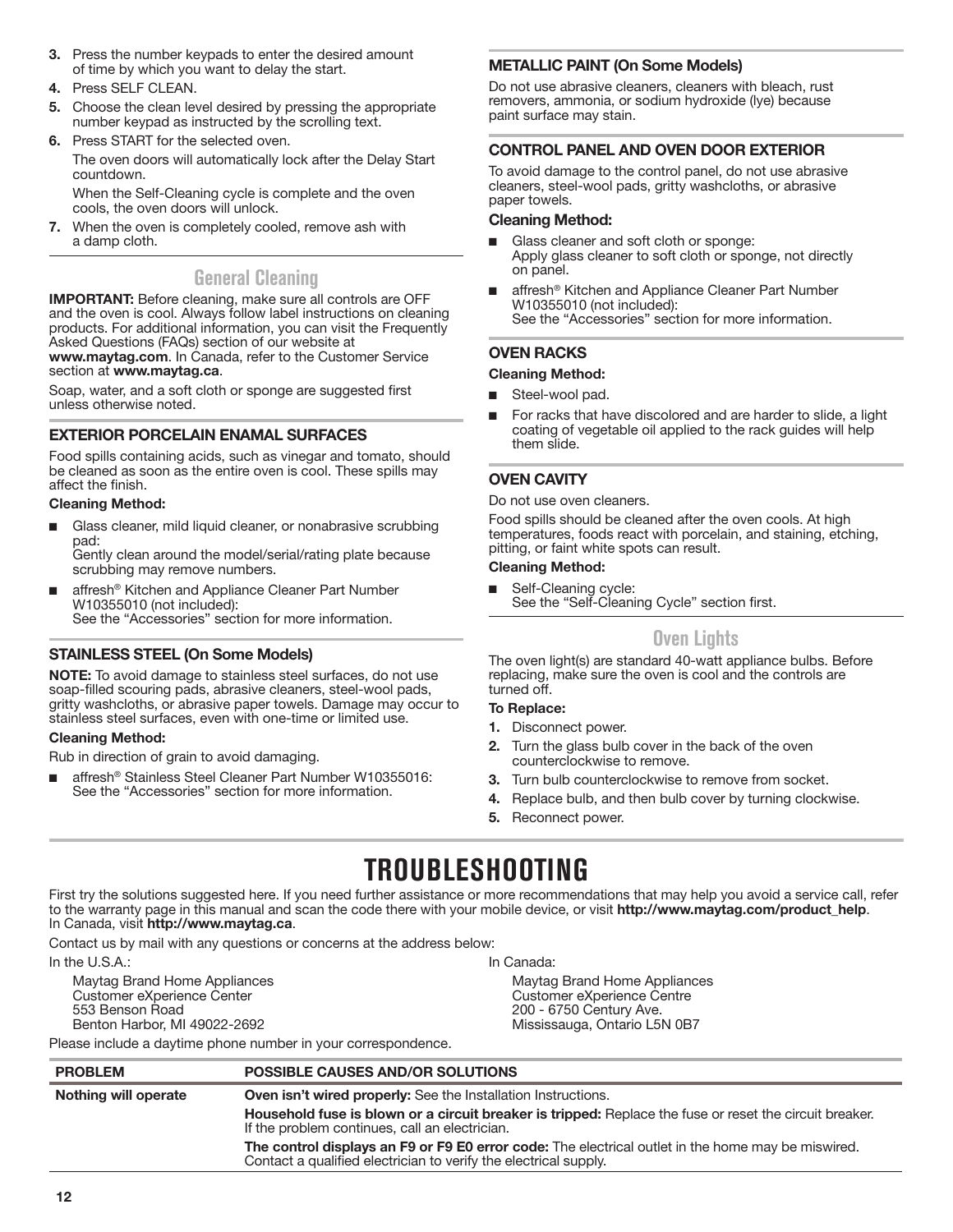3. Press the number keypads to enter the desired amount of time by which you want to delay the start.
4. Press SELF CLEAN.
5. Choose the clean level desired by pressing the appropriate number keypad as instructed by the scrolling text.
6. Press START for the selected oven.

   The oven doors will automatically lock after the Delay Start countdown.

   When the Self-Cleaning cycle is complete and the oven cools, the oven doors will unlock.
7. When the oven is completely cooled, remove ash with a damp cloth.

## General Cleaning

**IMPORTANT:** Before cleaning, make sure all controls are OFF and the oven is cool. Always follow label instructions on cleaning products. For additional information, you can visit the Frequently Asked Questions (FAQs) section of our website at **www.maytag.com**. In Canada, refer to the Customer Service section at **www.maytag.ca**.

Soap, water, and a soft cloth or sponge are suggested first unless otherwise noted.

### EXTERIOR PORCELAIN ENAMAL SURFACES

Food spills containing acids, such as vinegar and tomato, should be cleaned as soon as the entire oven is cool. These spills may affect the finish.

**Cleaning Method:**

- Glass cleaner, mild liquid cleaner, or nonabrasive scrubbing pad:
  Gently clean around the model/serial/rating plate because scrubbing may remove numbers.
- affresh® Kitchen and Appliance Cleaner Part Number W10355010 (not included):
  See the "Accessories" section for more information.

### STAINLESS STEEL (On Some Models)

**NOTE:** To avoid damage to stainless steel surfaces, do not use soap-filled scouring pads, abrasive cleaners, steel-wool pads, gritty washcloths, or abrasive paper towels. Damage may occur to stainless steel surfaces, even with one-time or limited use.

**Cleaning Method:**

Rub in direction of grain to avoid damaging.

- affresh® Stainless Steel Cleaner Part Number W10355016:
  See the "Accessories" section for more information.

### METALLIC PAINT (On Some Models)

Do not use abrasive cleaners, cleaners with bleach, rust removers, ammonia, or sodium hydroxide (lye) because paint surface may stain.

### CONTROL PANEL AND OVEN DOOR EXTERIOR

To avoid damage to the control panel, do not use abrasive cleaners, steel-wool pads, gritty washcloths, or abrasive paper towels.

**Cleaning Method:**

- Glass cleaner and soft cloth or sponge:
  Apply glass cleaner to soft cloth or sponge, not directly on panel.
- affresh® Kitchen and Appliance Cleaner Part Number W10355010 (not included):
  See the "Accessories" section for more information.

### OVEN RACKS

**Cleaning Method:**

- Steel-wool pad.
- For racks that have discolored and are harder to slide, a light coating of vegetable oil applied to the rack guides will help them slide.

### OVEN CAVITY

Do not use oven cleaners.

Food spills should be cleaned after the oven cools. At high temperatures, foods react with porcelain, and staining, etching, pitting, or faint white spots can result.

**Cleaning Method:**

- Self-Cleaning cycle:
  See the "Self-Cleaning Cycle" section first.

## Oven Lights

The oven light(s) are standard 40-watt appliance bulbs. Before replacing, make sure the oven is cool and the controls are turned off.

**To Replace:**

1. Disconnect power.
2. Turn the glass bulb cover in the back of the oven counterclockwise to remove.
3. Turn bulb counterclockwise to remove from socket.
4. Replace bulb, and then bulb cover by turning clockwise.
5. Reconnect power.

# TROUBLESHOOTING

First try the solutions suggested here. If you need further assistance or more recommendations that may help you avoid a service call, refer to the warranty page in this manual and scan the code there with your mobile device, or visit **http://www.maytag.com/product_help**. In Canada, visit **http://www.maytag.ca**.

Contact us by mail with any questions or concerns at the address below:

In the U.S.A.:

Maytag Brand Home Appliances
Customer eXperience Center
553 Benson Road
Benton Harbor, MI 49022-2692

In Canada:

Maytag Brand Home Appliances
Customer eXperience Centre
200 - 6750 Century Ave.
Mississauga, Ontario L5N 0B7

Please include a daytime phone number in your correspondence.

| PROBLEM | POSSIBLE CAUSES AND/OR SOLUTIONS |
| --- | --- |
| **Nothing will operate** | **Oven isn't wired properly:** See the Installation Instructions. |
| | **Household fuse is blown or a circuit breaker is tripped:** Replace the fuse or reset the circuit breaker. If the problem continues, call an electrician. |
| | **The control displays an F9 or F9 E0 error code:** The electrical outlet in the home may be miswired. Contact a qualified electrician to verify the electrical supply. |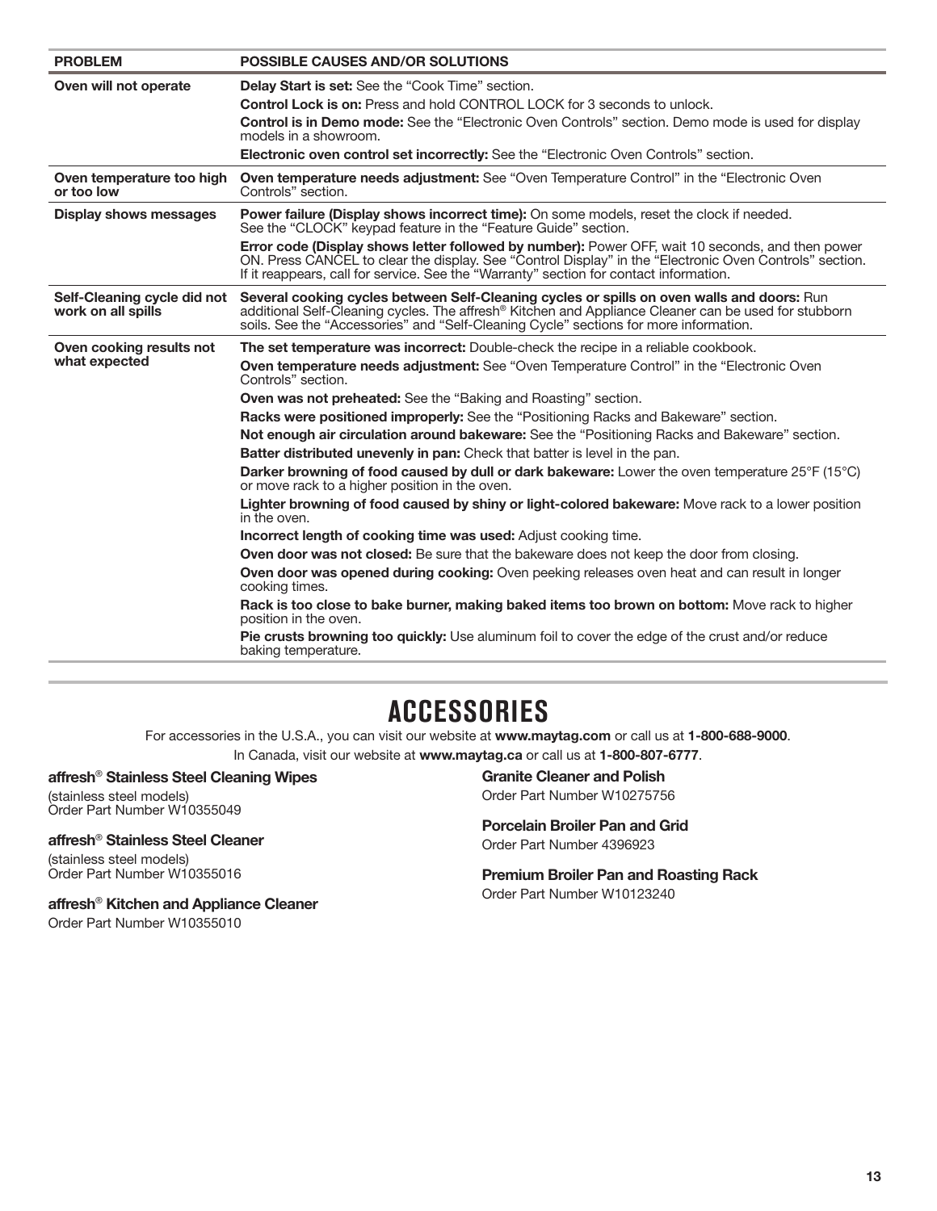| PROBLEM | POSSIBLE CAUSES AND/OR SOLUTIONS |
|---|---|
| **Oven will not operate** | **Delay Start is set:** See the "Cook Time" section.<br>**Control Lock is on:** Press and hold CONTROL LOCK for 3 seconds to unlock.<br>**Control is in Demo mode:** See the "Electronic Oven Controls" section. Demo mode is used for display models in a showroom.<br>**Electronic oven control set incorrectly:** See the "Electronic Oven Controls" section. |
| **Oven temperature too high or too low** | **Oven temperature needs adjustment:** See "Oven Temperature Control" in the "Electronic Oven Controls" section. |
| **Display shows messages** | **Power failure (Display shows incorrect time):** On some models, reset the clock if needed. See the "CLOCK" keypad feature in the "Feature Guide" section.<br>**Error code (Display shows letter followed by number):** Power OFF, wait 10 seconds, and then power ON. Press CANCEL to clear the display. See "Control Display" in the "Electronic Oven Controls" section. If it reappears, call for service. See the "Warranty" section for contact information. |
| **Self-Cleaning cycle did not work on all spills** | **Several cooking cycles between Self-Cleaning cycles or spills on oven walls and doors:** Run additional Self-Cleaning cycles. The affresh® Kitchen and Appliance Cleaner can be used for stubborn soils. See the "Accessories" and "Self-Cleaning Cycle" sections for more information. |
| **Oven cooking results not what expected** | **The set temperature was incorrect:** Double-check the recipe in a reliable cookbook.<br>**Oven temperature needs adjustment:** See "Oven Temperature Control" in the "Electronic Oven Controls" section.<br>**Oven was not preheated:** See the "Baking and Roasting" section.<br>**Racks were positioned improperly:** See the "Positioning Racks and Bakeware" section.<br>**Not enough air circulation around bakeware:** See the "Positioning Racks and Bakeware" section.<br>**Batter distributed unevenly in pan:** Check that batter is level in the pan.<br>**Darker browning of food caused by dull or dark bakeware:** Lower the oven temperature 25°F (15°C) or move rack to a higher position in the oven.<br>**Lighter browning of food caused by shiny or light-colored bakeware:** Move rack to a lower position in the oven.<br>**Incorrect length of cooking time was used:** Adjust cooking time.<br>**Oven door was not closed:** Be sure that the bakeware does not keep the door from closing.<br>**Oven door was opened during cooking:** Oven peeking releases oven heat and can result in longer cooking times.<br>**Rack is too close to bake burner, making baked items too brown on bottom:** Move rack to higher position in the oven.<br>**Pie crusts browning too quickly:** Use aluminum foil to cover the edge of the crust and/or reduce baking temperature. |

# ACCESSORIES

For accessories in the U.S.A., you can visit our website at **www.maytag.com** or call us at **1-800-688-9000**.

In Canada, visit our website at **www.maytag.ca** or call us at **1-800-807-6777**.

**affresh® Stainless Steel Cleaning Wipes**
(stainless steel models)
Order Part Number W10355049

**affresh® Stainless Steel Cleaner**
(stainless steel models)
Order Part Number W10355016

**affresh® Kitchen and Appliance Cleaner**
Order Part Number W10355010

**Granite Cleaner and Polish**
Order Part Number W10275756

**Porcelain Broiler Pan and Grid**
Order Part Number 4396923

**Premium Broiler Pan and Roasting Rack**
Order Part Number W10123240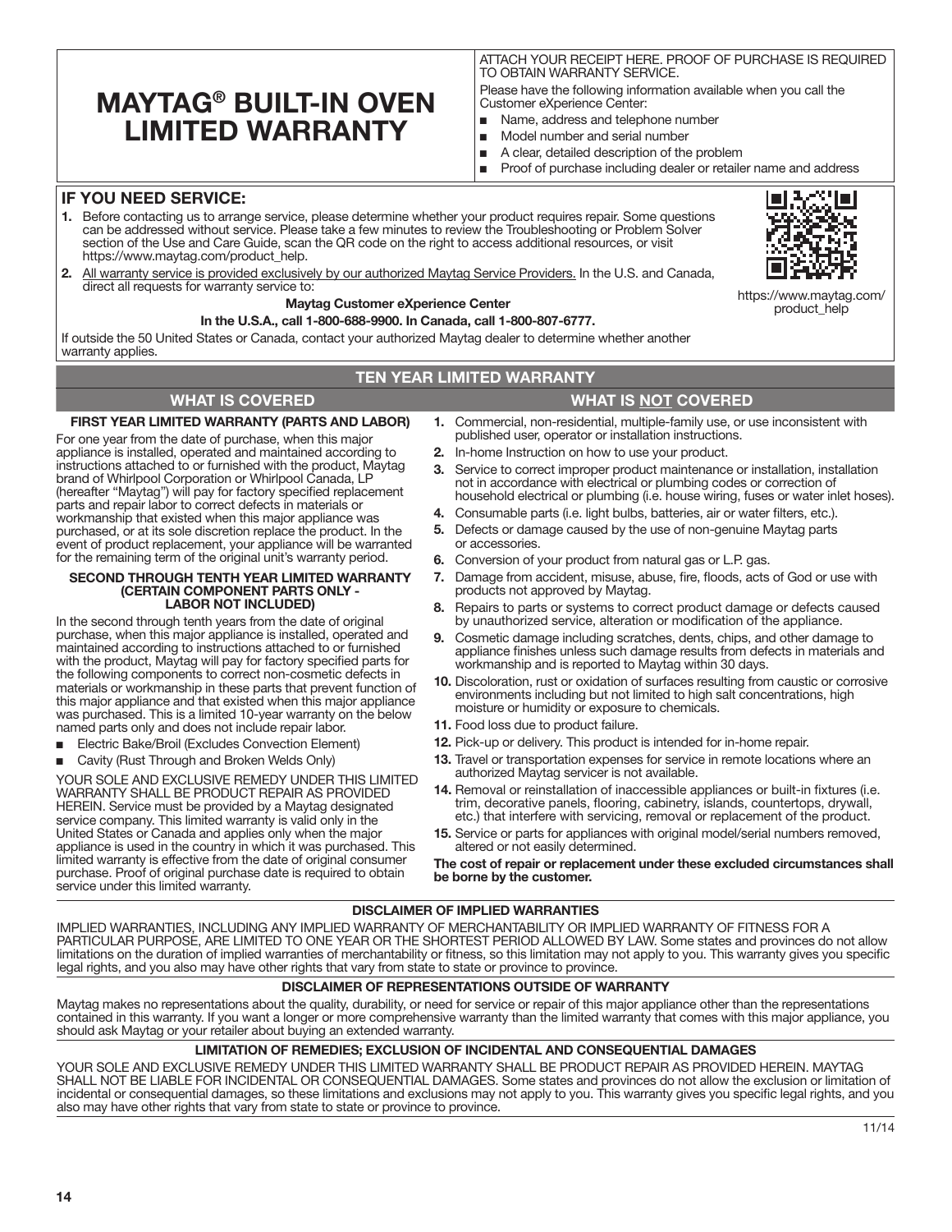# MAYTAG® BUILT-IN OVEN LIMITED WARRANTY

ATTACH YOUR RECEIPT HERE. PROOF OF PURCHASE IS REQUIRED TO OBTAIN WARRANTY SERVICE.

Please have the following information available when you call the Customer eXperience Center:

- Name, address and telephone number
- Model number and serial number
- A clear, detailed description of the problem
- Proof of purchase including dealer or retailer name and address

## IF YOU NEED SERVICE:

1. Before contacting us to arrange service, please determine whether your product requires repair. Some questions can be addressed without service. Please take a few minutes to review the Troubleshooting or Problem Solver section of the Use and Care Guide, scan the QR code on the right to access additional resources, or visit https://www.maytag.com/product_help.
2. All warranty service is provided exclusively by our authorized Maytag Service Providers. In the U.S. and Canada, direct all requests for warranty service to:

**Maytag Customer eXperience Center**

**In the U.S.A., call 1-800-688-9900. In Canada, call 1-800-807-6777.**

https://www.maytag.com/product_help

If outside the 50 United States or Canada, contact your authorized Maytag dealer to determine whether another warranty applies.

## TEN YEAR LIMITED WARRANTY

### WHAT IS COVERED

**FIRST YEAR LIMITED WARRANTY (PARTS AND LABOR)**

For one year from the date of purchase, when this major appliance is installed, operated and maintained according to instructions attached to or furnished with the product, Maytag brand of Whirlpool Corporation or Whirlpool Canada, LP (hereafter "Maytag") will pay for factory specified replacement parts and repair labor to correct defects in materials or workmanship that existed when this major appliance was purchased, or at its sole discretion replace the product. In the event of product replacement, your appliance will be warranted for the remaining term of the original unit's warranty period.

**SECOND THROUGH TENTH YEAR LIMITED WARRANTY (CERTAIN COMPONENT PARTS ONLY - LABOR NOT INCLUDED)**

In the second through tenth years from the date of original purchase, when this major appliance is installed, operated and maintained according to instructions attached to or furnished with the product, Maytag will pay for factory specified parts for the following components to correct non-cosmetic defects in materials or workmanship in these parts that prevent function of this major appliance and that existed when this major appliance was purchased. This is a limited 10-year warranty on the below named parts only and does not include repair labor.

- Electric Bake/Broil (Excludes Convection Element)
- Cavity (Rust Through and Broken Welds Only)

YOUR SOLE AND EXCLUSIVE REMEDY UNDER THIS LIMITED WARRANTY SHALL BE PRODUCT REPAIR AS PROVIDED HEREIN. Service must be provided by a Maytag designated service company. This limited warranty is valid only in the United States or Canada and applies only when the major appliance is used in the country in which it was purchased. This limited warranty is effective from the date of original consumer purchase. Proof of original purchase date is required to obtain service under this limited warranty.

### WHAT IS NOT COVERED

1. Commercial, non-residential, multiple-family use, or use inconsistent with published user, operator or installation instructions.
2. In-home Instruction on how to use your product.
3. Service to correct improper product maintenance or installation, installation not in accordance with electrical or plumbing codes or correction of household electrical or plumbing (i.e. house wiring, fuses or water inlet hoses).
4. Consumable parts (i.e. light bulbs, batteries, air or water filters, etc.).
5. Defects or damage caused by the use of non-genuine Maytag parts or accessories.
6. Conversion of your product from natural gas or L.P. gas.
7. Damage from accident, misuse, abuse, fire, floods, acts of God or use with products not approved by Maytag.
8. Repairs to parts or systems to correct product damage or defects caused by unauthorized service, alteration or modification of the appliance.
9. Cosmetic damage including scratches, dents, chips, and other damage to appliance finishes unless such damage results from defects in materials and workmanship and is reported to Maytag within 30 days.
10. Discoloration, rust or oxidation of surfaces resulting from caustic or corrosive environments including but not limited to high salt concentrations, high moisture or humidity or exposure to chemicals.
11. Food loss due to product failure.
12. Pick-up or delivery. This product is intended for in-home repair.
13. Travel or transportation expenses for service in remote locations where an authorized Maytag servicer is not available.
14. Removal or reinstallation of inaccessible appliances or built-in fixtures (i.e. trim, decorative panels, flooring, cabinetry, islands, countertops, drywall, etc.) that interfere with servicing, removal or replacement of the product.
15. Service or parts for appliances with original model/serial numbers removed, altered or not easily determined.

**The cost of repair or replacement under these excluded circumstances shall be borne by the customer.**

### DISCLAIMER OF IMPLIED WARRANTIES

IMPLIED WARRANTIES, INCLUDING ANY IMPLIED WARRANTY OF MERCHANTABILITY OR IMPLIED WARRANTY OF FITNESS FOR A PARTICULAR PURPOSE, ARE LIMITED TO ONE YEAR OR THE SHORTEST PERIOD ALLOWED BY LAW. Some states and provinces do not allow limitations on the duration of implied warranties of merchantability or fitness, so this limitation may not apply to you. This warranty gives you specific legal rights, and you also may have other rights that vary from state to state or province to province.

### DISCLAIMER OF REPRESENTATIONS OUTSIDE OF WARRANTY

Maytag makes no representations about the quality, durability, or need for service or repair of this major appliance other than the representations contained in this warranty. If you want a longer or more comprehensive warranty than the limited warranty that comes with this major appliance, you should ask Maytag or your retailer about buying an extended warranty.

### LIMITATION OF REMEDIES; EXCLUSION OF INCIDENTAL AND CONSEQUENTIAL DAMAGES

YOUR SOLE AND EXCLUSIVE REMEDY UNDER THIS LIMITED WARRANTY SHALL BE PRODUCT REPAIR AS PROVIDED HEREIN. MAYTAG SHALL NOT BE LIABLE FOR INCIDENTAL OR CONSEQUENTIAL DAMAGES. Some states and provinces do not allow the exclusion or limitation of incidental or consequential damages, so these limitations and exclusions may not apply to you. This warranty gives you specific legal rights, and you also may have other rights that vary from state to state or province to province.

11/14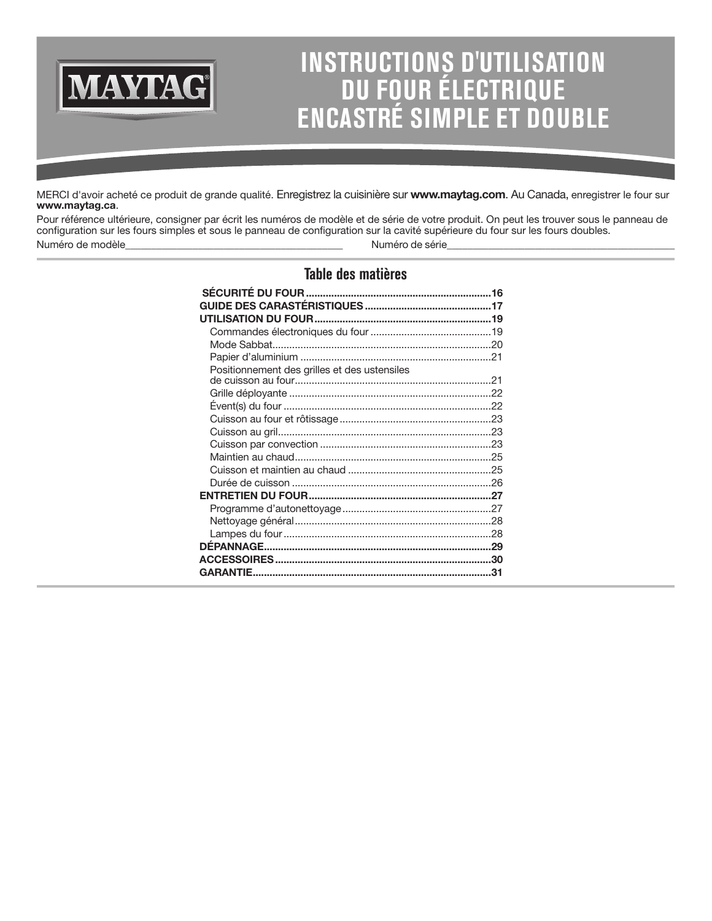MAYTAG

# INSTRUCTIONS D'UTILISATION DU FOUR ÉLECTRIQUE ENCASTRÉ SIMPLE ET DOUBLE

MERCI d'avoir acheté ce produit de grande qualité. Enregistrez la cuisinière sur **www.maytag.com**. Au Canada, enregistrer le four sur **www.maytag.ca**.

Pour référence ultérieure, consigner par écrit les numéros de modèle et de série de votre produit. On peut les trouver sous le panneau de configuration sur les fours simples et sous le panneau de configuration sur la cavité supérieure du four sur les fours doubles.

Numéro de modèle_______________________________________ Numéro de série_______________________________________

## Table des matières

**SÉCURITÉ DU FOUR** .......... **16**
**GUIDE DES CARASTÉRISTIQUES** .......... **17**
**UTILISATION DU FOUR** .......... **19**
- Commandes électroniques du four .......... 19
- Mode Sabbat .......... 20
- Papier d'aluminium .......... 21
- Positionnement des grilles et des ustensiles de cuisson au four .......... 21
- Grille déployante .......... 22
- Évent(s) du four .......... 22
- Cuisson au four et rôtissage .......... 23
- Cuisson au gril .......... 23
- Cuisson par convection .......... 23
- Maintien au chaud .......... 25
- Cuisson et maintien au chaud .......... 25
- Durée de cuisson .......... 26

**ENTRETIEN DU FOUR** .......... **27**
- Programme d'autonettoyage .......... 27
- Nettoyage général .......... 28
- Lampes du four .......... 28

**DÉPANNAGE** .......... **29**
**ACCESSOIRES** .......... **30**
**GARANTIE** .......... **31**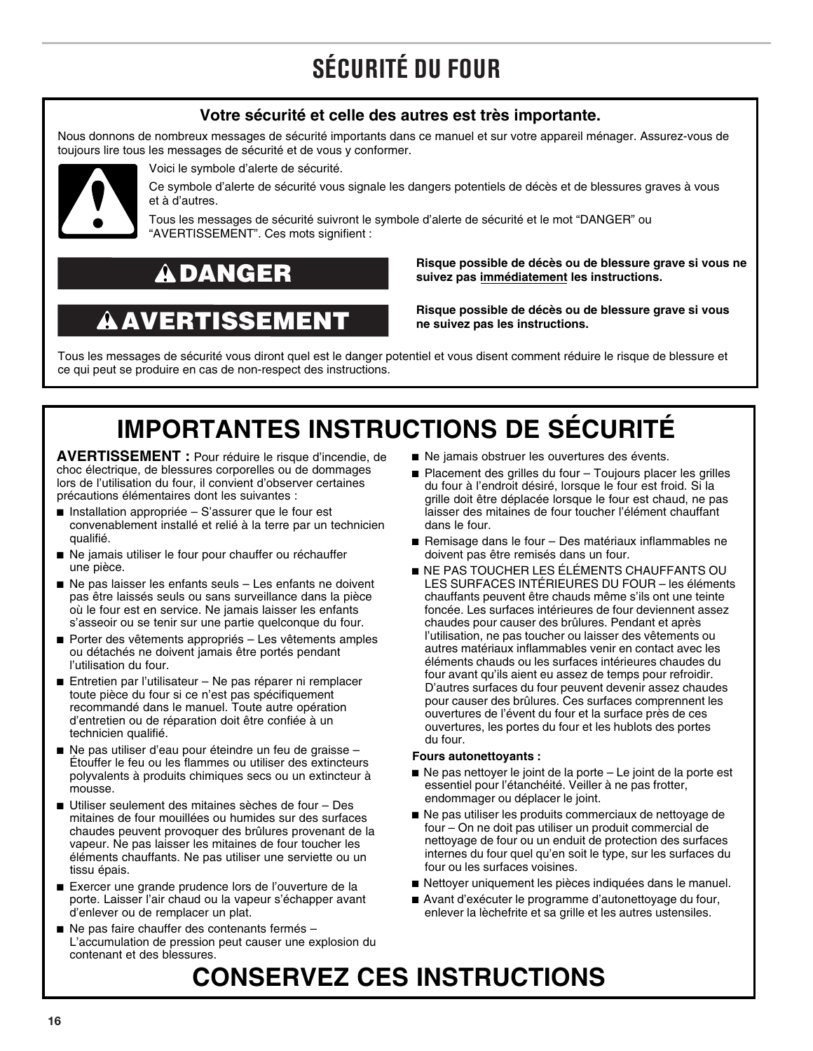# SÉCURITÉ DU FOUR

**Votre sécurité et celle des autres est très importante.**

Nous donnons de nombreux messages de sécurité importants dans ce manuel et sur votre appareil ménager. Assurez-vous de toujours lire tous les messages de sécurité et de vous y conformer.

Voici le symbole d'alerte de sécurité.

Ce symbole d'alerte de sécurité vous signale les dangers potentiels de décès et de blessures graves à vous et à d'autres.

Tous les messages de sécurité suivront le symbole d'alerte de sécurité et le mot “DANGER” ou “AVERTISSEMENT”. Ces mots signifient :

**⚠DANGER** — **Risque possible de décès ou de blessure grave si vous ne suivez pas immédiatement les instructions.**

**⚠AVERTISSEMENT** — **Risque possible de décès ou de blessure grave si vous ne suivez pas les instructions.**

Tous les messages de sécurité vous diront quel est le danger potentiel et vous disent comment réduire le risque de blessure et ce qui peut se produire en cas de non-respect des instructions.

## IMPORTANTES INSTRUCTIONS DE SÉCURITÉ

**AVERTISSEMENT :** Pour réduire le risque d'incendie, de choc électrique, de blessures corporelles ou de dommages lors de l'utilisation du four, il convient d'observer certaines précautions élémentaires dont les suivantes :

- Installation appropriée – S'assurer que le four est convenablement installé et relié à la terre par un technicien qualifié.
- Ne jamais utiliser le four pour chauffer ou réchauffer une pièce.
- Ne pas laisser les enfants seuls – Les enfants ne doivent pas être laissés seuls ou sans surveillance dans la pièce où le four est en service. Ne jamais laisser les enfants s'asseoir ou se tenir sur une partie quelconque du four.
- Porter des vêtements appropriés – Les vêtements amples ou détachés ne doivent jamais être portés pendant l'utilisation du four.
- Entretien par l'utilisateur – Ne pas réparer ni remplacer toute pièce du four si ce n'est pas spécifiquement recommandé dans le manuel. Toute autre opération d'entretien ou de réparation doit être confiée à un technicien qualifié.
- Ne pas utiliser d'eau pour éteindre un feu de graisse – Étouffer le feu ou les flammes ou utiliser des extincteurs polyvalents à produits chimiques secs ou un extincteur à mousse.
- Utiliser seulement des mitaines sèches de four – Des mitaines de four mouillées ou humides sur des surfaces chaudes peuvent provoquer des brûlures provenant de la vapeur. Ne pas laisser les mitaines de four toucher les éléments chauffants. Ne pas utiliser une serviette ou un tissu épais.
- Exercer une grande prudence lors de l'ouverture de la porte. Laisser l'air chaud ou la vapeur s'échapper avant d'enlever ou de remplacer un plat.
- Ne pas faire chauffer des contenants fermés – L'accumulation de pression peut causer une explosion du contenant et des blessures.
- Ne jamais obstruer les ouvertures des évents.
- Placement des grilles du four – Toujours placer les grilles du four à l'endroit désiré, lorsque le four est froid. Si la grille doit être déplacée lorsque le four est chaud, ne pas laisser des mitaines de four toucher l'élément chauffant dans le four.
- Remisage dans le four – Des matériaux inflammables ne doivent pas être remisés dans un four.
- NE PAS TOUCHER LES ÉLÉMENTS CHAUFFANTS OU LES SURFACES INTÉRIEURES DU FOUR – les éléments chauffants peuvent être chauds même s'ils ont une teinte foncée. Les surfaces intérieures de four deviennent assez chaudes pour causer des brûlures. Pendant et après l'utilisation, ne pas toucher ou laisser des vêtements ou autres matériaux inflammables venir en contact avec les éléments chauds ou les surfaces intérieures chaudes du four avant qu'ils aient eu assez de temps pour refroidir. D'autres surfaces du four peuvent devenir assez chaudes pour causer des brûlures. Ces surfaces comprennent les ouvertures de l'évent du four et la surface près de ces ouvertures, les portes du four et les hublots des portes du four.

**Fours autonettoyants :**

- Ne pas nettoyer le joint de la porte – Le joint de la porte est essentiel pour l'étanchéité. Veiller à ne pas frotter, endommager ou déplacer le joint.
- Ne pas utiliser les produits commerciaux de nettoyage de four – On ne doit pas utiliser un produit commercial de nettoyage de four ou un enduit de protection des surfaces internes du four quel qu'en soit le type, sur les surfaces du four ou les surfaces voisines.
- Nettoyer uniquement les pièces indiquées dans le manuel.
- Avant d'exécuter le programme d'autonettoyage du four, enlever la lèchefrite et sa grille et les autres ustensiles.

## CONSERVEZ CES INSTRUCTIONS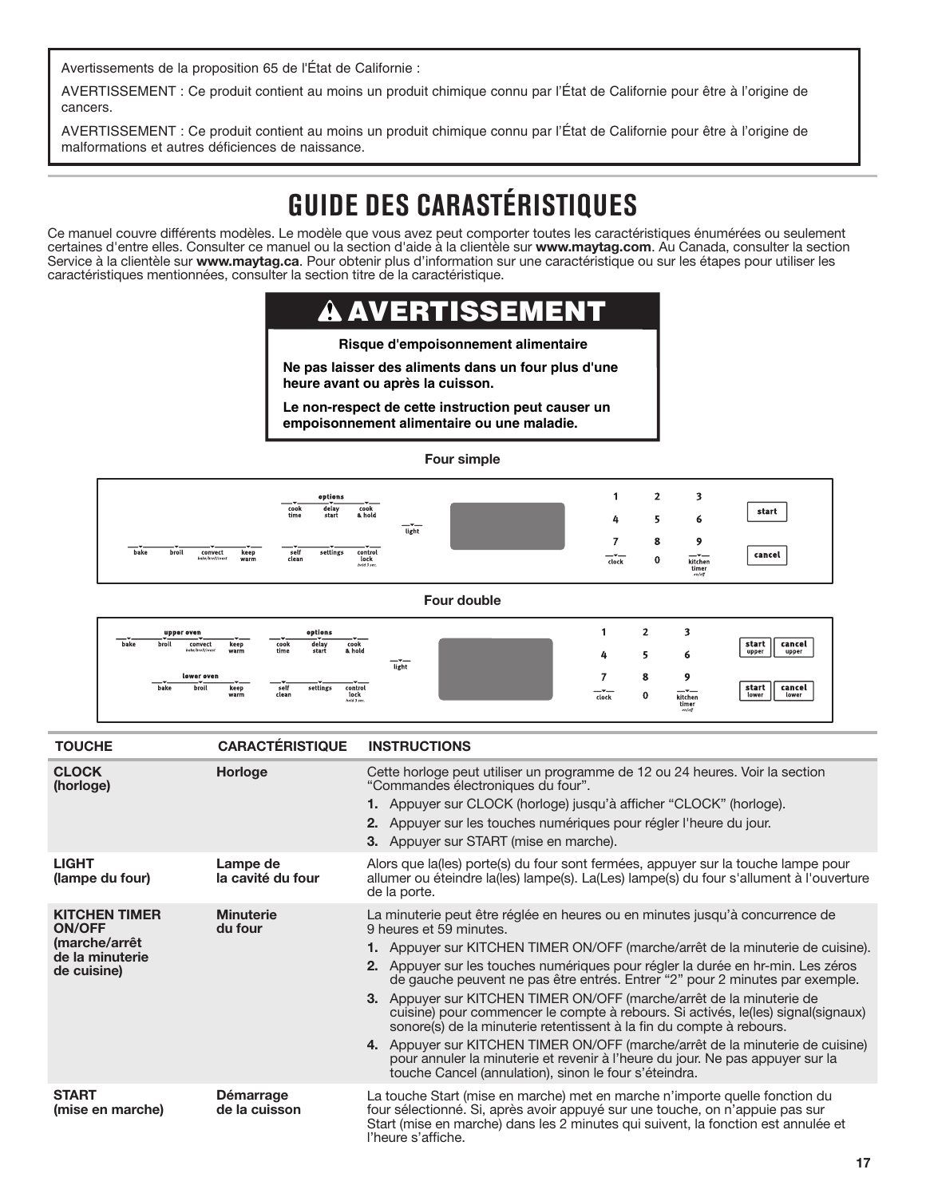Avertissements de la proposition 65 de l'État de Californie :

AVERTISSEMENT : Ce produit contient au moins un produit chimique connu par l'État de Californie pour être à l'origine de cancers.

AVERTISSEMENT : Ce produit contient au moins un produit chimique connu par l'État de Californie pour être à l'origine de malformations et autres déficiences de naissance.

# GUIDE DES CARASTÉRISTIQUES

Ce manuel couvre différents modèles. Le modèle que vous avez peut comporter toutes les caractéristiques énumérées ou seulement certaines d'entre elles. Consulter ce manuel ou la section d'aide à la clientèle sur **www.maytag.com**. Au Canada, consulter la section Service à la clientèle sur **www.maytag.ca**. Pour obtenir plus d'information sur une caractéristique ou sur les étapes pour utiliser les caractéristiques mentionnées, consulter la section titre de la caractéristique.

## ⚠ AVERTISSEMENT

**Risque d'empoisonnement alimentaire**

**Ne pas laisser des aliments dans un four plus d'une heure avant ou après la cuisson.**

**Le non-respect de cette instruction peut causer un empoisonnement alimentaire ou une maladie.**

**Four simple**

options: cook time, delay start, cook & hold; light; bake, broil, convect (bake/broil/roast), keep warm, self clean, settings, control lock (hold 3 sec.); 1 2 3 4 5 6 7 8 9 0; clock; kitchen timer on/off; start; cancel

**Four double**

upper oven: bake, broil, convect (bake/broil/roast), keep warm; lower oven: bake, broil, keep warm; options: cook time, delay start, cook & hold; self clean, settings, control lock (hold 3 sec.); light; 1 2 3 4 5 6 7 8 9 0; clock; kitchen timer on/off; start upper; cancel upper; start lower; cancel lower

| TOUCHE | CARACTÉRISTIQUE | INSTRUCTIONS |
|---|---|---|
| **CLOCK (horloge)** | **Horloge** | Cette horloge peut utiliser un programme de 12 ou 24 heures. Voir la section “Commandes électroniques du four”.<br>**1.** Appuyer sur CLOCK (horloge) jusqu'à afficher “CLOCK” (horloge).<br>**2.** Appuyer sur les touches numériques pour régler l'heure du jour.<br>**3.** Appuyer sur START (mise en marche). |
| **LIGHT (lampe du four)** | **Lampe de la cavité du four** | Alors que la(les) porte(s) du four sont fermées, appuyer sur la touche lampe pour allumer ou éteindre la(les) lampe(s). La(Les) lampe(s) du four s'allument à l'ouverture de la porte. |
| **KITCHEN TIMER ON/OFF (marche/arrêt de la minuterie de cuisine)** | **Minuterie du four** | La minuterie peut être réglée en heures ou en minutes jusqu'à concurrence de 9 heures et 59 minutes.<br>**1.** Appuyer sur KITCHEN TIMER ON/OFF (marche/arrêt de la minuterie de cuisine).<br>**2.** Appuyer sur les touches numériques pour régler la durée en hr-min. Les zéros de gauche peuvent ne pas être entrés. Entrer “2” pour 2 minutes par exemple.<br>**3.** Appuyer sur KITCHEN TIMER ON/OFF (marche/arrêt de la minuterie de cuisine) pour commencer le compte à rebours. Si activés, le(les) signal(signaux) sonore(s) de la minuterie retentissent à la fin du compte à rebours.<br>**4.** Appuyer sur KITCHEN TIMER ON/OFF (marche/arrêt de la minuterie de cuisine) pour annuler la minuterie et revenir à l'heure du jour. Ne pas appuyer sur la touche Cancel (annulation), sinon le four s'éteindra. |
| **START (mise en marche)** | **Démarrage de la cuisson** | La touche Start (mise en marche) met en marche n'importe quelle fonction du four sélectionné. Si, après avoir appuyé sur une touche, on n'appuie pas sur Start (mise en marche) dans les 2 minutes qui suivent, la fonction est annulée et l'heure s'affiche. |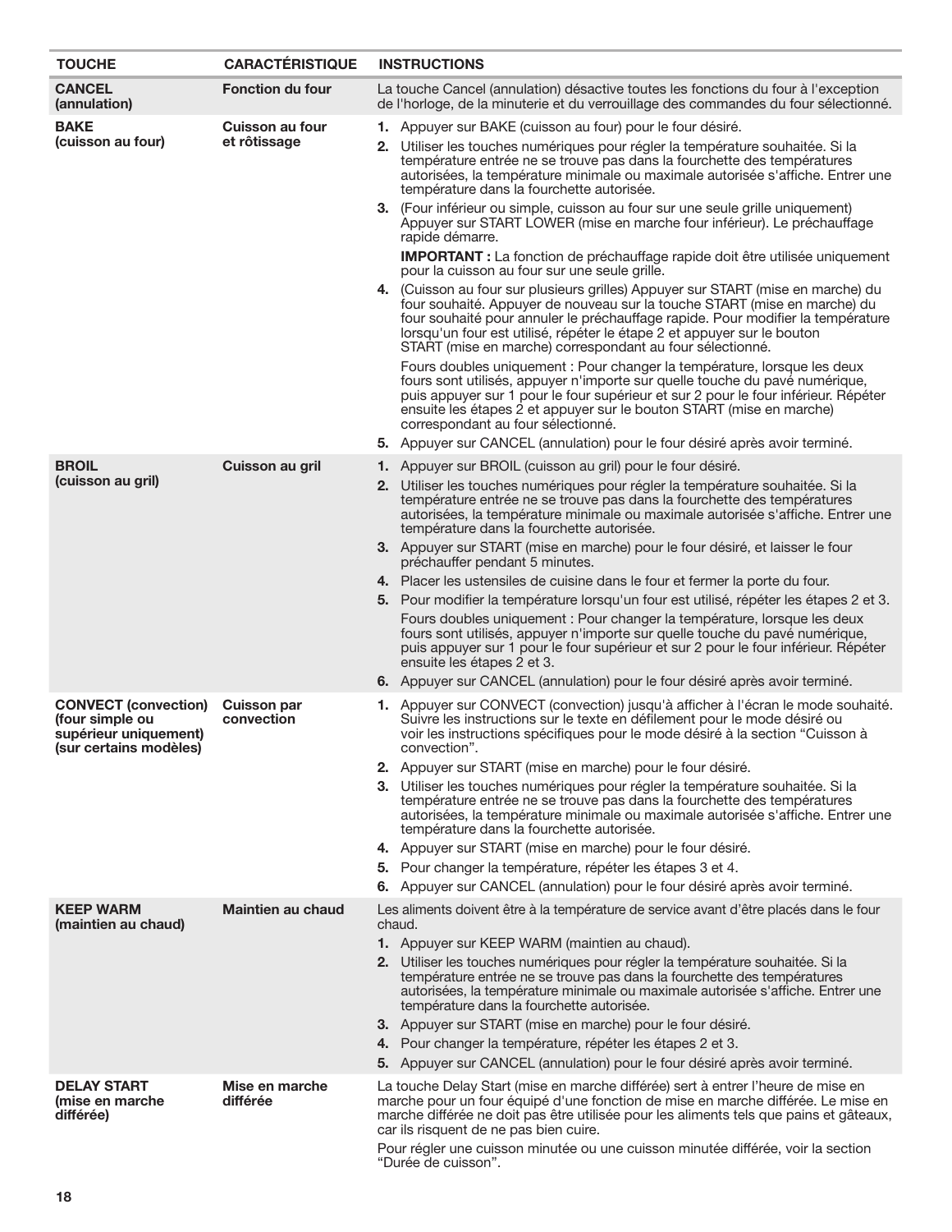| TOUCHE | CARACTÉRISTIQUE | INSTRUCTIONS |
|---|---|---|
| **CANCEL (annulation)** | **Fonction du four** | La touche Cancel (annulation) désactive toutes les fonctions du four à l'exception de l'horloge, de la minuterie et du verrouillage des commandes du four sélectionné. |
| **BAKE (cuisson au four)** | **Cuisson au four et rôtissage** | **1.** Appuyer sur BAKE (cuisson au four) pour le four désiré.<br>**2.** Utiliser les touches numériques pour régler la température souhaitée. Si la température entrée ne se trouve pas dans la fourchette des températures autorisées, la température minimale ou maximale autorisée s'affiche. Entrer une température dans la fourchette autorisée.<br>**3.** (Four inférieur ou simple, cuisson au four sur une seule grille uniquement) Appuyer sur START LOWER (mise en marche four inférieur). Le préchauffage rapide démarre.<br>**IMPORTANT :** La fonction de préchauffage rapide doit être utilisée uniquement pour la cuisson au four sur une seule grille.<br>**4.** (Cuisson au four sur plusieurs grilles) Appuyer sur START (mise en marche) du four souhaité. Appuyer de nouveau sur la touche START (mise en marche) du four souhaité pour annuler le préchauffage rapide. Pour modifier la température lorsqu'un four est utilisé, répéter le étape 2 et appuyer sur le bouton START (mise en marche) correspondant au four sélectionné.<br>Fours doubles uniquement : Pour changer la température, lorsque les deux fours sont utilisés, appuyer n'importe sur quelle touche du pavé numérique, puis appuyer sur 1 pour le four supérieur et sur 2 pour le four inférieur. Répéter ensuite les étapes 2 et appuyer sur le bouton START (mise en marche) correspondant au four sélectionné.<br>**5.** Appuyer sur CANCEL (annulation) pour le four désiré après avoir terminé. |
| **BROIL (cuisson au gril)** | **Cuisson au gril** | **1.** Appuyer sur BROIL (cuisson au gril) pour le four désiré.<br>**2.** Utiliser les touches numériques pour régler la température souhaitée. Si la température entrée ne se trouve pas dans la fourchette des températures autorisées, la température minimale ou maximale autorisée s'affiche. Entrer une température dans la fourchette autorisée.<br>**3.** Appuyer sur START (mise en marche) pour le four désiré, et laisser le four préchauffer pendant 5 minutes.<br>**4.** Placer les ustensiles de cuisine dans le four et fermer la porte du four.<br>**5.** Pour modifier la température lorsqu'un four est utilisé, répéter les étapes 2 et 3.<br>Fours doubles uniquement : Pour changer la température, lorsque les deux fours sont utilisés, appuyer n'importe sur quelle touche du pavé numérique, puis appuyer sur 1 pour le four supérieur et sur 2 pour le four inférieur. Répéter ensuite les étapes 2 et 3.<br>**6.** Appuyer sur CANCEL (annulation) pour le four désiré après avoir terminé. |
| **CONVECT (convection) (four simple ou supérieur uniquement) (sur certains modèles)** | **Cuisson par convection** | **1.** Appuyer sur CONVECT (convection) jusqu'à afficher à l'écran le mode souhaité. Suivre les instructions sur le texte en défilement pour le mode désiré ou voir les instructions spécifiques pour le mode désiré à la section "Cuisson à convection".<br>**2.** Appuyer sur START (mise en marche) pour le four désiré.<br>**3.** Utiliser les touches numériques pour régler la température souhaitée. Si la température entrée ne se trouve pas dans la fourchette des températures autorisées, la température minimale ou maximale autorisée s'affiche. Entrer une température dans la fourchette autorisée.<br>**4.** Appuyer sur START (mise en marche) pour le four désiré.<br>**5.** Pour changer la température, répéter les étapes 3 et 4.<br>**6.** Appuyer sur CANCEL (annulation) pour le four désiré après avoir terminé. |
| **KEEP WARM (maintien au chaud)** | **Maintien au chaud** | Les aliments doivent être à la température de service avant d'être placés dans le four chaud.<br>**1.** Appuyer sur KEEP WARM (maintien au chaud).<br>**2.** Utiliser les touches numériques pour régler la température souhaitée. Si la température entrée ne se trouve pas dans la fourchette des températures autorisées, la température minimale ou maximale autorisée s'affiche. Entrer une température dans la fourchette autorisée.<br>**3.** Appuyer sur START (mise en marche) pour le four désiré.<br>**4.** Pour changer la température, répéter les étapes 2 et 3.<br>**5.** Appuyer sur CANCEL (annulation) pour le four désiré après avoir terminé. |
| **DELAY START (mise en marche différée)** | **Mise en marche différée** | La touche Delay Start (mise en marche différée) sert à entrer l'heure de mise en marche pour un four équipé d'une fonction de mise en marche différée. Le mise en marche différée ne doit pas être utilisée pour les aliments tels que pains et gâteaux, car ils risquent de ne pas bien cuire.<br>Pour régler une cuisson minutée ou une cuisson minutée différée, voir la section "Durée de cuisson". |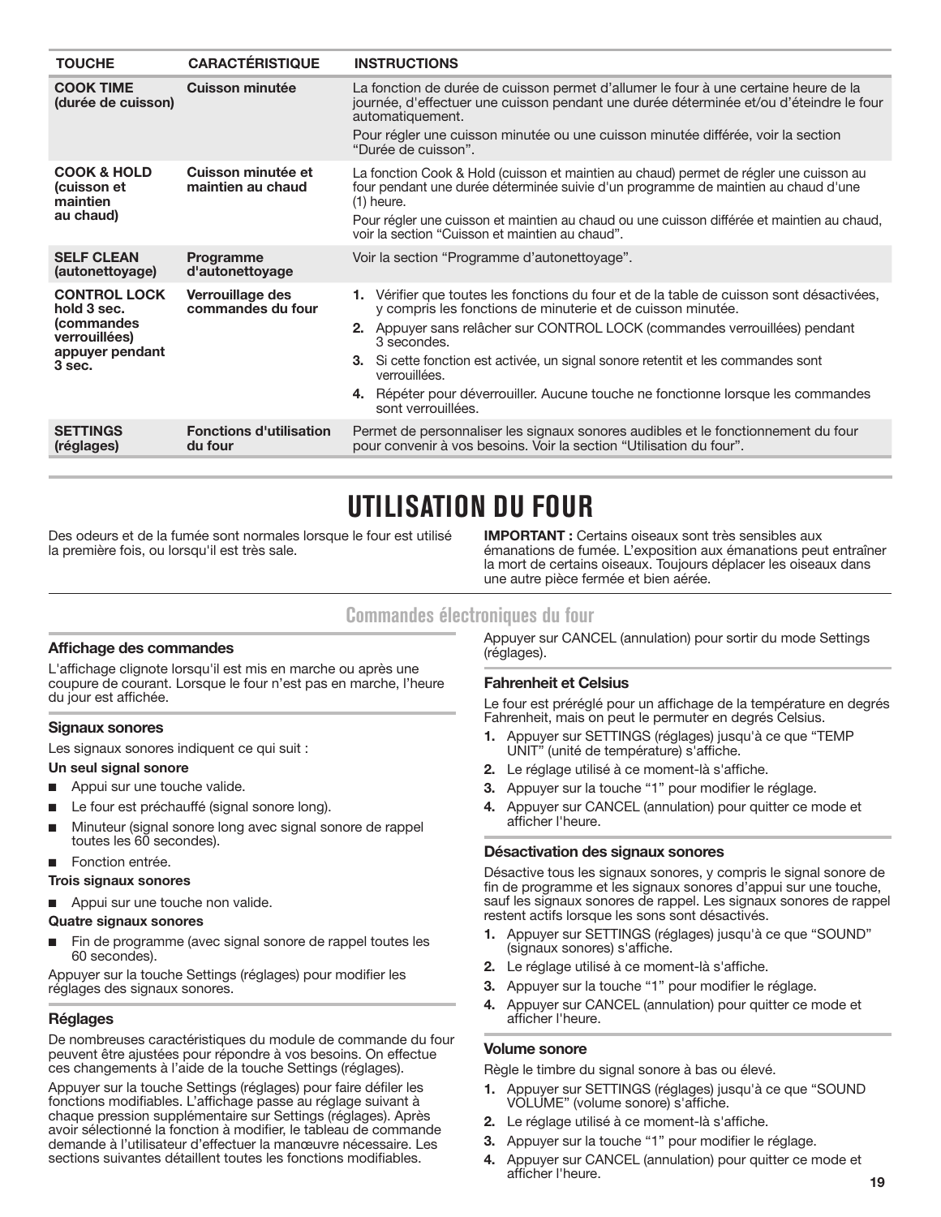| TOUCHE | CARACTÉRISTIQUE | INSTRUCTIONS |
|---|---|---|
| **COOK TIME (durée de cuisson)** | **Cuisson minutée** | La fonction de durée de cuisson permet d'allumer le four à une certaine heure de la journée, d'effectuer une cuisson pendant une durée déterminée et/ou d'éteindre le four automatiquement.<br>Pour régler une cuisson minutée ou une cuisson minutée différée, voir la section "Durée de cuisson". |
| **COOK & HOLD (cuisson et maintien au chaud)** | **Cuisson minutée et maintien au chaud** | La fonction Cook & Hold (cuisson et maintien au chaud) permet de régler une cuisson au four pendant une durée déterminée suivie d'un programme de maintien au chaud d'une (1) heure.<br>Pour régler une cuisson et maintien au chaud ou une cuisson différée et maintien au chaud, voir la section "Cuisson et maintien au chaud". |
| **SELF CLEAN (autonettoyage)** | **Programme d'autonettoyage** | Voir la section "Programme d'autonettoyage". |
| **CONTROL LOCK hold 3 sec. (commandes verrouillées) appuyer pendant 3 sec.** | **Verrouillage des commandes du four** | **1.** Vérifier que toutes les fonctions du four et de la table de cuisson sont désactivées, y compris les fonctions de minuterie et de cuisson minutée.<br>**2.** Appuyer sans relâcher sur CONTROL LOCK (commandes verrouillées) pendant 3 secondes.<br>**3.** Si cette fonction est activée, un signal sonore retentit et les commandes sont verrouillées.<br>**4.** Répéter pour déverrouiller. Aucune touche ne fonctionne lorsque les commandes sont verrouillées. |
| **SETTINGS (réglages)** | **Fonctions d'utilisation du four** | Permet de personnaliser les signaux sonores audibles et le fonctionnement du four pour convenir à vos besoins. Voir la section "Utilisation du four". |

# UTILISATION DU FOUR

Des odeurs et de la fumée sont normales lorsque le four est utilisé la première fois, ou lorsqu'il est très sale.

**IMPORTANT :** Certains oiseaux sont très sensibles aux émanations de fumée. L'exposition aux émanations peut entraîner la mort de certains oiseaux. Toujours déplacer les oiseaux dans une autre pièce fermée et bien aérée.

## Commandes électroniques du four

### Affichage des commandes

L'affichage clignote lorsqu'il est mis en marche ou après une coupure de courant. Lorsque le four n'est pas en marche, l'heure du jour est affichée.

### Signaux sonores

Les signaux sonores indiquent ce qui suit :

**Un seul signal sonore**

- Appui sur une touche valide.
- Le four est préchauffé (signal sonore long).
- Minuteur (signal sonore long avec signal sonore de rappel toutes les 60 secondes).
- Fonction entrée.

**Trois signaux sonores**

- Appui sur une touche non valide.

**Quatre signaux sonores**

- Fin de programme (avec signal sonore de rappel toutes les 60 secondes).

Appuyer sur la touche Settings (réglages) pour modifier les réglages des signaux sonores.

### Réglages

De nombreuses caractéristiques du module de commande du four peuvent être ajustées pour répondre à vos besoins. On effectue ces changements à l'aide de la touche Settings (réglages).

Appuyer sur la touche Settings (réglages) pour faire défiler les fonctions modifiables. L'affichage passe au réglage suivant à chaque pression supplémentaire sur Settings (réglages). Après avoir sélectionné la fonction à modifier, le tableau de commande demande à l'utilisateur d'effectuer la manœuvre nécessaire. Les sections suivantes détaillent toutes les fonctions modifiables.

Appuyer sur CANCEL (annulation) pour sortir du mode Settings (réglages).

### Fahrenheit et Celsius

Le four est préréglé pour un affichage de la température en degrés Fahrenheit, mais on peut le permuter en degrés Celsius.

1. Appuyer sur SETTINGS (réglages) jusqu'à ce que "TEMP UNIT" (unité de température) s'affiche.
2. Le réglage utilisé à ce moment-là s'affiche.
3. Appuyer sur la touche "1" pour modifier le réglage.
4. Appuyer sur CANCEL (annulation) pour quitter ce mode et afficher l'heure.

### Désactivation des signaux sonores

Désactive tous les signaux sonores, y compris le signal sonore de fin de programme et les signaux sonores d'appui sur une touche, sauf les signaux sonores de rappel. Les signaux sonores de rappel restent actifs lorsque les sons sont désactivés.

1. Appuyer sur SETTINGS (réglages) jusqu'à ce que "SOUND" (signaux sonores) s'affiche.
2. Le réglage utilisé à ce moment-là s'affiche.
3. Appuyer sur la touche "1" pour modifier le réglage.
4. Appuyer sur CANCEL (annulation) pour quitter ce mode et afficher l'heure.

### Volume sonore

Règle le timbre du signal sonore à bas ou élevé.

1. Appuyer sur SETTINGS (réglages) jusqu'à ce que "SOUND VOLUME" (volume sonore) s'affiche.
2. Le réglage utilisé à ce moment-là s'affiche.
3. Appuyer sur la touche "1" pour modifier le réglage.
4. Appuyer sur CANCEL (annulation) pour quitter ce mode et afficher l'heure.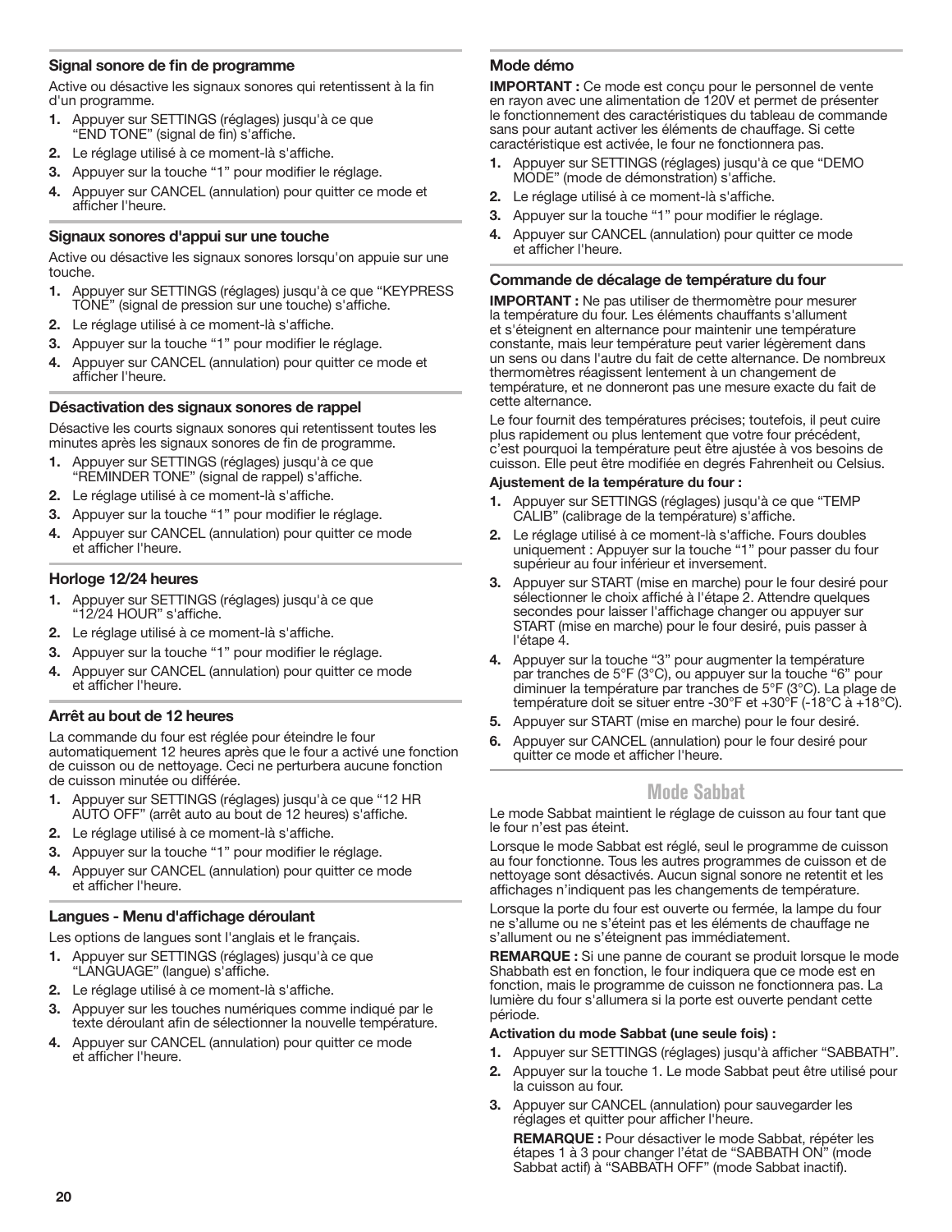### Signal sonore de fin de programme

Active ou désactive les signaux sonores qui retentissent à la fin d'un programme.

1. Appuyer sur SETTINGS (réglages) jusqu'à ce que "END TONE" (signal de fin) s'affiche.
2. Le réglage utilisé à ce moment-là s'affiche.
3. Appuyer sur la touche "1" pour modifier le réglage.
4. Appuyer sur CANCEL (annulation) pour quitter ce mode et afficher l'heure.

### Signaux sonores d'appui sur une touche

Active ou désactive les signaux sonores lorsqu'on appuie sur une touche.

1. Appuyer sur SETTINGS (réglages) jusqu'à ce que "KEYPRESS TONE" (signal de pression sur une touche) s'affiche.
2. Le réglage utilisé à ce moment-là s'affiche.
3. Appuyer sur la touche "1" pour modifier le réglage.
4. Appuyer sur CANCEL (annulation) pour quitter ce mode et afficher l'heure.

### Désactivation des signaux sonores de rappel

Désactive les courts signaux sonores qui retentissent toutes les minutes après les signaux sonores de fin de programme.

1. Appuyer sur SETTINGS (réglages) jusqu'à ce que "REMINDER TONE" (signal de rappel) s'affiche.
2. Le réglage utilisé à ce moment-là s'affiche.
3. Appuyer sur la touche "1" pour modifier le réglage.
4. Appuyer sur CANCEL (annulation) pour quitter ce mode et afficher l'heure.

### Horloge 12/24 heures

1. Appuyer sur SETTINGS (réglages) jusqu'à ce que "12/24 HOUR" s'affiche.
2. Le réglage utilisé à ce moment-là s'affiche.
3. Appuyer sur la touche "1" pour modifier le réglage.
4. Appuyer sur CANCEL (annulation) pour quitter ce mode et afficher l'heure.

### Arrêt au bout de 12 heures

La commande du four est réglée pour éteindre le four automatiquement 12 heures après que le four a activé une fonction de cuisson ou de nettoyage. Ceci ne perturbera aucune fonction de cuisson minutée ou différée.

1. Appuyer sur SETTINGS (réglages) jusqu'à ce que "12 HR AUTO OFF" (arrêt auto au bout de 12 heures) s'affiche.
2. Le réglage utilisé à ce moment-là s'affiche.
3. Appuyer sur la touche "1" pour modifier le réglage.
4. Appuyer sur CANCEL (annulation) pour quitter ce mode et afficher l'heure.

### Langues - Menu d'affichage déroulant

Les options de langues sont l'anglais et le français.

1. Appuyer sur SETTINGS (réglages) jusqu'à ce que "LANGUAGE" (langue) s'affiche.
2. Le réglage utilisé à ce moment-là s'affiche.
3. Appuyer sur les touches numériques comme indiqué par le texte déroulant afin de sélectionner la nouvelle température.
4. Appuyer sur CANCEL (annulation) pour quitter ce mode et afficher l'heure.

### Mode démo

**IMPORTANT :** Ce mode est conçu pour le personnel de vente en rayon avec une alimentation de 120V et permet de présenter le fonctionnement des caractéristiques du tableau de commande sans pour autant activer les éléments de chauffage. Si cette caractéristique est activée, le four ne fonctionnera pas.

1. Appuyer sur SETTINGS (réglages) jusqu'à ce que "DEMO MODE" (mode de démonstration) s'affiche.
2. Le réglage utilisé à ce moment-là s'affiche.
3. Appuyer sur la touche "1" pour modifier le réglage.
4. Appuyer sur CANCEL (annulation) pour quitter ce mode et afficher l'heure.

### Commande de décalage de température du four

**IMPORTANT :** Ne pas utiliser de thermomètre pour mesurer la température du four. Les éléments chauffants s'allument et s'éteignent en alternance pour maintenir une température constante, mais leur température peut varier légèrement dans un sens ou dans l'autre du fait de cette alternance. De nombreux thermomètres réagissent lentement à un changement de température, et ne donneront pas une mesure exacte du fait de cette alternance.

Le four fournit des températures précises; toutefois, il peut cuire plus rapidement ou plus lentement que votre four précédent, c'est pourquoi la température peut être ajustée à vos besoins de cuisson. Elle peut être modifiée en degrés Fahrenheit ou Celsius.

**Ajustement de la température du four :**

1. Appuyer sur SETTINGS (réglages) jusqu'à ce que "TEMP CALIB" (calibrage de la température) s'affiche.
2. Le réglage utilisé à ce moment-là s'affiche. Fours doubles uniquement : Appuyer sur la touche "1" pour passer du four supérieur au four inférieur et inversement.
3. Appuyer sur START (mise en marche) pour le four desiré pour sélectionner le choix affiché à l'étape 2. Attendre quelques secondes pour laisser l'affichage changer ou appuyer sur START (mise en marche) pour le four desiré, puis passer à l'étape 4.
4. Appuyer sur la touche "3" pour augmenter la température par tranches de 5°F (3°C), ou appuyer sur la touche "6" pour diminuer la température par tranches de 5°F (3°C). La plage de température doit se situer entre -30°F et +30°F (-18°C à +18°C).
5. Appuyer sur START (mise en marche) pour le four desiré.
6. Appuyer sur CANCEL (annulation) pour le four desiré pour quitter ce mode et afficher l'heure.

## Mode Sabbat

Le mode Sabbat maintient le réglage de cuisson au four tant que le four n'est pas éteint.

Lorsque le mode Sabbat est réglé, seul le programme de cuisson au four fonctionne. Tous les autres programmes de cuisson et de nettoyage sont désactivés. Aucun signal sonore ne retentit et les affichages n'indiquent pas les changements de température.

Lorsque la porte du four est ouverte ou fermée, la lampe du four ne s'allume ou ne s'éteint pas et les éléments de chauffage ne s'allument ou ne s'éteignent pas immédiatement.

**REMARQUE :** Si une panne de courant se produit lorsque le mode Shabbath est en fonction, le four indiquera que ce mode est en fonction, mais le programme de cuisson ne fonctionnera pas. La lumière du four s'allumera si la porte est ouverte pendant cette période.

**Activation du mode Sabbat (une seule fois) :**

1. Appuyer sur SETTINGS (réglages) jusqu'à afficher "SABBATH".
2. Appuyer sur la touche 1. Le mode Sabbat peut être utilisé pour la cuisson au four.
3. Appuyer sur CANCEL (annulation) pour sauvegarder les réglages et quitter pour afficher l'heure.

   **REMARQUE :** Pour désactiver le mode Sabbat, répéter les étapes 1 à 3 pour changer l'état de "SABBATH ON" (mode Sabbat actif) à "SABBATH OFF" (mode Sabbat inactif).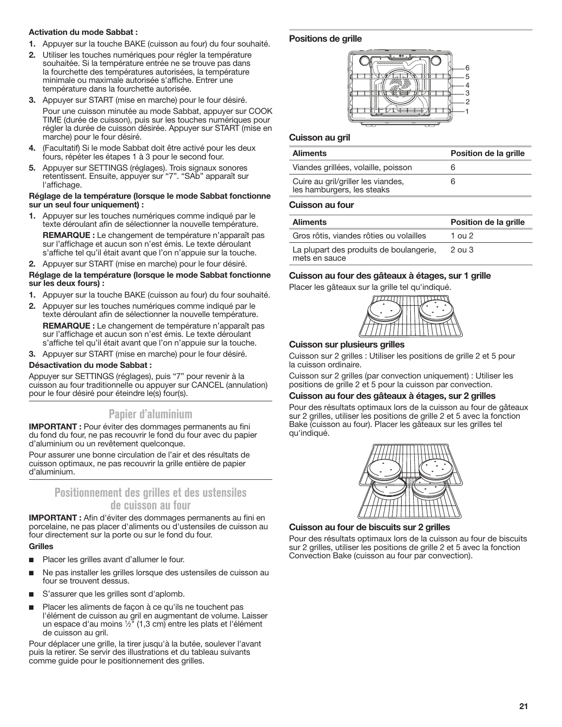**Activation du mode Sabbat :**

1. Appuyer sur la touche BAKE (cuisson au four) du four souhaité.
2. Utiliser les touches numériques pour régler la température souhaitée. Si la température entrée ne se trouve pas dans la fourchette des températures autorisées, la température minimale ou maximale autorisée s'affiche. Entrer une température dans la fourchette autorisée.
3. Appuyer sur START (mise en marche) pour le four désiré.

   Pour une cuisson minutée au mode Sabbat, appuyer sur COOK TIME (durée de cuisson), puis sur les touches numériques pour régler la durée de cuisson désirée. Appuyer sur START (mise en marche) pour le four désiré.
4. (Facultatif) Si le mode Sabbat doit être activé pour les deux fours, répéter les étapes 1 à 3 pour le second four.
5. Appuyer sur SETTINGS (réglages). Trois signaux sonores retentissent. Ensuite, appuyer sur "7". "SAb" apparaît sur l'affichage.

**Réglage de la température (lorsque le mode Sabbat fonctionne sur un seul four uniquement) :**

1. Appuyer sur les touches numériques comme indiqué par le texte déroulant afin de sélectionner la nouvelle température.

   **REMARQUE :** Le changement de température n'apparaît pas sur l'affichage et aucun son n'est émis. Le texte déroulant s'affiche tel qu'il était avant que l'on n'appuie sur la touche.
2. Appuyer sur START (mise en marche) pour le four désiré.

**Réglage de la température (lorsque le mode Sabbat fonctionne sur les deux fours) :**

1. Appuyer sur la touche BAKE (cuisson au four) du four souhaité.
2. Appuyer sur les touches numériques comme indiqué par le texte déroulant afin de sélectionner la nouvelle température.

   **REMARQUE :** Le changement de température n'apparaît pas sur l'affichage et aucun son n'est émis. Le texte déroulant s'affiche tel qu'il était avant que l'on n'appuie sur la touche.
3. Appuyer sur START (mise en marche) pour le four désiré.

**Désactivation du mode Sabbat :**

Appuyer sur SETTINGS (réglages), puis "7" pour revenir à la cuisson au four traditionnelle ou appuyer sur CANCEL (annulation) pour le four désiré pour éteindre le(s) four(s).

## Papier d'aluminium

**IMPORTANT :** Pour éviter des dommages permanents au fini du fond du four, ne pas recouvrir le fond du four avec du papier d'aluminium ou un revêtement quelconque.

Pour assurer une bonne circulation de l'air et des résultats de cuisson optimaux, ne pas recouvrir la grille entière de papier d'aluminium.

## Positionnement des grilles et des ustensiles de cuisson au four

**IMPORTANT :** Afin d'éviter des dommages permanents au fini en porcelaine, ne pas placer d'aliments ou d'ustensiles de cuisson au four directement sur la porte ou sur le fond du four.

**Grilles**

- Placer les grilles avant d'allumer le four.
- Ne pas installer les grilles lorsque des ustensiles de cuisson au four se trouvent dessus.
- S'assurer que les grilles sont d'aplomb.
- Placer les aliments de façon à ce qu'ils ne touchent pas l'élément de cuisson au gril en augmentant de volume. Laisser un espace d'au moins ½" (1,3 cm) entre les plats et l'élément de cuisson au gril.

Pour déplacer une grille, la tirer jusqu'à la butée, soulever l'avant puis la retirer. Se servir des illustrations et du tableau suivants comme guide pour le positionnement des grilles.

**Positions de grille**

6
5
4
3
2
1

**Cuisson au gril**

| Aliments | Position de la grille |
|---|---|
| Viandes grillées, volaille, poisson | 6 |
| Cuire au gril/griller les viandes, les hamburgers, les steaks | 6 |

**Cuisson au four**

| Aliments | Position de la grille |
|---|---|
| Gros rôtis, viandes rôties ou volailles | 1 ou 2 |
| La plupart des produits de boulangerie, mets en sauce | 2 ou 3 |

**Cuisson au four des gâteaux à étages, sur 1 grille**

Placer les gâteaux sur la grille tel qu'indiqué.

**Cuisson sur plusieurs grilles**

Cuisson sur 2 grilles : Utiliser les positions de grille 2 et 5 pour la cuisson ordinaire.

Cuisson sur 2 grilles (par convection uniquement) : Utiliser les positions de grille 2 et 5 pour la cuisson par convection.

**Cuisson au four des gâteaux à étages, sur 2 grilles**

Pour des résultats optimaux lors de la cuisson au four de gâteaux sur 2 grilles, utiliser les positions de grille 2 et 5 avec la fonction Bake (cuisson au four). Placer les gâteaux sur les grilles tel qu'indiqué.

**Cuisson au four de biscuits sur 2 grilles**

Pour des résultats optimaux lors de la cuisson au four de biscuits sur 2 grilles, utiliser les positions de grille 2 et 5 avec la fonction Convection Bake (cuisson au four par convection).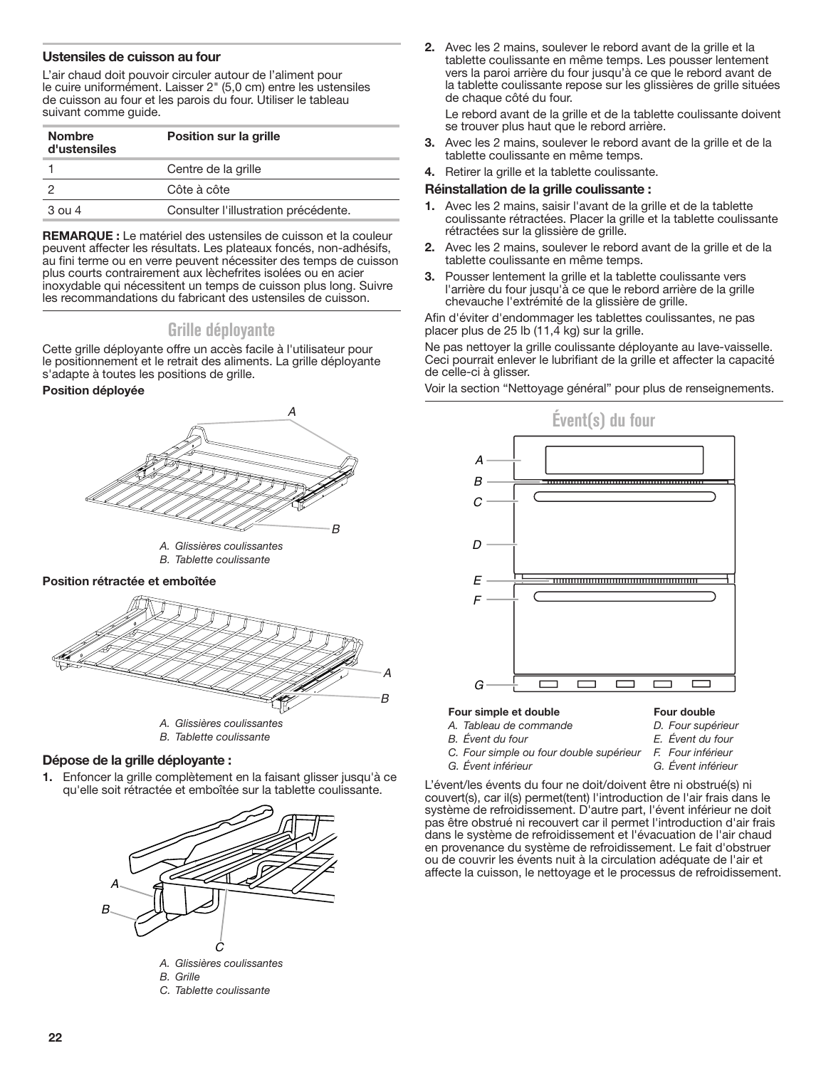### Ustensiles de cuisson au four

L'air chaud doit pouvoir circuler autour de l'aliment pour le cuire uniformément. Laisser 2" (5,0 cm) entre les ustensiles de cuisson au four et les parois du four. Utiliser le tableau suivant comme guide.

| Nombre d'ustensiles | Position sur la grille |
|---|---|
| 1 | Centre de la grille |
| 2 | Côte à côte |
| 3 ou 4 | Consulter l'illustration précédente. |

**REMARQUE :** Le matériel des ustensiles de cuisson et la couleur peuvent affecter les résultats. Les plateaux foncés, non-adhésifs, au fini terne ou en verre peuvent nécessiter des temps de cuisson plus courts contrairement aux lèchefrites isolées ou en acier inoxydable qui nécessitent un temps de cuisson plus long. Suivre les recommandations du fabricant des ustensiles de cuisson.

## Grille déployante

Cette grille déployante offre un accès facile à l'utilisateur pour le positionnement et le retrait des aliments. La grille déployante s'adapte à toutes les positions de grille.

**Position déployée**

*A. Glissières coulissantes*
*B. Tablette coulissante*

**Position rétractée et emboîtée**

*A. Glissières coulissantes*
*B. Tablette coulissante*

### Dépose de la grille déployante :

1. Enfoncer la grille complètement en la faisant glisser jusqu'à ce qu'elle soit rétractée et emboîtée sur la tablette coulissante.

*A. Glissières coulissantes*
*B. Grille*
*C. Tablette coulissante*

2. Avec les 2 mains, soulever le rebord avant de la grille et la tablette coulissante en même temps. Les pousser lentement vers la paroi arrière du four jusqu'à ce que le rebord avant de la tablette coulissante repose sur les glissières de grille situées de chaque côté du four.

   Le rebord avant de la grille et de la tablette coulissante doivent se trouver plus haut que le rebord arrière.
3. Avec les 2 mains, soulever le rebord avant de la grille et de la tablette coulissante en même temps.
4. Retirer la grille et la tablette coulissante.

**Réinstallation de la grille coulissante :**

1. Avec les 2 mains, saisir l'avant de la grille et de la tablette coulissante rétractées. Placer la grille et la tablette coulissante rétractées sur la glissière de grille.
2. Avec les 2 mains, soulever le rebord avant de la grille et de la tablette coulissante en même temps.
3. Pousser lentement la grille et la tablette coulissante vers l'arrière du four jusqu'à ce que le rebord arrière de la grille chevauche l'extrémité de la glissière de grille.

Afin d'éviter d'endommager les tablettes coulissantes, ne pas placer plus de 25 lb (11,4 kg) sur la grille.

Ne pas nettoyer la grille coulissante déployante au lave-vaisselle. Ceci pourrait enlever le lubrifiant de la grille et affecter la capacité de celle-ci à glisser.

Voir la section "Nettoyage général" pour plus de renseignements.

## Évent(s) du four

**Four simple et double**
*A. Tableau de commande*
*B. Évent du four*
*C. Four simple ou four double supérieur*
*G. Évent inférieur*

**Four double**
*D. Four supérieur*
*E. Évent du four*
*F. Four inférieur*
*G. Évent inférieur*

L'évent/les évents du four ne doit/doivent être ni obstrué(s) ni couvert(s), car il(s) permet(tent) l'introduction de l'air frais dans le système de refroidissement. D'autre part, l'évent inférieur ne doit pas être obstrué ni recouvert car il permet l'introduction d'air frais dans le système de refroidissement et l'évacuation de l'air chaud en provenance du système de refroidissement. Le fait d'obstruer ou de couvrir les évents nuit à la circulation adéquate de l'air et affecte la cuisson, le nettoyage et le processus de refroidissement.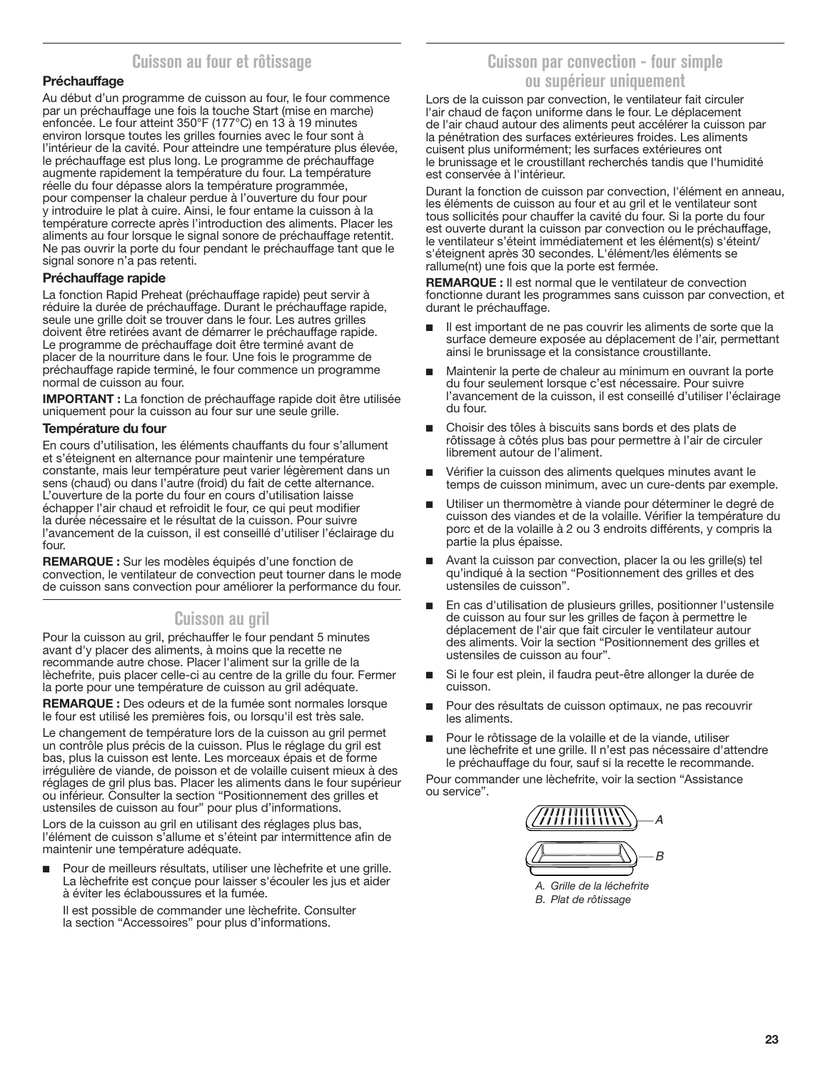## Cuisson au four et rôtissage

### Préchauffage

Au début d'un programme de cuisson au four, le four commence par un préchauffage une fois la touche Start (mise en marche) enfoncée. Le four atteint 350°F (177°C) en 13 à 19 minutes environ lorsque toutes les grilles fournies avec le four sont à l'intérieur de la cavité. Pour atteindre une température plus élevée, le préchauffage est plus long. Le programme de préchauffage augmente rapidement la température du four. La température réelle du four dépasse alors la température programmée, pour compenser la chaleur perdue à l'ouverture du four pour y introduire le plat à cuire. Ainsi, le four entame la cuisson à la température correcte après l'introduction des aliments. Placer les aliments au four lorsque le signal sonore de préchauffage retentit. Ne pas ouvrir la porte du four pendant le préchauffage tant que le signal sonore n'a pas retenti.

### Préchauffage rapide

La fonction Rapid Preheat (préchauffage rapide) peut servir à réduire la durée de préchauffage. Durant le préchauffage rapide, seule une grille doit se trouver dans le four. Les autres grilles doivent être retirées avant de démarrer le préchauffage rapide. Le programme de préchauffage doit être terminé avant de placer de la nourriture dans le four. Une fois le programme de préchauffage rapide terminé, le four commence un programme normal de cuisson au four.

**IMPORTANT :** La fonction de préchauffage rapide doit être utilisée uniquement pour la cuisson au four sur une seule grille.

### Température du four

En cours d'utilisation, les éléments chauffants du four s'allument et s'éteignent en alternance pour maintenir une température constante, mais leur température peut varier légèrement dans un sens (chaud) ou dans l'autre (froid) du fait de cette alternance. L'ouverture de la porte du four en cours d'utilisation laisse échapper l'air chaud et refroidit le four, ce qui peut modifier la durée nécessaire et le résultat de la cuisson. Pour suivre l'avancement de la cuisson, il est conseillé d'utiliser l'éclairage du four.

**REMARQUE :** Sur les modèles équipés d'une fonction de convection, le ventilateur de convection peut tourner dans le mode de cuisson sans convection pour améliorer la performance du four.

## Cuisson au gril

Pour la cuisson au gril, préchauffer le four pendant 5 minutes avant d'y placer des aliments, à moins que la recette ne recommande autre chose. Placer l'aliment sur la grille de la lèchefrite, puis placer celle-ci au centre de la grille du four. Fermer la porte pour une température de cuisson au gril adéquate.

**REMARQUE :** Des odeurs et de la fumée sont normales lorsque le four est utilisé les premières fois, ou lorsqu'il est très sale.

Le changement de température lors de la cuisson au gril permet un contrôle plus précis de la cuisson. Plus le réglage du gril est bas, plus la cuisson est lente. Les morceaux épais et de forme irrégulière de viande, de poisson et de volaille cuisent mieux à des réglages de gril plus bas. Placer les aliments dans le four supérieur ou inférieur. Consulter la section "Positionnement des grilles et ustensiles de cuisson au four" pour plus d'informations.

Lors de la cuisson au gril en utilisant des réglages plus bas, l'élément de cuisson s'allume et s'éteint par intermittence afin de maintenir une température adéquate.

- Pour de meilleurs résultats, utiliser une lèchefrite et une grille. La lèchefrite est conçue pour laisser s'écouler les jus et aider à éviter les éclaboussures et la fumée.

  Il est possible de commander une lèchefrite. Consulter la section "Accessoires" pour plus d'informations.

## Cuisson par convection - four simple ou supérieur uniquement

Lors de la cuisson par convection, le ventilateur fait circuler l'air chaud de façon uniforme dans le four. Le déplacement de l'air chaud autour des aliments peut accélérer la cuisson par la pénétration des surfaces extérieures froides. Les aliments cuisent plus uniformément; les surfaces extérieures ont le brunissage et le croustillant recherchés tandis que l'humidité est conservée à l'intérieur.

Durant la fonction de cuisson par convection, l'élément en anneau, les éléments de cuisson au four et au gril et le ventilateur sont tous sollicités pour chauffer la cavité du four. Si la porte du four est ouverte durant la cuisson par convection ou le préchauffage, le ventilateur s'éteint immédiatement et les élément(s) s'éteint/s'éteignent après 30 secondes. L'élément/les éléments se rallume(nt) une fois que la porte est fermée.

**REMARQUE :** Il est normal que le ventilateur de convection fonctionne durant les programmes sans cuisson par convection, et durant le préchauffage.

- Il est important de ne pas couvrir les aliments de sorte que la surface demeure exposée au déplacement de l'air, permettant ainsi le brunissage et la consistance croustillante.
- Maintenir la perte de chaleur au minimum en ouvrant la porte du four seulement lorsque c'est nécessaire. Pour suivre l'avancement de la cuisson, il est conseillé d'utiliser l'éclairage du four.
- Choisir des tôles à biscuits sans bords et des plats de rôtissage à côtés plus bas pour permettre à l'air de circuler librement autour de l'aliment.
- Vérifier la cuisson des aliments quelques minutes avant le temps de cuisson minimum, avec un cure-dents par exemple.
- Utiliser un thermomètre à viande pour déterminer le degré de cuisson des viandes et de la volaille. Vérifier la température du porc et de la volaille à 2 ou 3 endroits différents, y compris la partie la plus épaisse.
- Avant la cuisson par convection, placer la ou les grille(s) tel qu'indiqué à la section "Positionnement des grilles et des ustensiles de cuisson".
- En cas d'utilisation de plusieurs grilles, positionner l'ustensile de cuisson au four sur les grilles de façon à permettre le déplacement de l'air que fait circuler le ventilateur autour des aliments. Voir la section "Positionnement des grilles et ustensiles de cuisson au four".
- Si le four est plein, il faudra peut-être allonger la durée de cuisson.
- Pour des résultats de cuisson optimaux, ne pas recouvrir les aliments.
- Pour le rôtissage de la volaille et de la viande, utiliser une lèchefrite et une grille. Il n'est pas nécessaire d'attendre le préchauffage du four, sauf si la recette le recommande.

Pour commander une lèchefrite, voir la section "Assistance ou service".

*A. Grille de la léchefrite*
*B. Plat de rôtissage*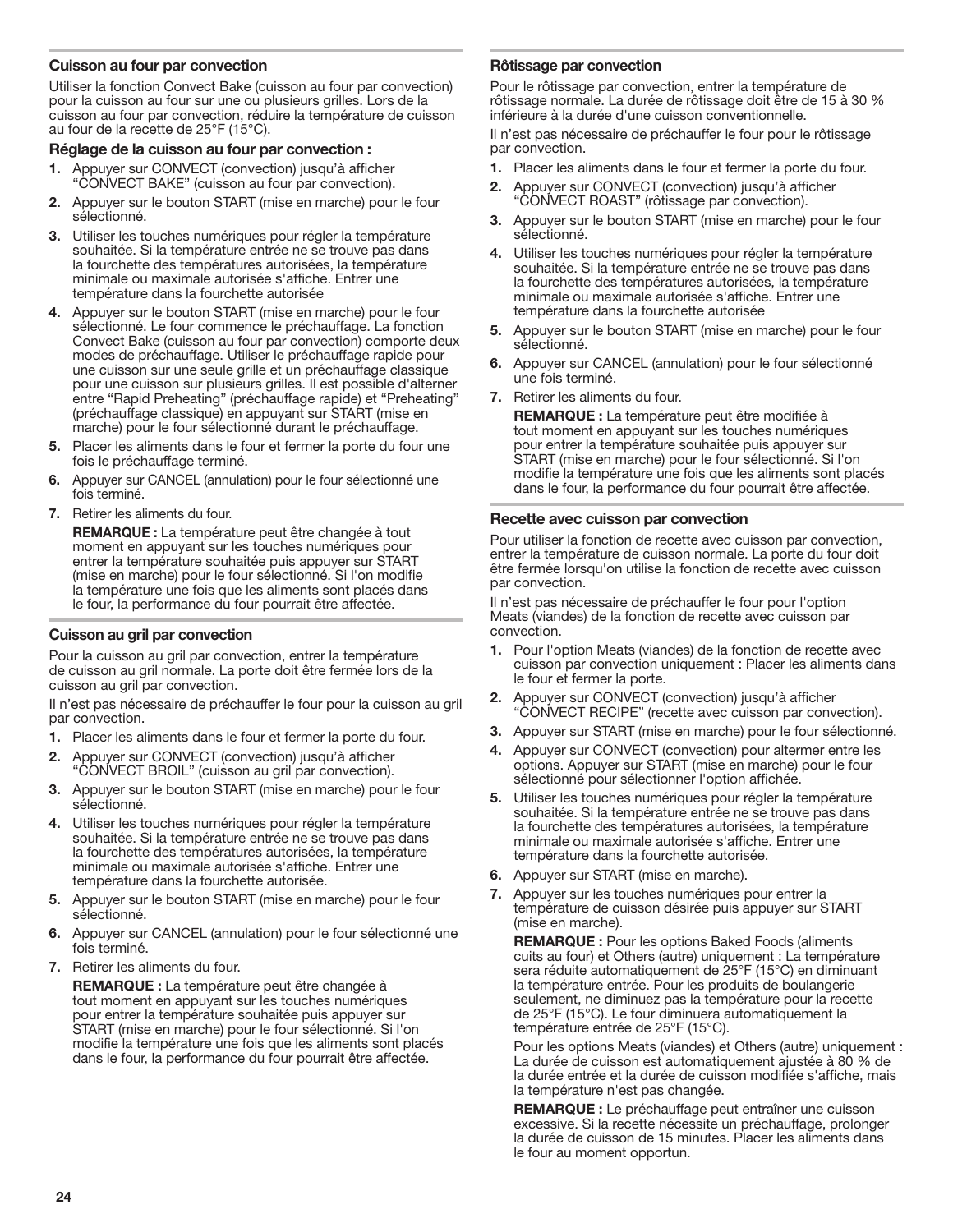### Cuisson au four par convection

Utiliser la fonction Convect Bake (cuisson au four par convection) pour la cuisson au four sur une ou plusieurs grilles. Lors de la cuisson au four par convection, réduire la température de cuisson au four de la recette de 25°F (15°C).

#### Réglage de la cuisson au four par convection :

1. Appuyer sur CONVECT (convection) jusqu'à afficher "CONVECT BAKE" (cuisson au four par convection).
2. Appuyer sur le bouton START (mise en marche) pour le four sélectionné.
3. Utiliser les touches numériques pour régler la température souhaitée. Si la température entrée ne se trouve pas dans la fourchette des températures autorisées, la température minimale ou maximale autorisée s'affiche. Entrer une température dans la fourchette autorisée
4. Appuyer sur le bouton START (mise en marche) pour le four sélectionné. Le four commence le préchauffage. La fonction Convect Bake (cuisson au four par convection) comporte deux modes de préchauffage. Utiliser le préchauffage rapide pour une cuisson sur une seule grille et un préchauffage classique pour une cuisson sur plusieurs grilles. Il est possible d'alterner entre "Rapid Preheating" (préchauffage rapide) et "Preheating" (préchauffage classique) en appuyant sur START (mise en marche) pour le four sélectionné durant le préchauffage.
5. Placer les aliments dans le four et fermer la porte du four une fois le préchauffage terminé.
6. Appuyer sur CANCEL (annulation) pour le four sélectionné une fois terminé.
7. Retirer les aliments du four.

   **REMARQUE :** La température peut être changée à tout moment en appuyant sur les touches numériques pour entrer la température souhaitée puis appuyer sur START (mise en marche) pour le four sélectionné. Si l'on modifie la température une fois que les aliments sont placés dans le four, la performance du four pourrait être affectée.

### Cuisson au gril par convection

Pour la cuisson au gril par convection, entrer la température de cuisson au gril normale. La porte doit être fermée lors de la cuisson au gril par convection.

Il n'est pas nécessaire de préchauffer le four pour la cuisson au gril par convection.

1. Placer les aliments dans le four et fermer la porte du four.
2. Appuyer sur CONVECT (convection) jusqu'à afficher "CONVECT BROIL" (cuisson au gril par convection).
3. Appuyer sur le bouton START (mise en marche) pour le four sélectionné.
4. Utiliser les touches numériques pour régler la température souhaitée. Si la température entrée ne se trouve pas dans la fourchette des températures autorisées, la température minimale ou maximale autorisée s'affiche. Entrer une température dans la fourchette autorisée.
5. Appuyer sur le bouton START (mise en marche) pour le four sélectionné.
6. Appuyer sur CANCEL (annulation) pour le four sélectionné une fois terminé.
7. Retirer les aliments du four.

   **REMARQUE :** La température peut être changée à tout moment en appuyant sur les touches numériques pour entrer la température souhaitée puis appuyer sur START (mise en marche) pour le four sélectionné. Si l'on modifie la température une fois que les aliments sont placés dans le four, la performance du four pourrait être affectée.

### Rôtissage par convection

Pour le rôtissage par convection, entrer la température de rôtissage normale. La durée de rôtissage doit être de 15 à 30 % inférieure à la durée d'une cuisson conventionnelle.

Il n'est pas nécessaire de préchauffer le four pour le rôtissage par convection.

1. Placer les aliments dans le four et fermer la porte du four.
2. Appuyer sur CONVECT (convection) jusqu'à afficher "CONVECT ROAST" (rôtissage par convection).
3. Appuyer sur le bouton START (mise en marche) pour le four sélectionné.
4. Utiliser les touches numériques pour régler la température souhaitée. Si la température entrée ne se trouve pas dans la fourchette des températures autorisées, la température minimale ou maximale autorisée s'affiche. Entrer une température dans la fourchette autorisée
5. Appuyer sur le bouton START (mise en marche) pour le four sélectionné.
6. Appuyer sur CANCEL (annulation) pour le four sélectionné une fois terminé.
7. Retirer les aliments du four.

   **REMARQUE :** La température peut être modifiée à tout moment en appuyant sur les touches numériques pour entrer la température souhaitée puis appuyer sur START (mise en marche) pour le four sélectionné. Si l'on modifie la température une fois que les aliments sont placés dans le four, la performance du four pourrait être affectée.

### Recette avec cuisson par convection

Pour utiliser la fonction de recette avec cuisson par convection, entrer la température de cuisson normale. La porte du four doit être fermée lorsqu'on utilise la fonction de recette avec cuisson par convection.

Il n'est pas nécessaire de préchauffer le four pour l'option Meats (viandes) de la fonction de recette avec cuisson par convection.

1. Pour l'option Meats (viandes) de la fonction de recette avec cuisson par convection uniquement : Placer les aliments dans le four et fermer la porte.
2. Appuyer sur CONVECT (convection) jusqu'à afficher "CONVECT RECIPE" (recette avec cuisson par convection).
3. Appuyer sur START (mise en marche) pour le four sélectionné.
4. Appuyer sur CONVECT (convection) pour altermer entre les options. Appuyer sur START (mise en marche) pour le four sélectionné pour sélectionner l'option affichée.
5. Utiliser les touches numériques pour régler la température souhaitée. Si la température entrée ne se trouve pas dans la fourchette des températures autorisées, la température minimale ou maximale autorisée s'affiche. Entrer une température dans la fourchette autorisée.
6. Appuyer sur START (mise en marche).
7. Appuyer sur les touches numériques pour entrer la température de cuisson désirée puis appuyer sur START (mise en marche).

   **REMARQUE :** Pour les options Baked Foods (aliments cuits au four) et Others (autre) uniquement : La température sera réduite automatiquement de 25°F (15°C) en diminuant la température entrée. Pour les produits de boulangerie seulement, ne diminuez pas la température pour la recette de 25°F (15°C). Le four diminuera automatiquement la température entrée de 25°F (15°C).

   Pour les options Meats (viandes) et Others (autre) uniquement : La durée de cuisson est automatiquement ajustée à 80 % de la durée entrée et la durée de cuisson modifiée s'affiche, mais la température n'est pas changée.

   **REMARQUE :** Le préchauffage peut entraîner une cuisson excessive. Si la recette nécessite un préchauffage, prolonger la durée de cuisson de 15 minutes. Placer les aliments dans le four au moment opportun.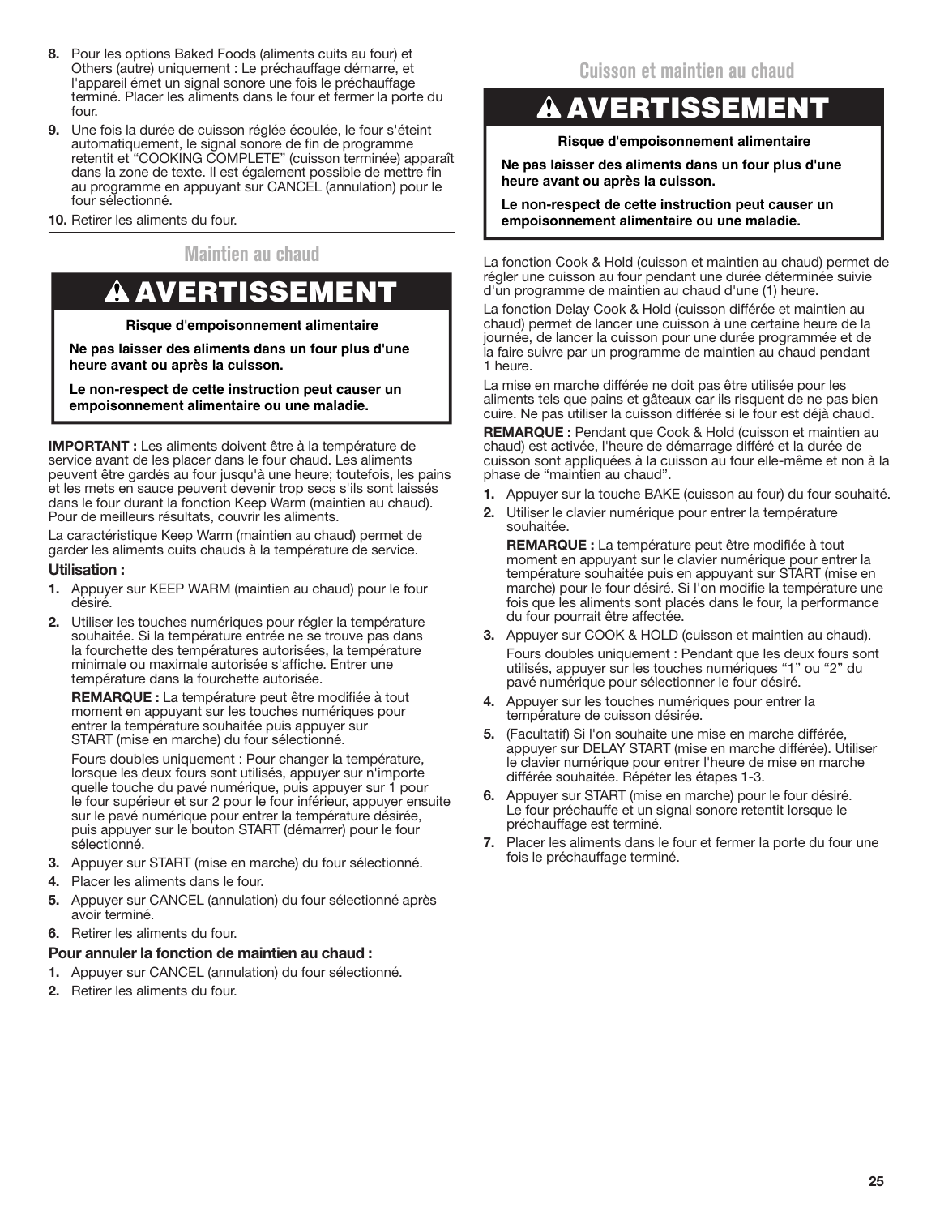8. Pour les options Baked Foods (aliments cuits au four) et Others (autre) uniquement : Le préchauffage démarre, et l'appareil émet un signal sonore une fois le préchauffage terminé. Placer les aliments dans le four et fermer la porte du four.
9. Une fois la durée de cuisson réglée écoulée, le four s'éteint automatiquement, le signal sonore de fin de programme retentit et “COOKING COMPLETE” (cuisson terminée) apparaît dans la zone de texte. Il est également possible de mettre fin au programme en appuyant sur CANCEL (annulation) pour le four sélectionné.
10. Retirer les aliments du four.

## Maintien au chaud

**⚠ AVERTISSEMENT**

**Risque d'empoisonnement alimentaire**

**Ne pas laisser des aliments dans un four plus d'une heure avant ou après la cuisson.**

**Le non-respect de cette instruction peut causer un empoisonnement alimentaire ou une maladie.**

**IMPORTANT :** Les aliments doivent être à la température de service avant de les placer dans le four chaud. Les aliments peuvent être gardés au four jusqu'à une heure; toutefois, les pains et les mets en sauce peuvent devenir trop secs s'ils sont laissés dans le four durant la fonction Keep Warm (maintien au chaud). Pour de meilleurs résultats, couvrir les aliments.

La caractéristique Keep Warm (maintien au chaud) permet de garder les aliments cuits chauds à la température de service.

**Utilisation :**

1. Appuyer sur KEEP WARM (maintien au chaud) pour le four désiré.
2. Utiliser les touches numériques pour régler la température souhaitée. Si la température entrée ne se trouve pas dans la fourchette des températures autorisées, la température minimale ou maximale autorisée s'affiche. Entrer une température dans la fourchette autorisée.

   **REMARQUE :** La température peut être modifiée à tout moment en appuyant sur les touches numériques pour entrer la température souhaitée puis appuyer sur START (mise en marche) du four sélectionné.

   Fours doubles uniquement : Pour changer la température, lorsque les deux fours sont utilisés, appuyer sur n'importe quelle touche du pavé numérique, puis appuyer sur 1 pour le four supérieur et sur 2 pour le four inférieur, appuyer ensuite sur le pavé numérique pour entrer la température désirée, puis appuyer sur le bouton START (démarrer) pour le four sélectionné.
3. Appuyer sur START (mise en marche) du four sélectionné.
4. Placer les aliments dans le four.
5. Appuyer sur CANCEL (annulation) du four sélectionné après avoir terminé.
6. Retirer les aliments du four.

**Pour annuler la fonction de maintien au chaud :**

1. Appuyer sur CANCEL (annulation) du four sélectionné.
2. Retirer les aliments du four.

## Cuisson et maintien au chaud

**⚠ AVERTISSEMENT**

**Risque d'empoisonnement alimentaire**

**Ne pas laisser des aliments dans un four plus d'une heure avant ou après la cuisson.**

**Le non-respect de cette instruction peut causer un empoisonnement alimentaire ou une maladie.**

La fonction Cook & Hold (cuisson et maintien au chaud) permet de régler une cuisson au four pendant une durée déterminée suivie d'un programme de maintien au chaud d'une (1) heure.

La fonction Delay Cook & Hold (cuisson différée et maintien au chaud) permet de lancer une cuisson à une certaine heure de la journée, de lancer la cuisson pour une durée programmée et de la faire suivre par un programme de maintien au chaud pendant 1 heure.

La mise en marche différée ne doit pas être utilisée pour les aliments tels que pains et gâteaux car ils risquent de ne pas bien cuire. Ne pas utiliser la cuisson différée si le four est déjà chaud.

**REMARQUE :** Pendant que Cook & Hold (cuisson et maintien au chaud) est activée, l'heure de démarrage différé et la durée de cuisson sont appliquées à la cuisson au four elle-même et non à la phase de “maintien au chaud”.

1. Appuyer sur la touche BAKE (cuisson au four) du four souhaité.
2. Utiliser le clavier numérique pour entrer la température souhaitée.

   **REMARQUE :** La température peut être modifiée à tout moment en appuyant sur le clavier numérique pour entrer la température souhaitée puis en appuyant sur START (mise en marche) pour le four désiré. Si l'on modifie la température une fois que les aliments sont placés dans le four, la performance du four pourrait être affectée.
3. Appuyer sur COOK & HOLD (cuisson et maintien au chaud).

   Fours doubles uniquement : Pendant que les deux fours sont utilisés, appuyer sur les touches numériques “1” ou “2” du pavé numérique pour sélectionner le four désiré.
4. Appuyer sur les touches numériques pour entrer la température de cuisson désirée.
5. (Facultatif) Si l'on souhaite une mise en marche différée, appuyer sur DELAY START (mise en marche différée). Utiliser le clavier numérique pour entrer l'heure de mise en marche différée souhaitée. Répéter les étapes 1-3.
6. Appuyer sur START (mise en marche) pour le four désiré. Le four préchauffe et un signal sonore retentit lorsque le préchauffage est terminé.
7. Placer les aliments dans le four et fermer la porte du four une fois le préchauffage terminé.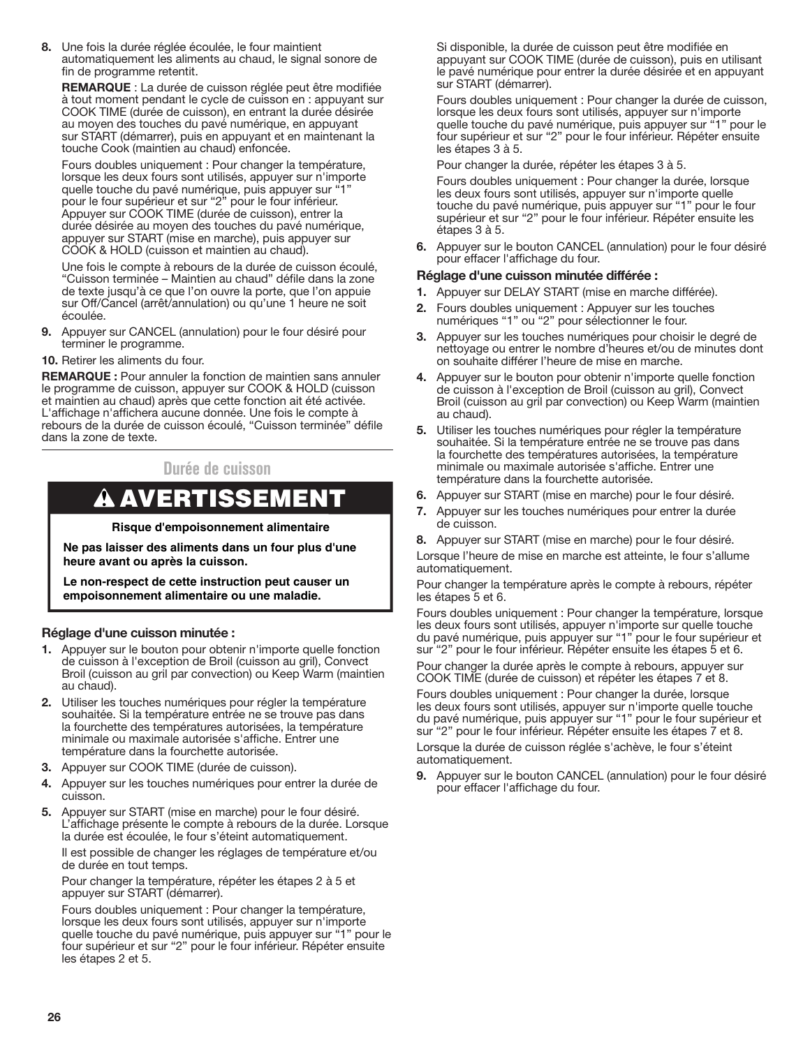8. Une fois la durée réglée écoulée, le four maintient automatiquement les aliments au chaud, le signal sonore de fin de programme retentit.

   **REMARQUE** : La durée de cuisson réglée peut être modifiée à tout moment pendant le cycle de cuisson en : appuyant sur COOK TIME (durée de cuisson), en entrant la durée désirée au moyen des touches du pavé numérique, en appuyant sur START (démarrer), puis en appuyant et en maintenant la touche Cook (maintien au chaud) enfoncée.

   Fours doubles uniquement : Pour changer la température, lorsque les deux fours sont utilisés, appuyer sur n'importe quelle touche du pavé numérique, puis appuyer sur “1” pour le four supérieur et sur “2” pour le four inférieur. Appuyer sur COOK TIME (durée de cuisson), entrer la durée désirée au moyen des touches du pavé numérique, appuyer sur START (mise en marche), puis appuyer sur COOK & HOLD (cuisson et maintien au chaud).

   Une fois le compte à rebours de la durée de cuisson écoulé, “Cuisson terminée – Maintien au chaud” défile dans la zone de texte jusqu’à ce que l’on ouvre la porte, que l’on appuie sur Off/Cancel (arrêt/annulation) ou qu’une 1 heure ne soit écoulée.

9. Appuyer sur CANCEL (annulation) pour le four désiré pour terminer le programme.

10. Retirer les aliments du four.

**REMARQUE :** Pour annuler la fonction de maintien sans annuler le programme de cuisson, appuyer sur COOK & HOLD (cuisson et maintien au chaud) après que cette fonction ait été activée. L'affichage n'affichera aucune donnée. Une fois le compte à rebours de la durée de cuisson écoulé, “Cuisson terminée” défile dans la zone de texte.

## Durée de cuisson

**⚠ AVERTISSEMENT**

**Risque d'empoisonnement alimentaire**

**Ne pas laisser des aliments dans un four plus d'une heure avant ou après la cuisson.**

**Le non-respect de cette instruction peut causer un empoisonnement alimentaire ou une maladie.**

### Réglage d'une cuisson minutée :

1. Appuyer sur le bouton pour obtenir n'importe quelle fonction de cuisson à l'exception de Broil (cuisson au gril), Convect Broil (cuisson au gril par convection) ou Keep Warm (maintien au chaud).
2. Utiliser les touches numériques pour régler la température souhaitée. Si la température entrée ne se trouve pas dans la fourchette des températures autorisées, la température minimale ou maximale autorisée s'affiche. Entrer une température dans la fourchette autorisée.
3. Appuyer sur COOK TIME (durée de cuisson).
4. Appuyer sur les touches numériques pour entrer la durée de cuisson.
5. Appuyer sur START (mise en marche) pour le four désiré. L’affichage présente le compte à rebours de la durée. Lorsque la durée est écoulée, le four s’éteint automatiquement.

   Il est possible de changer les réglages de température et/ou de durée en tout temps.

   Pour changer la température, répéter les étapes 2 à 5 et appuyer sur START (démarrer).

   Fours doubles uniquement : Pour changer la température, lorsque les deux fours sont utilisés, appuyer sur n'importe quelle touche du pavé numérique, puis appuyer sur “1” pour le four supérieur et sur “2” pour le four inférieur. Répéter ensuite les étapes 2 et 5.

   Si disponible, la durée de cuisson peut être modifiée en appuyant sur COOK TIME (durée de cuisson), puis en utilisant le pavé numérique pour entrer la durée désirée et en appuyant sur START (démarrer).

   Fours doubles uniquement : Pour changer la durée de cuisson, lorsque les deux fours sont utilisés, appuyer sur n'importe quelle touche du pavé numérique, puis appuyer sur “1” pour le four supérieur et sur “2” pour le four inférieur. Répéter ensuite les étapes 3 à 5.

   Pour changer la durée, répéter les étapes 3 à 5.

   Fours doubles uniquement : Pour changer la durée, lorsque les deux fours sont utilisés, appuyer sur n'importe quelle touche du pavé numérique, puis appuyer sur “1” pour le four supérieur et sur “2” pour le four inférieur. Répéter ensuite les étapes 3 à 5.
6. Appuyer sur le bouton CANCEL (annulation) pour le four désiré pour effacer l'affichage du four.

### Réglage d'une cuisson minutée différée :

1. Appuyer sur DELAY START (mise en marche différée).
2. Fours doubles uniquement : Appuyer sur les touches numériques “1” ou “2” pour sélectionner le four.
3. Appuyer sur les touches numériques pour choisir le degré de nettoyage ou entrer le nombre d’heures et/ou de minutes dont on souhaite différer l’heure de mise en marche.
4. Appuyer sur le bouton pour obtenir n'importe quelle fonction de cuisson à l'exception de Broil (cuisson au gril), Convect Broil (cuisson au gril par convection) ou Keep Warm (maintien au chaud).
5. Utiliser les touches numériques pour régler la température souhaitée. Si la température entrée ne se trouve pas dans la fourchette des températures autorisées, la température minimale ou maximale autorisée s'affiche. Entrer une température dans la fourchette autorisée.
6. Appuyer sur START (mise en marche) pour le four désiré.
7. Appuyer sur les touches numériques pour entrer la durée de cuisson.
8. Appuyer sur START (mise en marche) pour le four désiré.

Lorsque l’heure de mise en marche est atteinte, le four s’allume automatiquement.

Pour changer la température après le compte à rebours, répéter les étapes 5 et 6.

Fours doubles uniquement : Pour changer la température, lorsque les deux fours sont utilisés, appuyer n'importe sur quelle touche du pavé numérique, puis appuyer sur “1” pour le four supérieur et sur “2” pour le four inférieur. Répéter ensuite les étapes 5 et 6.

Pour changer la durée après le compte à rebours, appuyer sur COOK TIME (durée de cuisson) et répéter les étapes 7 et 8.

Fours doubles uniquement : Pour changer la durée, lorsque les deux fours sont utilisés, appuyer sur n'importe quelle touche du pavé numérique, puis appuyer sur “1” pour le four supérieur et sur “2” pour le four inférieur. Répéter ensuite les étapes 7 et 8.

Lorsque la durée de cuisson réglée s'achève, le four s’éteint automatiquement.

9. Appuyer sur le bouton CANCEL (annulation) pour le four désiré pour effacer l'affichage du four.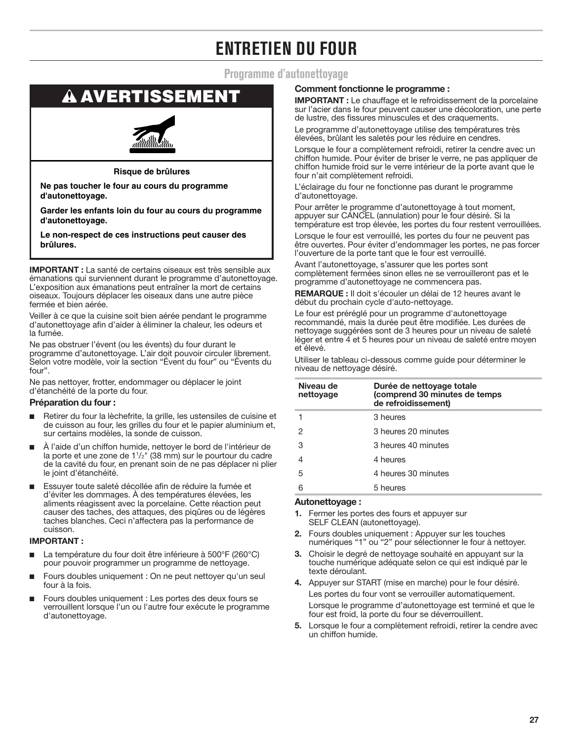# ENTRETIEN DU FOUR

## Programme d'autonettoyage

### ⚠ AVERTISSEMENT

**Risque de brûlures**

**Ne pas toucher le four au cours du programme d'autonettoyage.**

**Garder les enfants loin du four au cours du programme d'autonettoyage.**

**Le non-respect de ces instructions peut causer des brûlures.**

**IMPORTANT :** La santé de certains oiseaux est très sensible aux émanations qui surviennent durant le programme d'autonettoyage. L'exposition aux émanations peut entraîner la mort de certains oiseaux. Toujours déplacer les oiseaux dans une autre pièce fermée et bien aérée.

Veiller à ce que la cuisine soit bien aérée pendant le programme d'autonettoyage afin d'aider à éliminer la chaleur, les odeurs et la fumée.

Ne pas obstruer l'évent (ou les évents) du four durant le programme d'autonettoyage. L'air doit pouvoir circuler librement. Selon votre modèle, voir la section "Évent du four" ou "Évents du four".

Ne pas nettoyer, frotter, endommager ou déplacer le joint d'étanchéité de la porte du four.

### Préparation du four :

- Retirer du four la lèchefrite, la grille, les ustensiles de cuisine et de cuisson au four, les grilles du four et le papier aluminium et, sur certains modèles, la sonde de cuisson.
- À l'aide d'un chiffon humide, nettoyer le bord de l'intérieur de la porte et une zone de 1½" (38 mm) sur le pourtour du cadre de la cavité du four, en prenant soin de ne pas déplacer ni plier le joint d'étanchéité.
- Essuyer toute saleté décollée afin de réduire la fumée et d'éviter les dommages. À des températures élevées, les aliments réagissent avec la porcelaine. Cette réaction peut causer des taches, des attaques, des piqûres ou de légères taches blanches. Ceci n'affectera pas la performance de cuisson.

**IMPORTANT :**

- La température du four doit être inférieure à 500°F (260°C) pour pouvoir programmer un programme de nettoyage.
- Fours doubles uniquement : On ne peut nettoyer qu'un seul four à la fois.
- Fours doubles uniquement : Les portes des deux fours se verrouillent lorsque l'un ou l'autre four exécute le programme d'autonettoyage.

### Comment fonctionne le programme :

**IMPORTANT :** Le chauffage et le refroidissement de la porcelaine sur l'acier dans le four peuvent causer une décoloration, une perte de lustre, des fissures minuscules et des craquements.

Le programme d'autonettoyage utilise des températures très élevées, brûlant les saletés pour les réduire en cendres.

Lorsque le four a complètement refroidi, retirer la cendre avec un chiffon humide. Pour éviter de briser le verre, ne pas appliquer de chiffon humide froid sur le verre intérieur de la porte avant que le four n'ait complètement refroidi.

L'éclairage du four ne fonctionne pas durant le programme d'autonettoyage.

Pour arrêter le programme d'autonettoyage à tout moment, appuyer sur CANCEL (annulation) pour le four désiré. Si la température est trop élevée, les portes du four restent verrouillées.

Lorsque le four est verrouillé, les portes du four ne peuvent pas être ouvertes. Pour éviter d'endommager les portes, ne pas forcer l'ouverture de la porte tant que le four est verrouillé.

Avant l'autonettoyage, s'assurer que les portes sont complètement fermées sinon elles ne se verrouilleront pas et le programme d'autonettoyage ne commencera pas.

**REMARQUE :** Il doit s'écouler un délai de 12 heures avant le début du prochain cycle d'auto-nettoyage.

Le four est préréglé pour un programme d'autonettoyage recommandé, mais la durée peut être modifiée. Les durées de nettoyage suggérées sont de 3 heures pour un niveau de saleté léger et entre 4 et 5 heures pour un niveau de saleté entre moyen et élevé.

Utiliser le tableau ci-dessous comme guide pour déterminer le niveau de nettoyage désiré.

| Niveau de nettoyage | Durée de nettoyage totale (comprend 30 minutes de temps de refroidissement) |
|---|---|
| 1 | 3 heures |
| 2 | 3 heures 20 minutes |
| 3 | 3 heures 40 minutes |
| 4 | 4 heures |
| 5 | 4 heures 30 minutes |
| 6 | 5 heures |

### Autonettoyage :

1. Fermer les portes des fours et appuyer sur SELF CLEAN (autonettoyage).
2. Fours doubles uniquement : Appuyer sur les touches numériques "1" ou "2" pour sélectionner le four à nettoyer.
3. Choisir le degré de nettoyage souhaité en appuyant sur la touche numérique adéquate selon ce qui est indiqué par le texte déroulant.
4. Appuyer sur START (mise en marche) pour le four désiré.

   Les portes du four vont se verrouiller automatiquement.

   Lorsque le programme d'autonettoyage est terminé et que le four est froid, la porte du four se déverrouillent.
5. Lorsque le four a complètement refroidi, retirer la cendre avec un chiffon humide.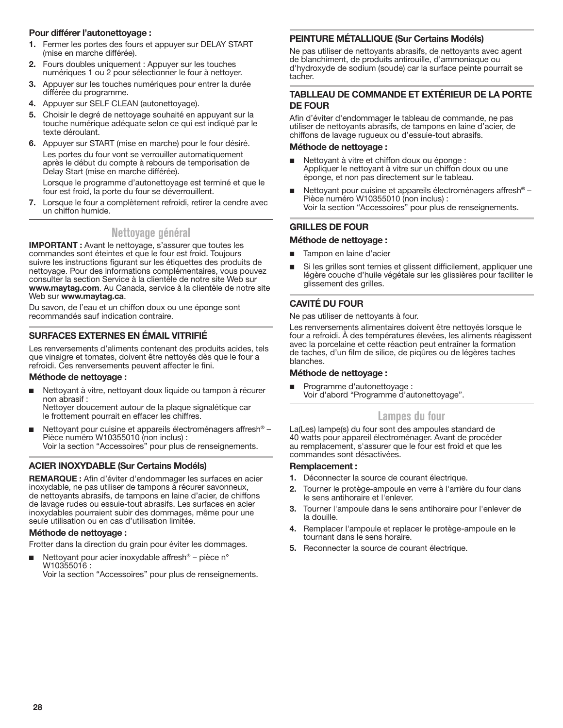**Pour différer l'autonettoyage :**

1. Fermer les portes des fours et appuyer sur DELAY START (mise en marche différée).
2. Fours doubles uniquement : Appuyer sur les touches numériques 1 ou 2 pour sélectionner le four à nettoyer.
3. Appuyer sur les touches numériques pour entrer la durée différée du programme.
4. Appuyer sur SELF CLEAN (autonettoyage).
5. Choisir le degré de nettoyage souhaité en appuyant sur la touche numérique adéquate selon ce qui est indiqué par le texte déroulant.
6. Appuyer sur START (mise en marche) pour le four désiré.

   Les portes du four vont se verrouiller automatiquement après le début du compte à rebours de temporisation de Delay Start (mise en marche différée).

   Lorsque le programme d'autonettoyage est terminé et que le four est froid, la porte du four se déverrouillent.
7. Lorsque le four a complètement refroidi, retirer la cendre avec un chiffon humide.

## Nettoyage général

**IMPORTANT :** Avant le nettoyage, s'assurer que toutes les commandes sont éteintes et que le four est froid. Toujours suivre les instructions figurant sur les étiquettes des produits de nettoyage. Pour des informations complémentaires, vous pouvez consulter la section Service à la clientèle de notre site Web sur **www.maytag.com**. Au Canada, service à la clientèle de notre site Web sur **www.maytag.ca**.

Du savon, de l'eau et un chiffon doux ou une éponge sont recommandés sauf indication contraire.

### SURFACES EXTERNES EN ÉMAIL VITRIFIÉ

Les renversements d'aliments contenant des produits acides, tels que vinaigre et tomates, doivent être nettoyés dès que le four a refroidi. Ces renversements peuvent affecter le fini.

**Méthode de nettoyage :**

- Nettoyant à vitre, nettoyant doux liquide ou tampon à récurer non abrasif :
  Nettoyer doucement autour de la plaque signalétique car le frottement pourrait en effacer les chiffres.
- Nettoyant pour cuisine et appareils électroménagers affresh® – Pièce numéro W10355010 (non inclus) :
  Voir la section "Accessoires" pour plus de renseignements.

### ACIER INOXYDABLE (Sur Certains Modéls)

**REMARQUE :** Afin d'éviter d'endommager les surfaces en acier inoxydable, ne pas utiliser de tampons à récurer savonneux, de nettoyants abrasifs, de tampons en laine d'acier, de chiffons de lavage rudes ou essuie-tout abrasifs. Les surfaces en acier inoxydables pourraient subir des dommages, même pour une seule utilisation ou en cas d'utilisation limitée.

**Méthode de nettoyage :**

Frotter dans la direction du grain pour éviter les dommages.

- Nettoyant pour acier inoxydable affresh® – pièce n° W10355016 :
  Voir la section "Accessoires" pour plus de renseignements.

### PEINTURE MÉTALLIQUE (Sur Certains Modéls)

Ne pas utiliser de nettoyants abrasifs, de nettoyants avec agent de blanchiment, de produits antirouille, d'ammoniaque ou d'hydroxyde de sodium (soude) car la surface peinte pourrait se tacher.

### TABLLEAU DE COMMANDE ET EXTÉRIEUR DE LA PORTE DE FOUR

Afin d'éviter d'endommager le tableau de commande, ne pas utiliser de nettoyants abrasifs, de tampons en laine d'acier, de chiffons de lavage rugueux ou d'essuie-tout abrasifs.

**Méthode de nettoyage :**

- Nettoyant à vitre et chiffon doux ou éponge :
  Appliquer le nettoyant à vitre sur un chiffon doux ou une éponge, et non pas directement sur le tableau.
- Nettoyant pour cuisine et appareils électroménagers affresh® – Pièce numéro W10355010 (non inclus) :
  Voir la section "Accessoires" pour plus de renseignements.

### GRILLES DE FOUR

**Méthode de nettoyage :**

- Tampon en laine d'acier
- Si les grilles sont ternies et glissent difficilement, appliquer une légère couche d'huile végétale sur les glissières pour faciliter le glissement des grilles.

### CAVITÉ DU FOUR

Ne pas utiliser de nettoyants à four.

Les renversements alimentaires doivent être nettoyés lorsque le four a refroidi. À des températures élevées, les aliments réagissent avec la porcelaine et cette réaction peut entraîner la formation de taches, d'un film de silice, de piqûres ou de légères taches blanches.

**Méthode de nettoyage :**

- Programme d'autonettoyage :
  Voir d'abord "Programme d'autonettoyage".

## Lampes du four

La(Les) lampe(s) du four sont des ampoules standard de 40 watts pour appareil électroménager. Avant de procéder au remplacement, s'assurer que le four est froid et que les commandes sont désactivées.

**Remplacement :**

1. Déconnecter la source de courant électrique.
2. Tourner le protège-ampoule en verre à l'arrière du four dans le sens antihoraire et l'enlever.
3. Tourner l'ampoule dans le sens antihoraire pour l'enlever de la douille.
4. Remplacer l'ampoule et replacer le protège-ampoule en le tournant dans le sens horaire.
5. Reconnecter la source de courant électrique.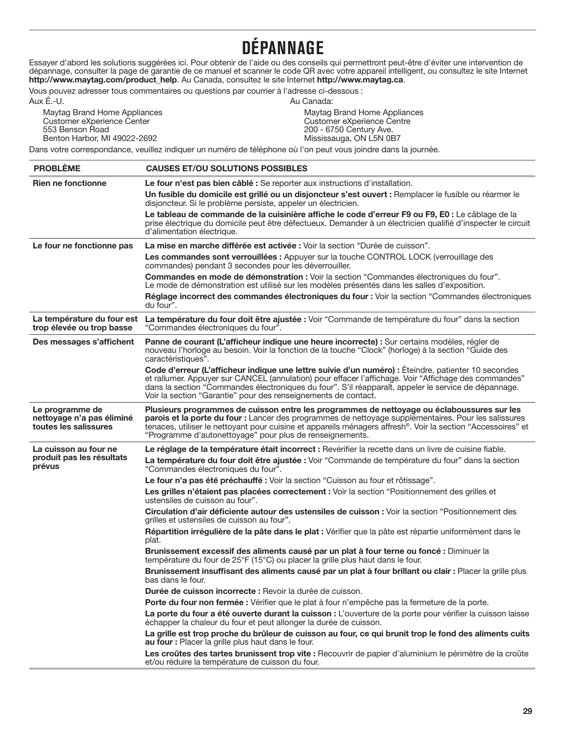# DÉPANNAGE

Essayer d'abord les solutions suggérées ici. Pour obtenir de l'aide ou des conseils qui permettront peut-être d'éviter une intervention de dépannage, consulter la page de garantie de ce manuel et scanner le code QR avec votre appareil intelligent, ou consultez le site Internet **http://www.maytag.com/product_help**. Au Canada, consultez le site Internet **http://www.maytag.ca**.

Vous pouvez adresser tous commentaires ou questions par courrier à l'adresse ci-dessous :

Aux É.-U.

Maytag Brand Home Appliances
Customer eXperience Center
553 Benson Road
Benton Harbor, MI 49022-2692

Au Canada:

Maytag Brand Home Appliances
Customer eXperience Centre
200 - 6750 Century Ave.
Mississauga, ON L5N 0B7

Dans votre correspondance, veuillez indiquer un numéro de téléphone où l'on peut vous joindre dans la journée.

| PROBLÈME | CAUSES ET/OU SOLUTIONS POSSIBLES |
|---|---|
| **Rien ne fonctionne** | **Le four n'est pas bien câblé :** Se reporter aux instructions d'installation. |
| | **Un fusible du domicile est grillé ou un disjoncteur s'est ouvert :** Remplacer le fusible ou réarmer le disjoncteur. Si le problème persiste, appeler un électricien. |
| | **Le tableau de commande de la cuisinière affiche le code d'erreur F9 ou F9, E0 :** Le câblage de la prise électrique du domicile peut être défectueux. Demander à un électricien qualifié d'inspecter le circuit d'alimentation électrique. |
| **Le four ne fonctionne pas** | **La mise en marche différée est activée :** Voir la section "Durée de cuisson". |
| | **Les commandes sont verrouillées :** Appuyer sur la touche CONTROL LOCK (verrouillage des commandes) pendant 3 secondes pour les déverrouiller. |
| | **Commandes en mode de démonstration :** Voir la section "Commandes électroniques du four". Le mode de démonstration est utilisé sur les modèles présentés dans les salles d'exposition. |
| | **Réglage incorrect des commandes électroniques du four :** Voir la section "Commandes électroniques du four". |
| **La température du four est trop élevée ou trop basse** | **La température du four doit être ajustée :** Voir "Commande de température du four" dans la section "Commandes électroniques du four". |
| **Des messages s'affichent** | **Panne de courant (L'afficheur indique une heure incorrecte) :** Sur certains modèles, régler de nouveau l'horloge au besoin. Voir la fonction de la touche "Clock" (horloge) à la section "Guide des caractéristiques". |
| | **Code d'erreur (L'afficheur indique une lettre suivie d'un numéro) :** Éteindre, patienter 10 secondes et rallumer. Appuyer sur CANCEL (annulation) pour effacer l'affichage. Voir "Affichage des commandes" dans la section "Commandes électroniques du four". S'il réapparaît, appeler le service de dépannage. Voir la section "Garantie" pour des renseignements de contact. |
| **Le programme de nettoyage n'a pas éliminé toutes les salissures** | **Plusieurs programmes de cuisson entre les programmes de nettoyage ou éclaboussures sur les parois et la porte du four :** Lancer des programmes de nettoyage supplémentaires. Pour les salissures tenaces, utiliser le nettoyant pour cuisine et appareils ménagers affresh®. Voir la section "Accessoires" et "Programme d'autonettoyage" pour plus de renseignements. |
| **La cuisson au four ne produit pas les résultats prévus** | **Le réglage de la température était incorrect :** Revérifier la recette dans un livre de cuisine fiable. |
| | **La température du four doit être ajustée :** Voir "Commande de température du four" dans la section "Commandes électroniques du four". |
| | **Le four n'a pas été préchauffé :** Voir la section "Cuisson au four et rôtissage". |
| | **Les grilles n'étaient pas placées correctement :** Voir la section "Positionnement des grilles et ustensiles de cuisson au four". |
| | **Circulation d'air déficiente autour des ustensiles de cuisson :** Voir la section "Positionnement des grilles et ustensiles de cuisson au four". |
| | **Répartition irrégulière de la pâte dans le plat :** Vérifier que la pâte est répartie uniformément dans le plat. |
| | **Brunissement excessif des aliments causé par un plat à four terne ou foncé :** Diminuer la température du four de 25°F (15°C) ou placer la grille plus haut dans le four. |
| | **Brunissement insuffisant des aliments causé par un plat à four brillant ou clair :** Placer la grille plus bas dans le four. |
| | **Durée de cuisson incorrecte :** Revoir la durée de cuisson. |
| | **Porte du four non fermée :** Vérifier que le plat à four n'empêche pas la fermeture de la porte. |
| | **La porte du four a été ouverte durant la cuisson :** L'ouverture de la porte pour vérifier la cuisson laisse échapper la chaleur du four et peut allonger la durée de cuisson. |
| | **La grille est trop proche du brûleur de cuisson au four, ce qui brunit trop le fond des aliments cuits au four :** Placer la grille plus haut dans le four. |
| | **Les croûtes des tartes brunissent trop vite :** Recouvrir de papier d'aluminium le périmètre de la croûte et/ou réduire la température de cuisson du four. |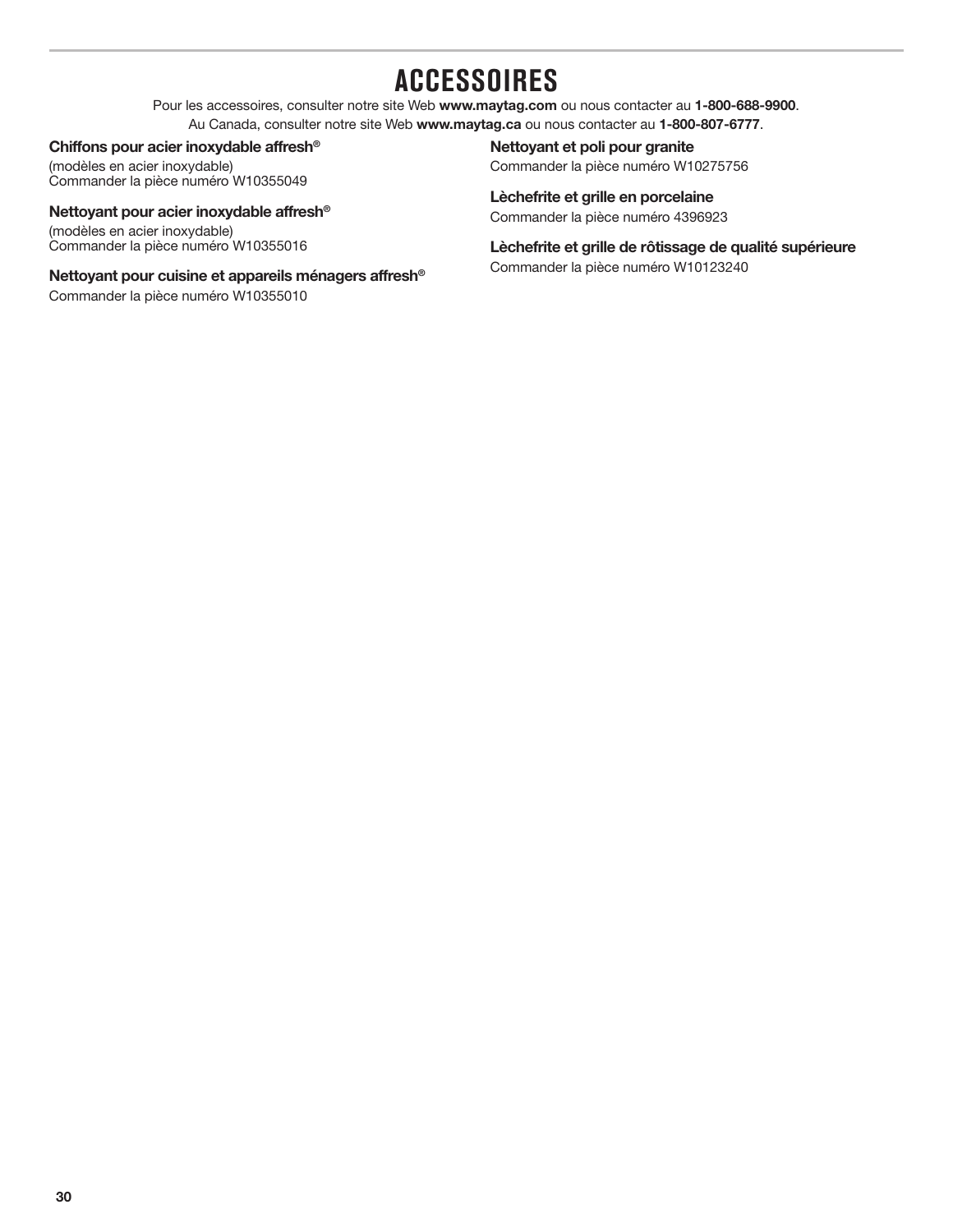# ACCESSOIRES

Pour les accessoires, consulter notre site Web **www.maytag.com** ou nous contacter au **1-800-688-9900**.
Au Canada, consulter notre site Web **www.maytag.ca** ou nous contacter au **1-800-807-6777**.

**Chiffons pour acier inoxydable affresh®**
(modèles en acier inoxydable)
Commander la pièce numéro W10355049

**Nettoyant pour acier inoxydable affresh®**
(modèles en acier inoxydable)
Commander la pièce numéro W10355016

**Nettoyant pour cuisine et appareils ménagers affresh®**
Commander la pièce numéro W10355010

**Nettoyant et poli pour granite**
Commander la pièce numéro W10275756

**Lèchefrite et grille en porcelaine**
Commander la pièce numéro 4396923

**Lèchefrite et grille de rôtissage de qualité supérieure**
Commander la pièce numéro W10123240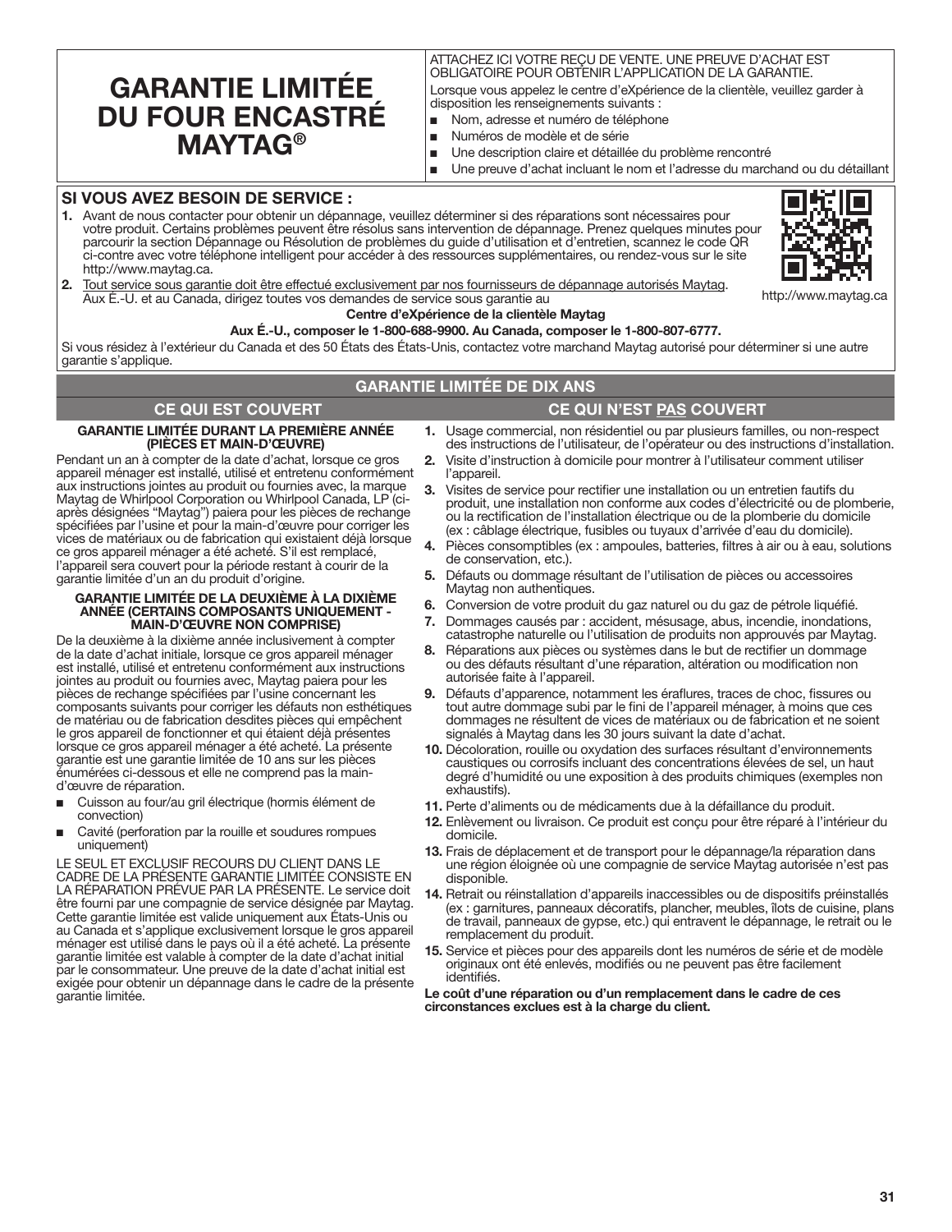# GARANTIE LIMITÉE DU FOUR ENCASTRÉ MAYTAG®

ATTACHEZ ICI VOTRE REÇU DE VENTE. UNE PREUVE D'ACHAT EST OBLIGATOIRE POUR OBTENIR L'APPLICATION DE LA GARANTIE.

Lorsque vous appelez le centre d'eXpérience de la clientèle, veuillez garder à disposition les renseignements suivants :

- Nom, adresse et numéro de téléphone
- Numéros de modèle et de série
- Une description claire et détaillée du problème rencontré
- Une preuve d'achat incluant le nom et l'adresse du marchand ou du détaillant

## SI VOUS AVEZ BESOIN DE SERVICE :

1. Avant de nous contacter pour obtenir un dépannage, veuillez déterminer si des réparations sont nécessaires pour votre produit. Certains problèmes peuvent être résolus sans intervention de dépannage. Prenez quelques minutes pour parcourir la section Dépannage ou Résolution de problèmes du guide d'utilisation et d'entretien, scannez le code QR ci-contre avec votre téléphone intelligent pour accéder à des ressources supplémentaires, ou rendez-vous sur le site http://www.maytag.ca.
2. Tout service sous garantie doit être effectué exclusivement par nos fournisseurs de dépannage autorisés Maytag. Aux É.-U. et au Canada, dirigez toutes vos demandes de service sous garantie au

http://www.maytag.ca

**Centre d'eXpérience de la clientèle Maytag**

**Aux É.-U., composer le 1-800-688-9900. Au Canada, composer le 1-800-807-6777.**

Si vous résidez à l'extérieur du Canada et des 50 États des États-Unis, contactez votre marchand Maytag autorisé pour déterminer si une autre garantie s'applique.

## GARANTIE LIMITÉE DE DIX ANS

### CE QUI EST COUVERT

**GARANTIE LIMITÉE DURANT LA PREMIÈRE ANNÉE (PIÈCES ET MAIN-D'ŒUVRE)**

Pendant un an à compter de la date d'achat, lorsque ce gros appareil ménager est installé, utilisé et entretenu conformément aux instructions jointes au produit ou fournies avec, la marque Maytag de Whirlpool Corporation ou Whirlpool Canada, LP (ci-après désignées “Maytag”) paiera pour les pièces de rechange spécifiées par l'usine et pour la main-d'œuvre pour corriger les vices de matériaux ou de fabrication qui existaient déjà lorsque ce gros appareil ménager a été acheté. S'il est remplacé, l'appareil sera couvert pour la période restant à courir de la garantie limitée d'un an du produit d'origine.

**GARANTIE LIMITÉE DE LA DEUXIÈME À LA DIXIÈME ANNÉE (CERTAINS COMPOSANTS UNIQUEMENT - MAIN-D'ŒUVRE NON COMPRISE)**

De la deuxième à la dixième année inclusivement à compter de la date d'achat initiale, lorsque ce gros appareil ménager est installé, utilisé et entretenu conformément aux instructions jointes au produit ou fournies avec, Maytag paiera pour les pièces de rechange spécifiées par l'usine concernant les composants suivants pour corriger les défauts non esthétiques de matériau ou de fabrication desdites pièces qui empêchent le gros appareil de fonctionner et qui étaient déjà présentes lorsque ce gros appareil ménager a été acheté. La présente garantie est une garantie limitée de 10 ans sur les pièces énumérées ci-dessous et elle ne comprend pas la main-d'œuvre de réparation.

- Cuisson au four/au gril électrique (hormis élément de convection)
- Cavité (perforation par la rouille et soudures rompues uniquement)

LE SEUL ET EXCLUSIF RECOURS DU CLIENT DANS LE CADRE DE LA PRÉSENTE GARANTIE LIMITÉE CONSISTE EN LA RÉPARATION PRÉVUE PAR LA PRÉSENTE. Le service doit être fourni par une compagnie de service désignée par Maytag. Cette garantie limitée est valide uniquement aux États-Unis ou au Canada et s'applique exclusivement lorsque le gros appareil ménager est utilisé dans le pays où il a été acheté. La présente garantie limitée est valable à compter de la date d'achat initial par le consommateur. Une preuve de la date d'achat initial est exigée pour obtenir un dépannage dans le cadre de la présente garantie limitée.

### CE QUI N'EST PAS COUVERT

1. Usage commercial, non résidentiel ou par plusieurs familles, ou non-respect des instructions de l'utilisateur, de l'opérateur ou des instructions d'installation.
2. Visite d'instruction à domicile pour montrer à l'utilisateur comment utiliser l'appareil.
3. Visites de service pour rectifier une installation ou un entretien fautifs du produit, une installation non conforme aux codes d'électricité ou de plomberie, ou la rectification de l'installation électrique ou de la plomberie du domicile (ex : câblage électrique, fusibles ou tuyaux d'arrivée d'eau du domicile).
4. Pièces consomptibles (ex : ampoules, batteries, filtres à air ou à eau, solutions de conservation, etc.).
5. Défauts ou dommage résultant de l'utilisation de pièces ou accessoires Maytag non authentiques.
6. Conversion de votre produit du gaz naturel ou du gaz de pétrole liquéfié.
7. Dommages causés par : accident, mésusage, abus, incendie, inondations, catastrophe naturelle ou l'utilisation de produits non approuvés par Maytag.
8. Réparations aux pièces ou systèmes dans le but de rectifier un dommage ou des défauts résultant d'une réparation, altération ou modification non autorisée faite à l'appareil.
9. Défauts d'apparence, notamment les éraflures, traces de choc, fissures ou tout autre dommage subi par le fini de l'appareil ménager, à moins que ces dommages ne résultent de vices de matériaux ou de fabrication et ne soient signalés à Maytag dans les 30 jours suivant la date d'achat.
10. Décoloration, rouille ou oxydation des surfaces résultant d'environnements caustiques ou corrosifs incluant des concentrations élevées de sel, un haut degré d'humidité ou une exposition à des produits chimiques (exemples non exhaustifs).
11. Perte d'aliments ou de médicaments due à la défaillance du produit.
12. Enlèvement ou livraison. Ce produit est conçu pour être réparé à l'intérieur du domicile.
13. Frais de déplacement et de transport pour le dépannage/la réparation dans une région éloignée où une compagnie de service Maytag autorisée n'est pas disponible.
14. Retrait ou réinstallation d'appareils inaccessibles ou de dispositifs préinstallés (ex : garnitures, panneaux décoratifs, plancher, meubles, îlots de cuisine, plans de travail, panneaux de gypse, etc.) qui entravent le dépannage, le retrait ou le remplacement du produit.
15. Service et pièces pour des appareils dont les numéros de série et de modèle originaux ont été enlevés, modifiés ou ne peuvent pas être facilement identifiés.

**Le coût d'une réparation ou d'un remplacement dans le cadre de ces circonstances exclues est à la charge du client.**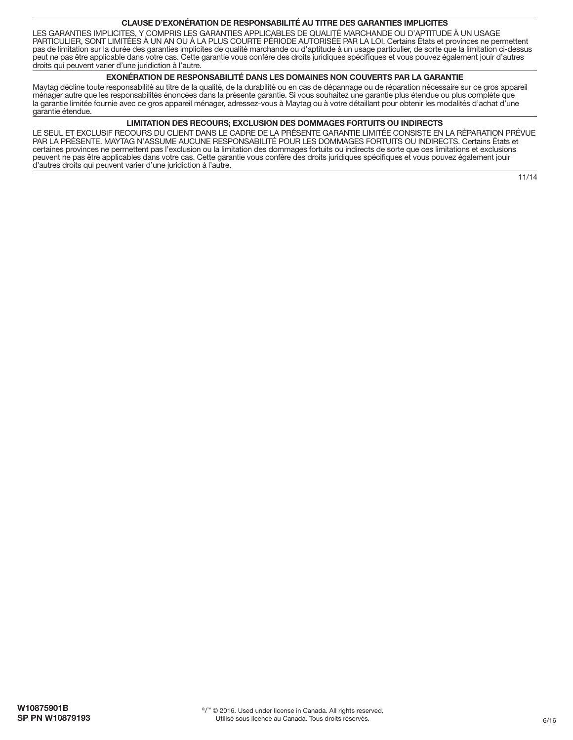### CLAUSE D'EXONÉRATION DE RESPONSABILITÉ AU TITRE DES GARANTIES IMPLICITES

LES GARANTIES IMPLICITES, Y COMPRIS LES GARANTIES APPLICABLES DE QUALITÉ MARCHANDE OU D'APTITUDE À UN USAGE PARTICULIER, SONT LIMITÉES À UN AN OU À LA PLUS COURTE PÉRIODE AUTORISÉE PAR LA LOI. Certains États et provinces ne permettent pas de limitation sur la durée des garanties implicites de qualité marchande ou d'aptitude à un usage particulier, de sorte que la limitation ci-dessus peut ne pas être applicable dans votre cas. Cette garantie vous confère des droits juridiques spécifiques et vous pouvez également jouir d'autres droits qui peuvent varier d'une juridiction à l'autre.

### EXONÉRATION DE RESPONSABILITÉ DANS LES DOMAINES NON COUVERTS PAR LA GARANTIE

Maytag décline toute responsabilité au titre de la qualité, de la durabilité ou en cas de dépannage ou de réparation nécessaire sur ce gros appareil ménager autre que les responsabilités énoncées dans la présente garantie. Si vous souhaitez une garantie plus étendue ou plus complète que la garantie limitée fournie avec ce gros appareil ménager, adressez-vous à Maytag ou à votre détaillant pour obtenir les modalités d'achat d'une garantie étendue.

### LIMITATION DES RECOURS; EXCLUSION DES DOMMAGES FORTUITS OU INDIRECTS

LE SEUL ET EXCLUSIF RECOURS DU CLIENT DANS LE CADRE DE LA PRÉSENTE GARANTIE LIMITÉE CONSISTE EN LA RÉPARATION PRÉVUE PAR LA PRÉSENTE. MAYTAG N'ASSUME AUCUNE RESPONSABILITÉ POUR LES DOMMAGES FORTUITS OU INDIRECTS. Certains États et certaines provinces ne permettent pas l'exclusion ou la limitation des dommages fortuits ou indirects de sorte que ces limitations et exclusions peuvent ne pas être applicables dans votre cas. Cette garantie vous confère des droits juridiques spécifiques et vous pouvez également jouir d'autres droits qui peuvent varier d'une juridiction à l'autre.

11/14

**W10875901B**
**SP PN W10879193**

®/™ © 2016. Used under license in Canada. All rights reserved.
Utilisé sous licence au Canada. Tous droits réservés.

6/16